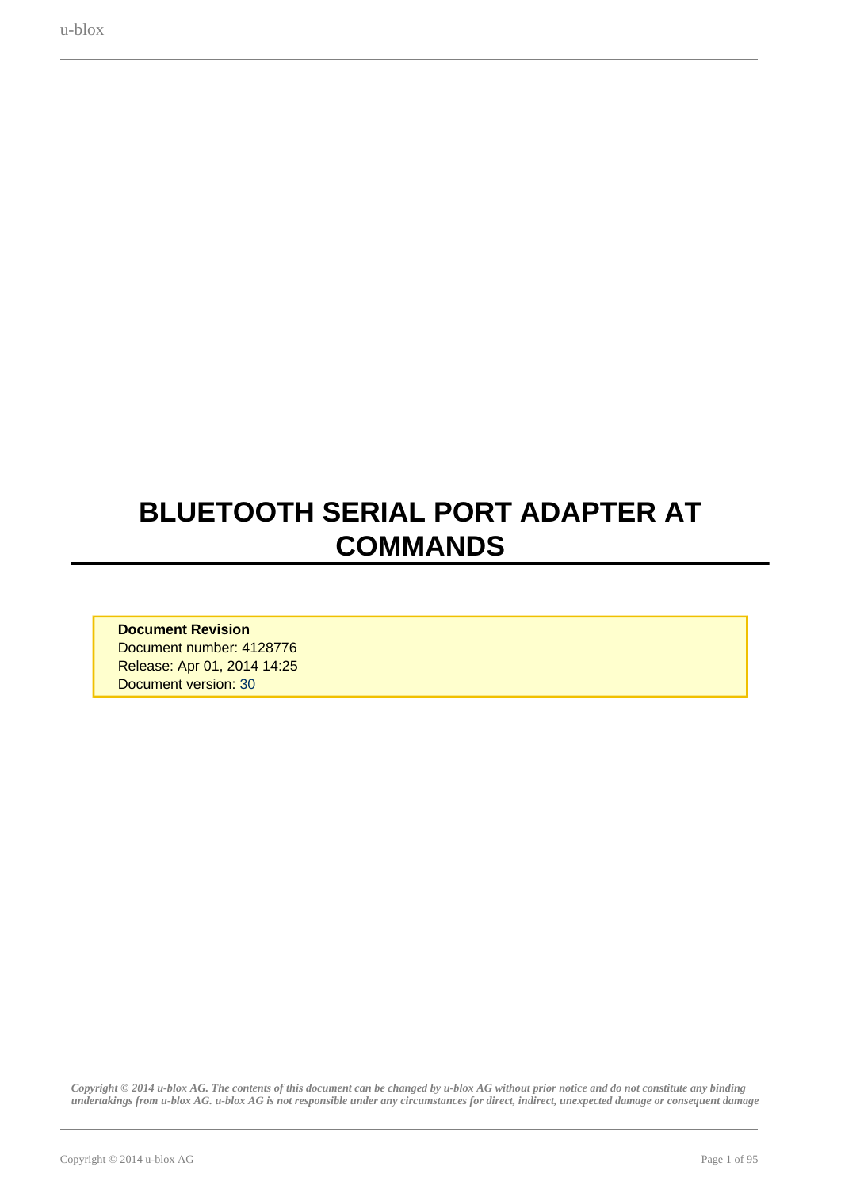# BLUETOOTH SERIAL PORT ADAPTER AT COMMANDS

**Document Revision**
Document number: 4128776
Release: Apr 01, 2014 14:25
Document version: 30

*Copyright © 2014 u-blox AG. The contents of this document can be changed by u-blox AG without prior notice and do not constitute any binding undertakings from u-blox AG. u-blox AG is not responsible under any circumstances for direct, indirect, unexpected damage or consequent damage*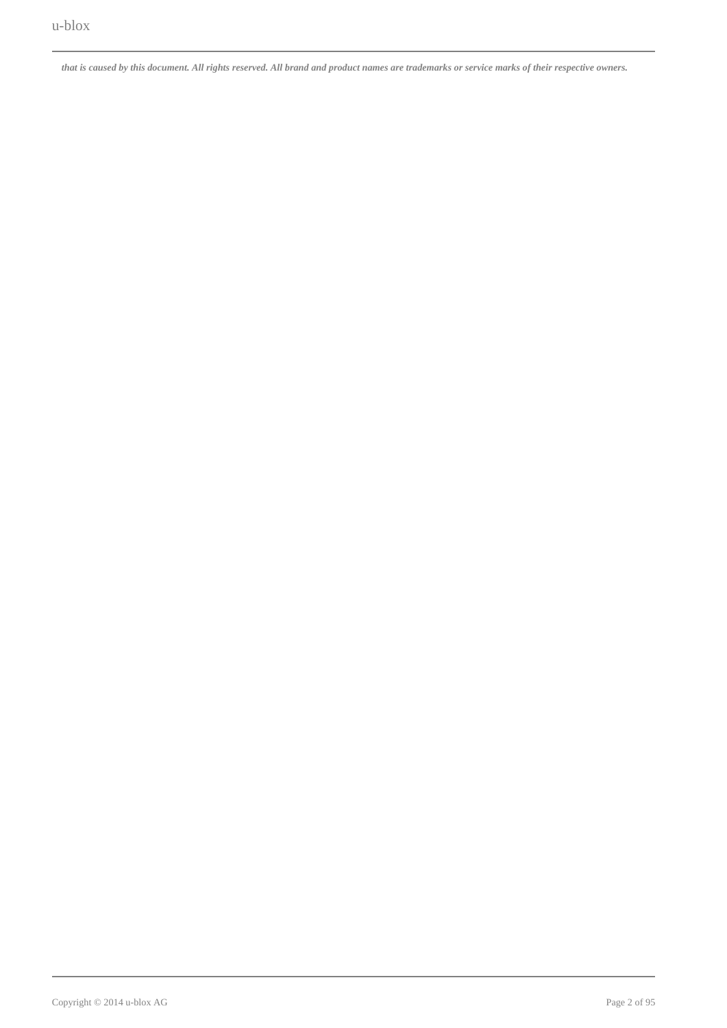***that is caused by this document. All rights reserved. All brand and product names are trademarks or service marks of their respective owners.***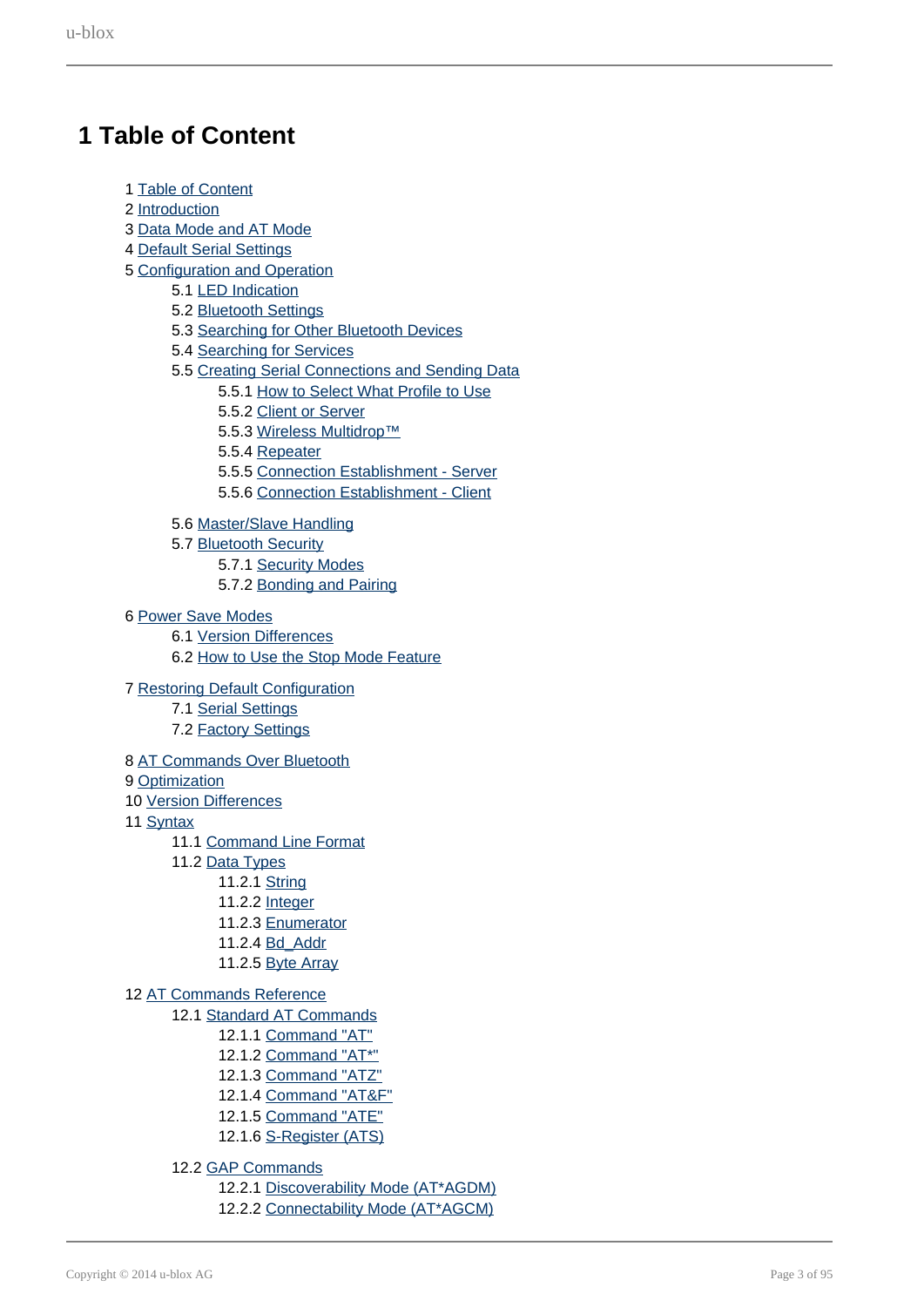# 1 Table of Content

- 1 Table of Content
- 2 Introduction
- 3 Data Mode and AT Mode
- 4 Default Serial Settings
- 5 Configuration and Operation
    - 5.1 LED Indication
    - 5.2 Bluetooth Settings
    - 5.3 Searching for Other Bluetooth Devices
    - 5.4 Searching for Services
    - 5.5 Creating Serial Connections and Sending Data
        - 5.5.1 How to Select What Profile to Use
        - 5.5.2 Client or Server
        - 5.5.3 Wireless Multidrop™
        - 5.5.4 Repeater
        - 5.5.5 Connection Establishment - Server
        - 5.5.6 Connection Establishment - Client
    - 5.6 Master/Slave Handling
    - 5.7 Bluetooth Security
        - 5.7.1 Security Modes
        - 5.7.2 Bonding and Pairing
- 6 Power Save Modes
    - 6.1 Version Differences
    - 6.2 How to Use the Stop Mode Feature
- 7 Restoring Default Configuration
    - 7.1 Serial Settings
    - 7.2 Factory Settings
- 8 AT Commands Over Bluetooth
- 9 Optimization
- 10 Version Differences
- 11 Syntax
    - 11.1 Command Line Format
    - 11.2 Data Types
        - 11.2.1 String
        - 11.2.2 Integer
        - 11.2.3 Enumerator
        - 11.2.4 Bd_Addr
        - 11.2.5 Byte Array
- 12 AT Commands Reference
    - 12.1 Standard AT Commands
        - 12.1.1 Command "AT"
        - 12.1.2 Command "AT*"
        - 12.1.3 Command "ATZ"
        - 12.1.4 Command "AT&F"
        - 12.1.5 Command "ATE"
        - 12.1.6 S-Register (ATS)
    - 12.2 GAP Commands
        - 12.2.1 Discoverability Mode (AT*AGDM)
        - 12.2.2 Connectability Mode (AT*AGCM)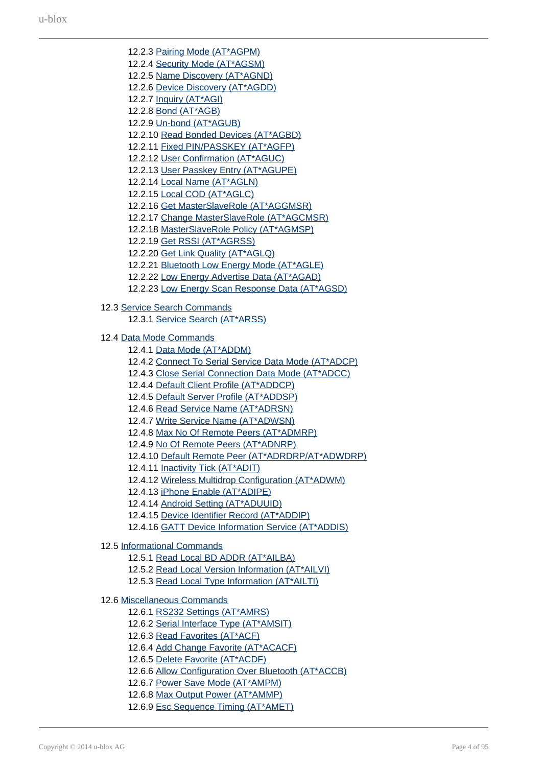- 12.2.3 Pairing Mode (AT*AGPM)
- 12.2.4 Security Mode (AT*AGSM)
- 12.2.5 Name Discovery (AT*AGND)
- 12.2.6 Device Discovery (AT*AGDD)
- 12.2.7 Inquiry (AT*AGI)
- 12.2.8 Bond (AT*AGB)
- 12.2.9 Un-bond (AT*AGUB)
- 12.2.10 Read Bonded Devices (AT*AGBD)
- 12.2.11 Fixed PIN/PASSKEY (AT*AGFP)
- 12.2.12 User Confirmation (AT*AGUC)
- 12.2.13 User Passkey Entry (AT*AGUPE)
- 12.2.14 Local Name (AT*AGLN)
- 12.2.15 Local COD (AT*AGLC)
- 12.2.16 Get MasterSlaveRole (AT*AGGMSR)
- 12.2.17 Change MasterSlaveRole (AT*AGCMSR)
- 12.2.18 MasterSlaveRole Policy (AT*AGMSP)
- 12.2.19 Get RSSI (AT*AGRSS)
- 12.2.20 Get Link Quality (AT*AGLQ)
- 12.2.21 Bluetooth Low Energy Mode (AT*AGLE)
- 12.2.22 Low Energy Advertise Data (AT*AGAD)
- 12.2.23 Low Energy Scan Response Data (AT*AGSD)

12.3 Service Search Commands
- 12.3.1 Service Search (AT*ARSS)

12.4 Data Mode Commands
- 12.4.1 Data Mode (AT*ADDM)
- 12.4.2 Connect To Serial Service Data Mode (AT*ADCP)
- 12.4.3 Close Serial Connection Data Mode (AT*ADCC)
- 12.4.4 Default Client Profile (AT*ADDCP)
- 12.4.5 Default Server Profile (AT*ADDSP)
- 12.4.6 Read Service Name (AT*ADRSN)
- 12.4.7 Write Service Name (AT*ADWSN)
- 12.4.8 Max No Of Remote Peers (AT*ADMRP)
- 12.4.9 No Of Remote Peers (AT*ADNRP)
- 12.4.10 Default Remote Peer (AT*ADRDRP/AT*ADWDRP)
- 12.4.11 Inactivity Tick (AT*ADIT)
- 12.4.12 Wireless Multidrop Configuration (AT*ADWM)
- 12.4.13 iPhone Enable (AT*ADIPE)
- 12.4.14 Android Setting (AT*ADUUID)
- 12.4.15 Device Identifier Record (AT*ADDIP)
- 12.4.16 GATT Device Information Service (AT*ADDIS)

12.5 Informational Commands
- 12.5.1 Read Local BD ADDR (AT*AILBA)
- 12.5.2 Read Local Version Information (AT*AILVI)
- 12.5.3 Read Local Type Information (AT*AILTI)

12.6 Miscellaneous Commands
- 12.6.1 RS232 Settings (AT*AMRS)
- 12.6.2 Serial Interface Type (AT*AMSIT)
- 12.6.3 Read Favorites (AT*ACF)
- 12.6.4 Add Change Favorite (AT*ACACF)
- 12.6.5 Delete Favorite (AT*ACDF)
- 12.6.6 Allow Configuration Over Bluetooth (AT*ACCB)
- 12.6.7 Power Save Mode (AT*AMPM)
- 12.6.8 Max Output Power (AT*AMMP)
- 12.6.9 Esc Sequence Timing (AT*AMET)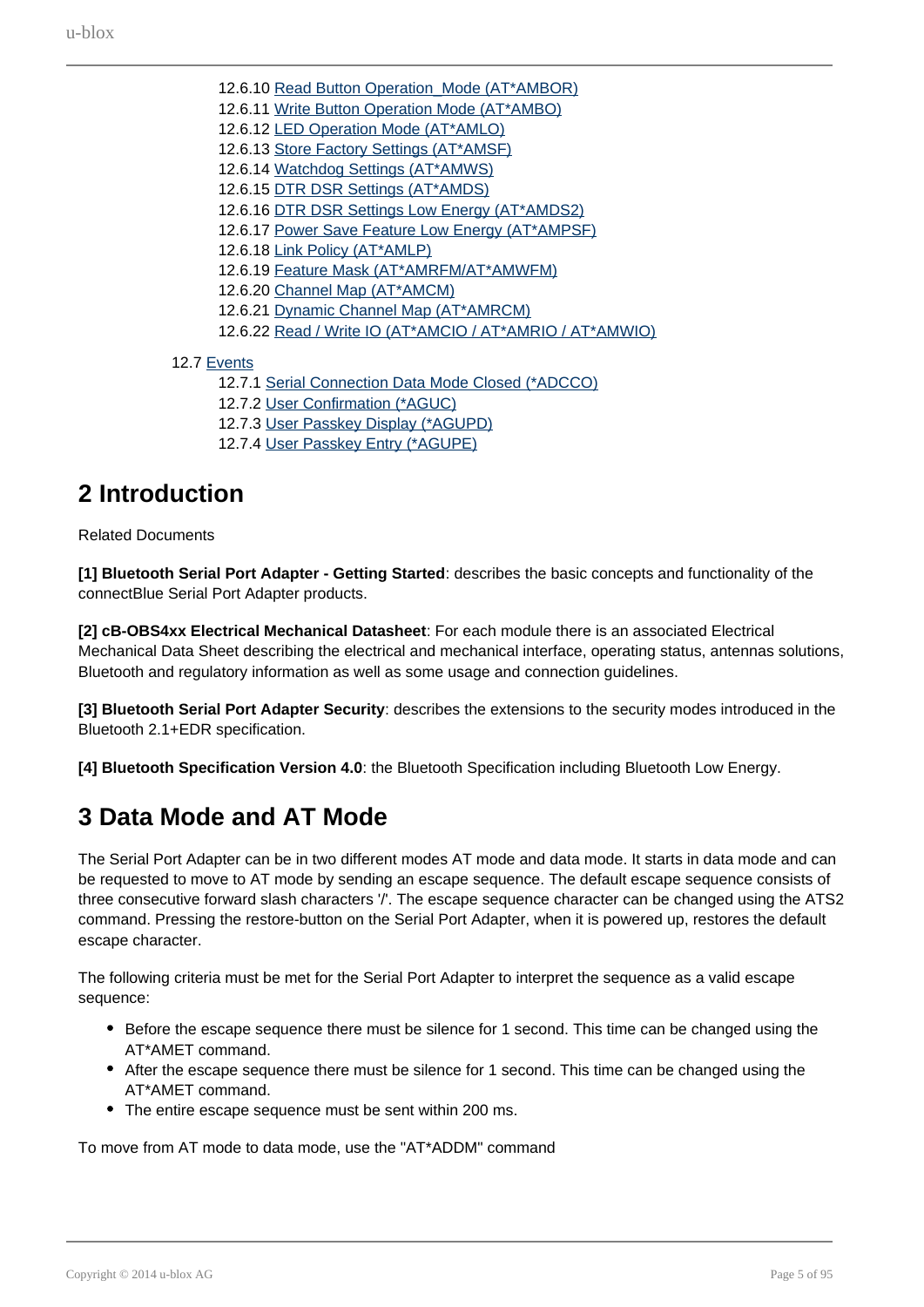12.6.10 Read Button Operation_Mode (AT*AMBOR)
12.6.11 Write Button Operation Mode (AT*AMBO)
12.6.12 LED Operation Mode (AT*AMLO)
12.6.13 Store Factory Settings (AT*AMSF)
12.6.14 Watchdog Settings (AT*AMWS)
12.6.15 DTR DSR Settings (AT*AMDS)
12.6.16 DTR DSR Settings Low Energy (AT*AMDS2)
12.6.17 Power Save Feature Low Energy (AT*AMPSF)
12.6.18 Link Policy (AT*AMLP)
12.6.19 Feature Mask (AT*AMRFM/AT*AMWFM)
12.6.20 Channel Map (AT*AMCM)
12.6.21 Dynamic Channel Map (AT*AMRCM)
12.6.22 Read / Write IO (AT*AMCIO / AT*AMRIO / AT*AMWIO)

12.7 Events
12.7.1 Serial Connection Data Mode Closed (*ADCCO)
12.7.2 User Confirmation (*AGUC)
12.7.3 User Passkey Display (*AGUPD)
12.7.4 User Passkey Entry (*AGUPE)

# 2 Introduction

Related Documents

**[1] Bluetooth Serial Port Adapter - Getting Started**: describes the basic concepts and functionality of the connectBlue Serial Port Adapter products.

**[2] cB-OBS4xx Electrical Mechanical Datasheet**: For each module there is an associated Electrical Mechanical Data Sheet describing the electrical and mechanical interface, operating status, antennas solutions, Bluetooth and regulatory information as well as some usage and connection guidelines.

**[3] Bluetooth Serial Port Adapter Security**: describes the extensions to the security modes introduced in the Bluetooth 2.1+EDR specification.

**[4] Bluetooth Specification Version 4.0**: the Bluetooth Specification including Bluetooth Low Energy.

# 3 Data Mode and AT Mode

The Serial Port Adapter can be in two different modes AT mode and data mode. It starts in data mode and can be requested to move to AT mode by sending an escape sequence. The default escape sequence consists of three consecutive forward slash characters '/'. The escape sequence character can be changed using the ATS2 command. Pressing the restore-button on the Serial Port Adapter, when it is powered up, restores the default escape character.

The following criteria must be met for the Serial Port Adapter to interpret the sequence as a valid escape sequence:

- Before the escape sequence there must be silence for 1 second. This time can be changed using the AT*AMET command.
- After the escape sequence there must be silence for 1 second. This time can be changed using the AT*AMET command.
- The entire escape sequence must be sent within 200 ms.

To move from AT mode to data mode, use the "AT*ADDM" command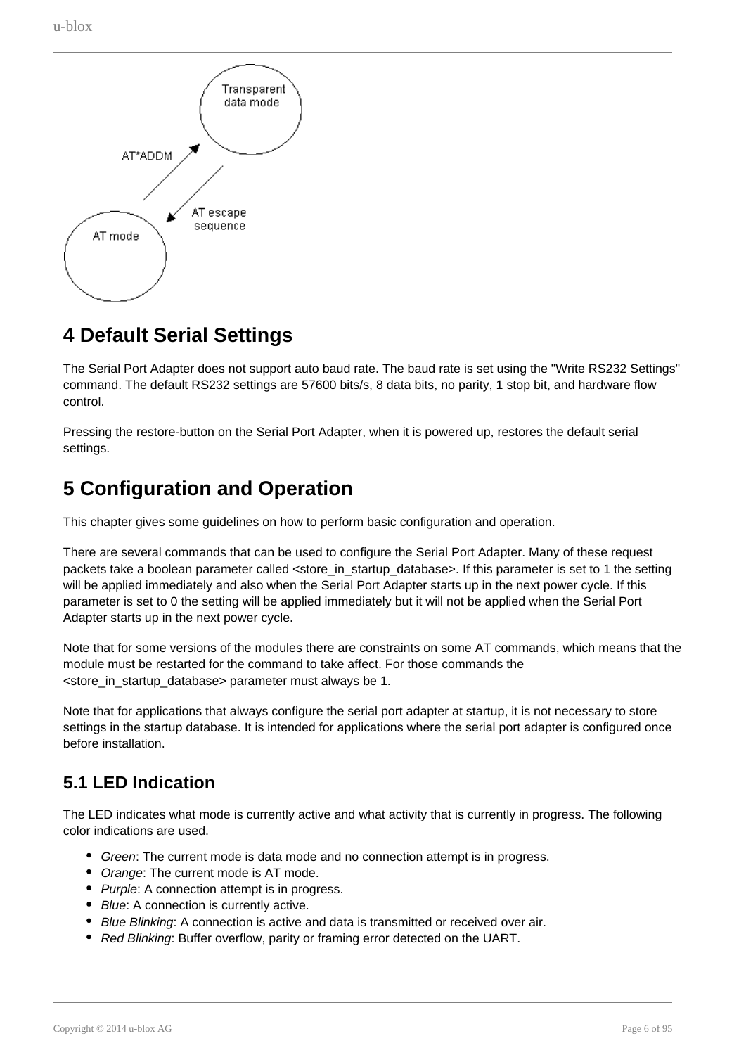# 4 Default Serial Settings

The Serial Port Adapter does not support auto baud rate. The baud rate is set using the "Write RS232 Settings" command. The default RS232 settings are 57600 bits/s, 8 data bits, no parity, 1 stop bit, and hardware flow control.

Pressing the restore-button on the Serial Port Adapter, when it is powered up, restores the default serial settings.

# 5 Configuration and Operation

This chapter gives some guidelines on how to perform basic configuration and operation.

There are several commands that can be used to configure the Serial Port Adapter. Many of these request packets take a boolean parameter called <store_in_startup_database>. If this parameter is set to 1 the setting will be applied immediately and also when the Serial Port Adapter starts up in the next power cycle. If this parameter is set to 0 the setting will be applied immediately but it will not be applied when the Serial Port Adapter starts up in the next power cycle.

Note that for some versions of the modules there are constraints on some AT commands, which means that the module must be restarted for the command to take affect. For those commands the <store_in_startup_database> parameter must always be 1.

Note that for applications that always configure the serial port adapter at startup, it is not necessary to store settings in the startup database. It is intended for applications where the serial port adapter is configured once before installation.

## 5.1 LED Indication

The LED indicates what mode is currently active and what activity that is currently in progress. The following color indications are used.

- *Green*: The current mode is data mode and no connection attempt is in progress.
- *Orange*: The current mode is AT mode.
- *Purple*: A connection attempt is in progress.
- *Blue*: A connection is currently active.
- *Blue Blinking*: A connection is active and data is transmitted or received over air.
- *Red Blinking*: Buffer overflow, parity or framing error detected on the UART.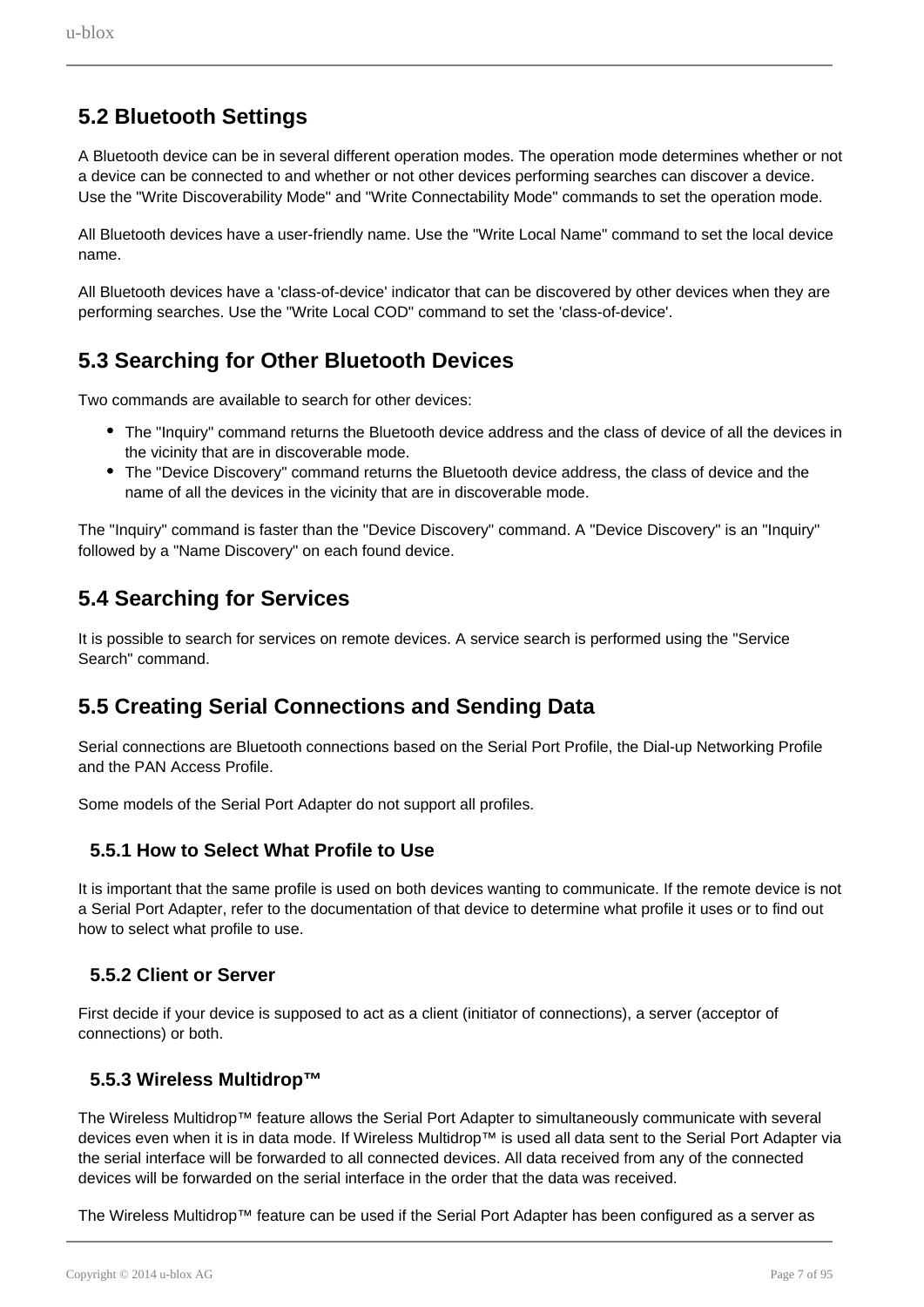## 5.2 Bluetooth Settings

A Bluetooth device can be in several different operation modes. The operation mode determines whether or not a device can be connected to and whether or not other devices performing searches can discover a device. Use the "Write Discoverability Mode" and "Write Connectability Mode" commands to set the operation mode.

All Bluetooth devices have a user-friendly name. Use the "Write Local Name" command to set the local device name.

All Bluetooth devices have a 'class-of-device' indicator that can be discovered by other devices when they are performing searches. Use the "Write Local COD" command to set the 'class-of-device'.

## 5.3 Searching for Other Bluetooth Devices

Two commands are available to search for other devices:

- The "Inquiry" command returns the Bluetooth device address and the class of device of all the devices in the vicinity that are in discoverable mode.
- The "Device Discovery" command returns the Bluetooth device address, the class of device and the name of all the devices in the vicinity that are in discoverable mode.

The "Inquiry" command is faster than the "Device Discovery" command. A "Device Discovery" is an "Inquiry" followed by a "Name Discovery" on each found device.

## 5.4 Searching for Services

It is possible to search for services on remote devices. A service search is performed using the "Service Search" command.

## 5.5 Creating Serial Connections and Sending Data

Serial connections are Bluetooth connections based on the Serial Port Profile, the Dial-up Networking Profile and the PAN Access Profile.

Some models of the Serial Port Adapter do not support all profiles.

### 5.5.1 How to Select What Profile to Use

It is important that the same profile is used on both devices wanting to communicate. If the remote device is not a Serial Port Adapter, refer to the documentation of that device to determine what profile it uses or to find out how to select what profile to use.

### 5.5.2 Client or Server

First decide if your device is supposed to act as a client (initiator of connections), a server (acceptor of connections) or both.

### 5.5.3 Wireless Multidrop™

The Wireless Multidrop™ feature allows the Serial Port Adapter to simultaneously communicate with several devices even when it is in data mode. If Wireless Multidrop™ is used all data sent to the Serial Port Adapter via the serial interface will be forwarded to all connected devices. All data received from any of the connected devices will be forwarded on the serial interface in the order that the data was received.

The Wireless Multidrop™ feature can be used if the Serial Port Adapter has been configured as a server as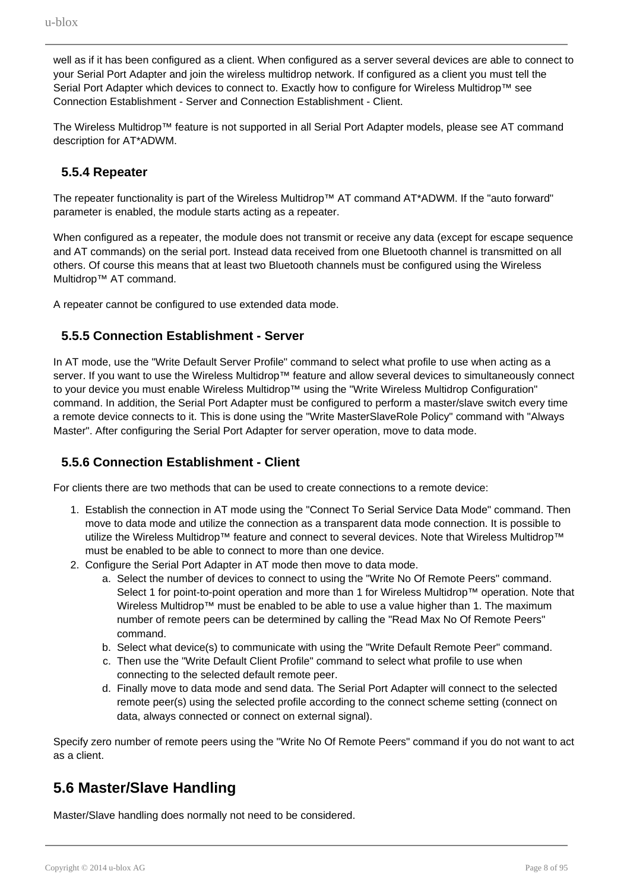well as if it has been configured as a client. When configured as a server several devices are able to connect to your Serial Port Adapter and join the wireless multidrop network. If configured as a client you must tell the Serial Port Adapter which devices to connect to. Exactly how to configure for Wireless Multidrop™ see Connection Establishment - Server and Connection Establishment - Client.

The Wireless Multidrop™ feature is not supported in all Serial Port Adapter models, please see AT command description for AT*ADWM.

### 5.5.4 Repeater

The repeater functionality is part of the Wireless Multidrop™ AT command AT*ADWM. If the "auto forward" parameter is enabled, the module starts acting as a repeater.

When configured as a repeater, the module does not transmit or receive any data (except for escape sequence and AT commands) on the serial port. Instead data received from one Bluetooth channel is transmitted on all others. Of course this means that at least two Bluetooth channels must be configured using the Wireless Multidrop™ AT command.

A repeater cannot be configured to use extended data mode.

### 5.5.5 Connection Establishment - Server

In AT mode, use the "Write Default Server Profile" command to select what profile to use when acting as a server. If you want to use the Wireless Multidrop™ feature and allow several devices to simultaneously connect to your device you must enable Wireless Multidrop™ using the "Write Wireless Multidrop Configuration" command. In addition, the Serial Port Adapter must be configured to perform a master/slave switch every time a remote device connects to it. This is done using the "Write MasterSlaveRole Policy" command with "Always Master". After configuring the Serial Port Adapter for server operation, move to data mode.

### 5.5.6 Connection Establishment - Client

For clients there are two methods that can be used to create connections to a remote device:

1. Establish the connection in AT mode using the "Connect To Serial Service Data Mode" command. Then move to data mode and utilize the connection as a transparent data mode connection. It is possible to utilize the Wireless Multidrop™ feature and connect to several devices. Note that Wireless Multidrop™ must be enabled to be able to connect to more than one device.
2. Configure the Serial Port Adapter in AT mode then move to data mode.
    a. Select the number of devices to connect to using the "Write No Of Remote Peers" command. Select 1 for point-to-point operation and more than 1 for Wireless Multidrop™ operation. Note that Wireless Multidrop™ must be enabled to be able to use a value higher than 1. The maximum number of remote peers can be determined by calling the "Read Max No Of Remote Peers" command.
    b. Select what device(s) to communicate with using the "Write Default Remote Peer" command.
    c. Then use the "Write Default Client Profile" command to select what profile to use when connecting to the selected default remote peer.
    d. Finally move to data mode and send data. The Serial Port Adapter will connect to the selected remote peer(s) using the selected profile according to the connect scheme setting (connect on data, always connected or connect on external signal).

Specify zero number of remote peers using the "Write No Of Remote Peers" command if you do not want to act as a client.

## 5.6 Master/Slave Handling

Master/Slave handling does normally not need to be considered.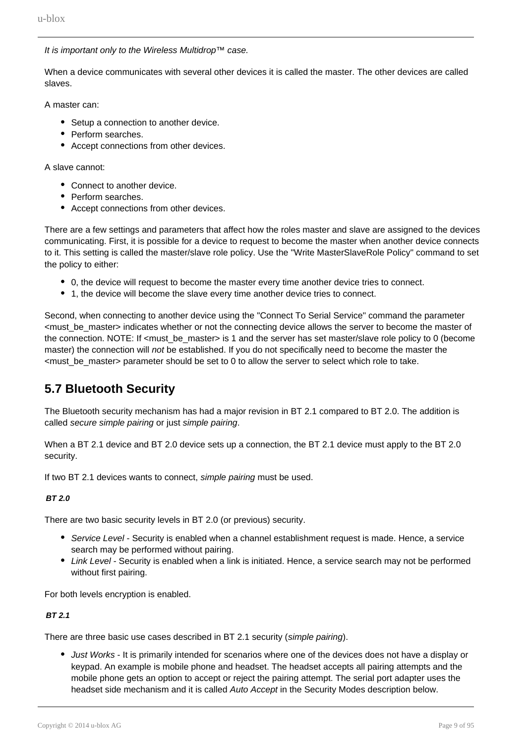*It is important only to the Wireless Multidrop™ case.*

When a device communicates with several other devices it is called the master. The other devices are called slaves.

A master can:

- Setup a connection to another device.
- Perform searches.
- Accept connections from other devices.

A slave cannot:

- Connect to another device.
- Perform searches.
- Accept connections from other devices.

There are a few settings and parameters that affect how the roles master and slave are assigned to the devices communicating. First, it is possible for a device to request to become the master when another device connects to it. This setting is called the master/slave role policy. Use the "Write MasterSlaveRole Policy" command to set the policy to either:

- 0, the device will request to become the master every time another device tries to connect.
- 1, the device will become the slave every time another device tries to connect.

Second, when connecting to another device using the "Connect To Serial Service" command the parameter <must_be_master> indicates whether or not the connecting device allows the server to become the master of the connection. NOTE: If <must_be_master> is 1 and the server has set master/slave role policy to 0 (become master) the connection will *not* be established. If you do not specifically need to become the master the <must_be_master> parameter should be set to 0 to allow the server to select which role to take.

## 5.7 Bluetooth Security

The Bluetooth security mechanism has had a major revision in BT 2.1 compared to BT 2.0. The addition is called *secure simple pairing* or just *simple pairing*.

When a BT 2.1 device and BT 2.0 device sets up a connection, the BT 2.1 device must apply to the BT 2.0 security.

If two BT 2.1 devices wants to connect, *simple pairing* must be used.

***BT 2.0***

There are two basic security levels in BT 2.0 (or previous) security.

- *Service Level* - Security is enabled when a channel establishment request is made. Hence, a service search may be performed without pairing.
- *Link Level* - Security is enabled when a link is initiated. Hence, a service search may not be performed without first pairing.

For both levels encryption is enabled.

***BT 2.1***

There are three basic use cases described in BT 2.1 security (*simple pairing*).

- *Just Works* - It is primarily intended for scenarios where one of the devices does not have a display or keypad. An example is mobile phone and headset. The headset accepts all pairing attempts and the mobile phone gets an option to accept or reject the pairing attempt. The serial port adapter uses the headset side mechanism and it is called *Auto Accept* in the Security Modes description below.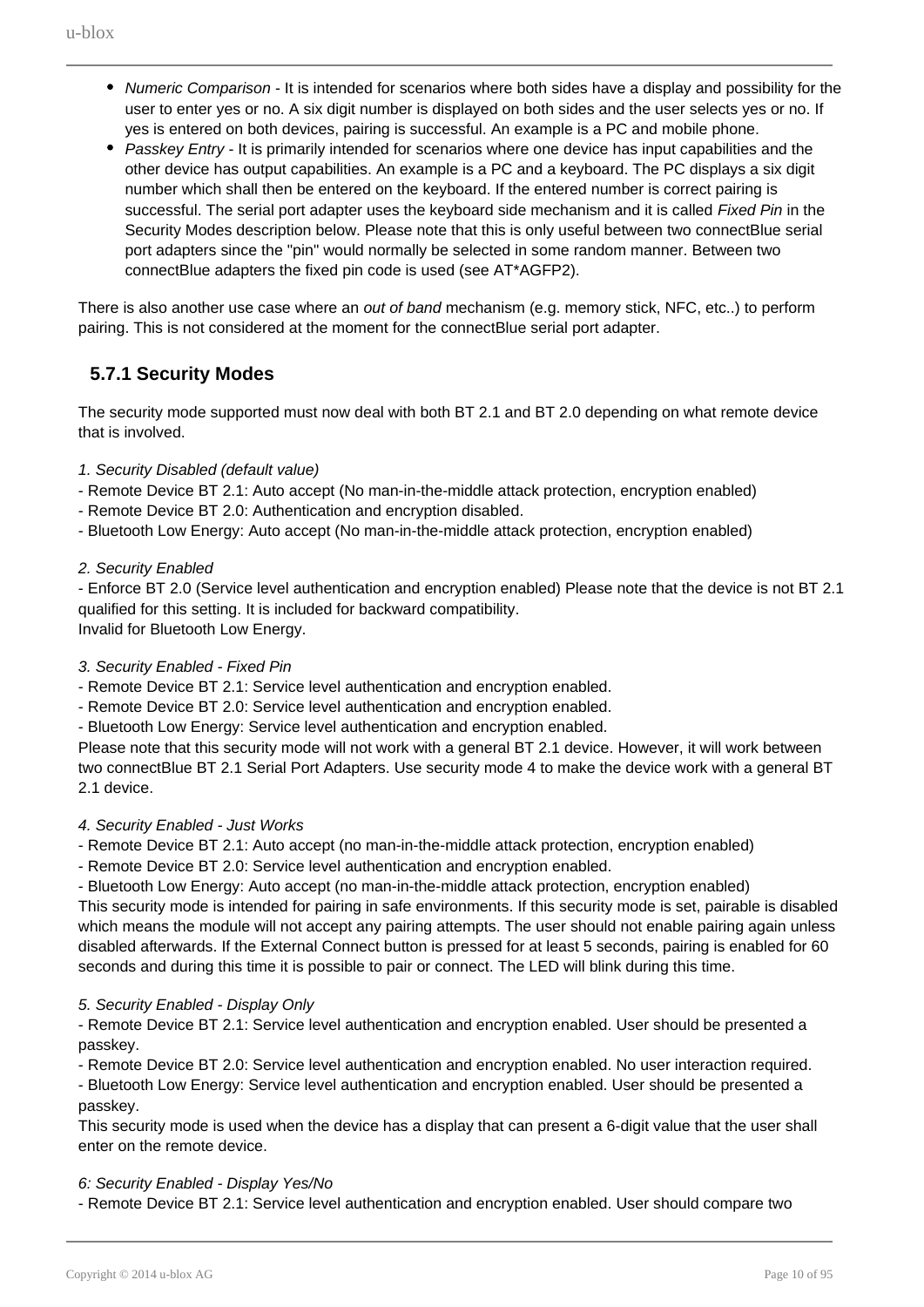- *Numeric Comparison* - It is intended for scenarios where both sides have a display and possibility for the user to enter yes or no. A six digit number is displayed on both sides and the user selects yes or no. If yes is entered on both devices, pairing is successful. An example is a PC and mobile phone.
- *Passkey Entry* - It is primarily intended for scenarios where one device has input capabilities and the other device has output capabilities. An example is a PC and a keyboard. The PC displays a six digit number which shall then be entered on the keyboard. If the entered number is correct pairing is successful. The serial port adapter uses the keyboard side mechanism and it is called *Fixed Pin* in the Security Modes description below. Please note that this is only useful between two connectBlue serial port adapters since the "pin" would normally be selected in some random manner. Between two connectBlue adapters the fixed pin code is used (see AT*AGFP2).

There is also another use case where an *out of band* mechanism (e.g. memory stick, NFC, etc..) to perform pairing. This is not considered at the moment for the connectBlue serial port adapter.

### 5.7.1 Security Modes

The security mode supported must now deal with both BT 2.1 and BT 2.0 depending on what remote device that is involved.

*1. Security Disabled (default value)*
- Remote Device BT 2.1: Auto accept (No man-in-the-middle attack protection, encryption enabled)
- Remote Device BT 2.0: Authentication and encryption disabled.
- Bluetooth Low Energy: Auto accept (No man-in-the-middle attack protection, encryption enabled)

*2. Security Enabled*
- Enforce BT 2.0 (Service level authentication and encryption enabled) Please note that the device is not BT 2.1 qualified for this setting. It is included for backward compatibility.
Invalid for Bluetooth Low Energy.

*3. Security Enabled - Fixed Pin*
- Remote Device BT 2.1: Service level authentication and encryption enabled.
- Remote Device BT 2.0: Service level authentication and encryption enabled.
- Bluetooth Low Energy: Service level authentication and encryption enabled.
Please note that this security mode will not work with a general BT 2.1 device. However, it will work between two connectBlue BT 2.1 Serial Port Adapters. Use security mode 4 to make the device work with a general BT 2.1 device.

*4. Security Enabled - Just Works*
- Remote Device BT 2.1: Auto accept (no man-in-the-middle attack protection, encryption enabled)
- Remote Device BT 2.0: Service level authentication and encryption enabled.
- Bluetooth Low Energy: Auto accept (no man-in-the-middle attack protection, encryption enabled)
This security mode is intended for pairing in safe environments. If this security mode is set, pairable is disabled which means the module will not accept any pairing attempts. The user should not enable pairing again unless disabled afterwards. If the External Connect button is pressed for at least 5 seconds, pairing is enabled for 60 seconds and during this time it is possible to pair or connect. The LED will blink during this time.

*5. Security Enabled - Display Only*
- Remote Device BT 2.1: Service level authentication and encryption enabled. User should be presented a passkey.
- Remote Device BT 2.0: Service level authentication and encryption enabled. No user interaction required.
- Bluetooth Low Energy: Service level authentication and encryption enabled. User should be presented a passkey.
This security mode is used when the device has a display that can present a 6-digit value that the user shall enter on the remote device.

*6: Security Enabled - Display Yes/No*
- Remote Device BT 2.1: Service level authentication and encryption enabled. User should compare two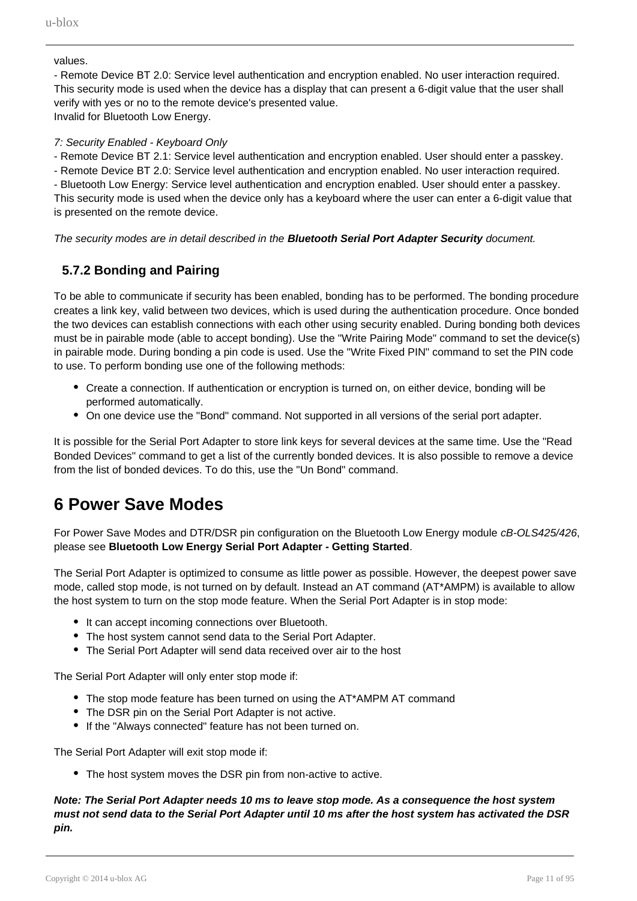values.
- Remote Device BT 2.0: Service level authentication and encryption enabled. No user interaction required.
This security mode is used when the device has a display that can present a 6-digit value that the user shall verify with yes or no to the remote device's presented value.
Invalid for Bluetooth Low Energy.

*7: Security Enabled - Keyboard Only*
- Remote Device BT 2.1: Service level authentication and encryption enabled. User should enter a passkey.
- Remote Device BT 2.0: Service level authentication and encryption enabled. No user interaction required.
- Bluetooth Low Energy: Service level authentication and encryption enabled. User should enter a passkey.
This security mode is used when the device only has a keyboard where the user can enter a 6-digit value that is presented on the remote device.

*The security modes are in detail described in the **Bluetooth Serial Port Adapter Security** document.*

### 5.7.2 Bonding and Pairing

To be able to communicate if security has been enabled, bonding has to be performed. The bonding procedure creates a link key, valid between two devices, which is used during the authentication procedure. Once bonded the two devices can establish connections with each other using security enabled. During bonding both devices must be in pairable mode (able to accept bonding). Use the "Write Pairing Mode" command to set the device(s) in pairable mode. During bonding a pin code is used. Use the "Write Fixed PIN" command to set the PIN code to use. To perform bonding use one of the following methods:

- Create a connection. If authentication or encryption is turned on, on either device, bonding will be performed automatically.
- On one device use the "Bond" command. Not supported in all versions of the serial port adapter.

It is possible for the Serial Port Adapter to store link keys for several devices at the same time. Use the "Read Bonded Devices" command to get a list of the currently bonded devices. It is also possible to remove a device from the list of bonded devices. To do this, use the "Un Bond" command.

# 6 Power Save Modes

For Power Save Modes and DTR/DSR pin configuration on the Bluetooth Low Energy module *cB-OLS425/426*, please see **Bluetooth Low Energy Serial Port Adapter - Getting Started**.

The Serial Port Adapter is optimized to consume as little power as possible. However, the deepest power save mode, called stop mode, is not turned on by default. Instead an AT command (AT*AMPM) is available to allow the host system to turn on the stop mode feature. When the Serial Port Adapter is in stop mode:

- It can accept incoming connections over Bluetooth.
- The host system cannot send data to the Serial Port Adapter.
- The Serial Port Adapter will send data received over air to the host

The Serial Port Adapter will only enter stop mode if:

- The stop mode feature has been turned on using the AT*AMPM AT command
- The DSR pin on the Serial Port Adapter is not active.
- If the "Always connected" feature has not been turned on.

The Serial Port Adapter will exit stop mode if:

- The host system moves the DSR pin from non-active to active.

***Note: The Serial Port Adapter needs 10 ms to leave stop mode. As a consequence the host system must not send data to the Serial Port Adapter until 10 ms after the host system has activated the DSR pin.***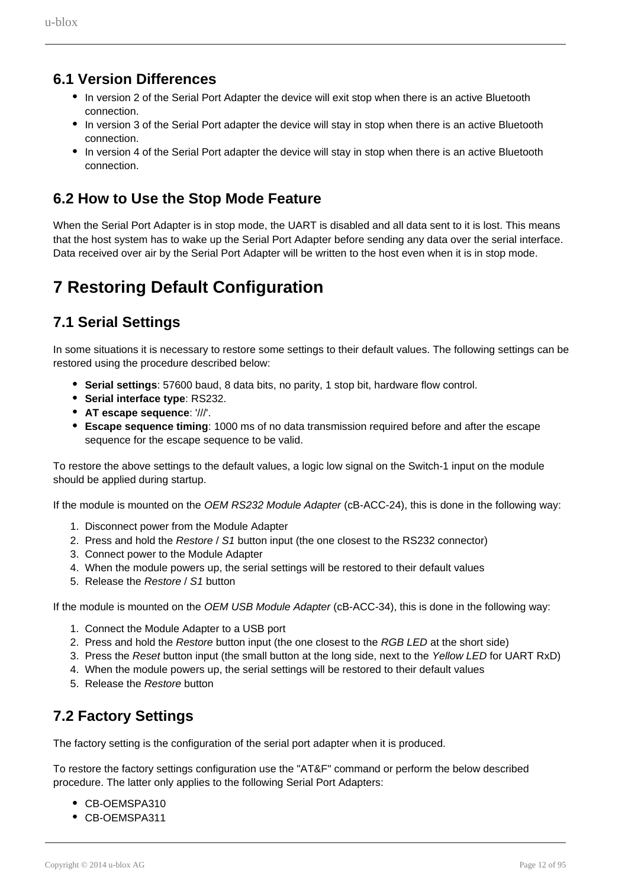## 6.1 Version Differences

- In version 2 of the Serial Port Adapter the device will exit stop when there is an active Bluetooth connection.
- In version 3 of the Serial Port adapter the device will stay in stop when there is an active Bluetooth connection.
- In version 4 of the Serial Port adapter the device will stay in stop when there is an active Bluetooth connection.

## 6.2 How to Use the Stop Mode Feature

When the Serial Port Adapter is in stop mode, the UART is disabled and all data sent to it is lost. This means that the host system has to wake up the Serial Port Adapter before sending any data over the serial interface. Data received over air by the Serial Port Adapter will be written to the host even when it is in stop mode.

# 7 Restoring Default Configuration

## 7.1 Serial Settings

In some situations it is necessary to restore some settings to their default values. The following settings can be restored using the procedure described below:

- **Serial settings**: 57600 baud, 8 data bits, no parity, 1 stop bit, hardware flow control.
- **Serial interface type**: RS232.
- **AT escape sequence**: '///'.
- **Escape sequence timing**: 1000 ms of no data transmission required before and after the escape sequence for the escape sequence to be valid.

To restore the above settings to the default values, a logic low signal on the Switch-1 input on the module should be applied during startup.

If the module is mounted on the *OEM RS232 Module Adapter* (cB-ACC-24), this is done in the following way:

1. Disconnect power from the Module Adapter
2. Press and hold the *Restore* / *S1* button input (the one closest to the RS232 connector)
3. Connect power to the Module Adapter
4. When the module powers up, the serial settings will be restored to their default values
5. Release the *Restore* / *S1* button

If the module is mounted on the *OEM USB Module Adapter* (cB-ACC-34), this is done in the following way:

1. Connect the Module Adapter to a USB port
2. Press and hold the *Restore* button input (the one closest to the *RGB LED* at the short side)
3. Press the *Reset* button input (the small button at the long side, next to the *Yellow LED* for UART RxD)
4. When the module powers up, the serial settings will be restored to their default values
5. Release the *Restore* button

## 7.2 Factory Settings

The factory setting is the configuration of the serial port adapter when it is produced.

To restore the factory settings configuration use the "AT&F" command or perform the below described procedure. The latter only applies to the following Serial Port Adapters:

- CB-OEMSPA310
- CB-OEMSPA311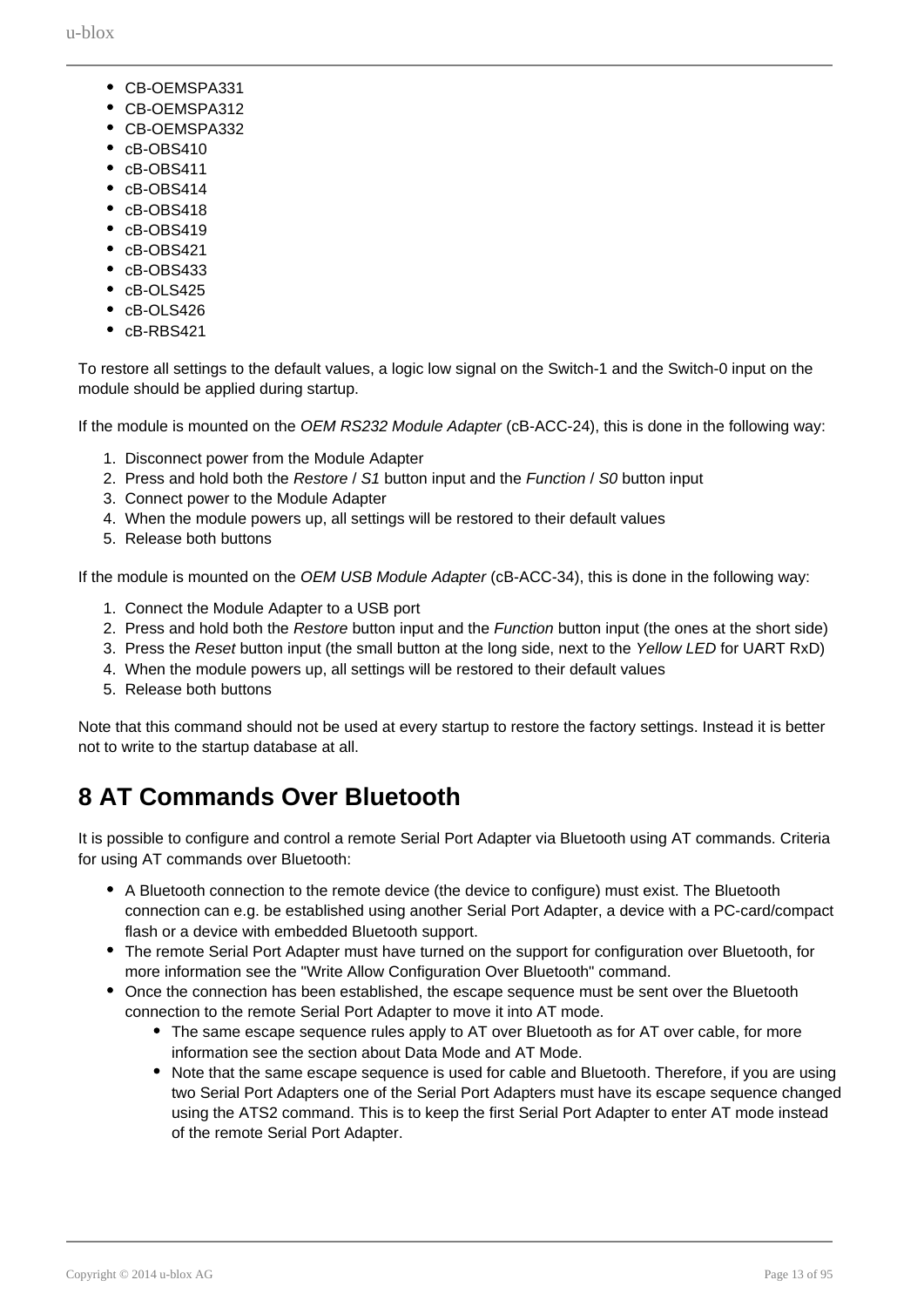- CB-OEMSPA331
- CB-OEMSPA312
- CB-OEMSPA332
- cB-OBS410
- cB-OBS411
- cB-OBS414
- cB-OBS418
- cB-OBS419
- cB-OBS421
- cB-OBS433
- cB-OLS425
- cB-OLS426
- cB-RBS421

To restore all settings to the default values, a logic low signal on the Switch-1 and the Switch-0 input on the module should be applied during startup.

If the module is mounted on the *OEM RS232 Module Adapter* (cB-ACC-24), this is done in the following way:

1. Disconnect power from the Module Adapter
2. Press and hold both the *Restore* / *S1* button input and the *Function* / *S0* button input
3. Connect power to the Module Adapter
4. When the module powers up, all settings will be restored to their default values
5. Release both buttons

If the module is mounted on the *OEM USB Module Adapter* (cB-ACC-34), this is done in the following way:

1. Connect the Module Adapter to a USB port
2. Press and hold both the *Restore* button input and the *Function* button input (the ones at the short side)
3. Press the *Reset* button input (the small button at the long side, next to the *Yellow LED* for UART RxD)
4. When the module powers up, all settings will be restored to their default values
5. Release both buttons

Note that this command should not be used at every startup to restore the factory settings. Instead it is better not to write to the startup database at all.

# 8 AT Commands Over Bluetooth

It is possible to configure and control a remote Serial Port Adapter via Bluetooth using AT commands. Criteria for using AT commands over Bluetooth:

- A Bluetooth connection to the remote device (the device to configure) must exist. The Bluetooth connection can e.g. be established using another Serial Port Adapter, a device with a PC-card/compact flash or a device with embedded Bluetooth support.
- The remote Serial Port Adapter must have turned on the support for configuration over Bluetooth, for more information see the "Write Allow Configuration Over Bluetooth" command.
- Once the connection has been established, the escape sequence must be sent over the Bluetooth connection to the remote Serial Port Adapter to move it into AT mode.
    - The same escape sequence rules apply to AT over Bluetooth as for AT over cable, for more information see the section about Data Mode and AT Mode.
    - Note that the same escape sequence is used for cable and Bluetooth. Therefore, if you are using two Serial Port Adapters one of the Serial Port Adapters must have its escape sequence changed using the ATS2 command. This is to keep the first Serial Port Adapter to enter AT mode instead of the remote Serial Port Adapter.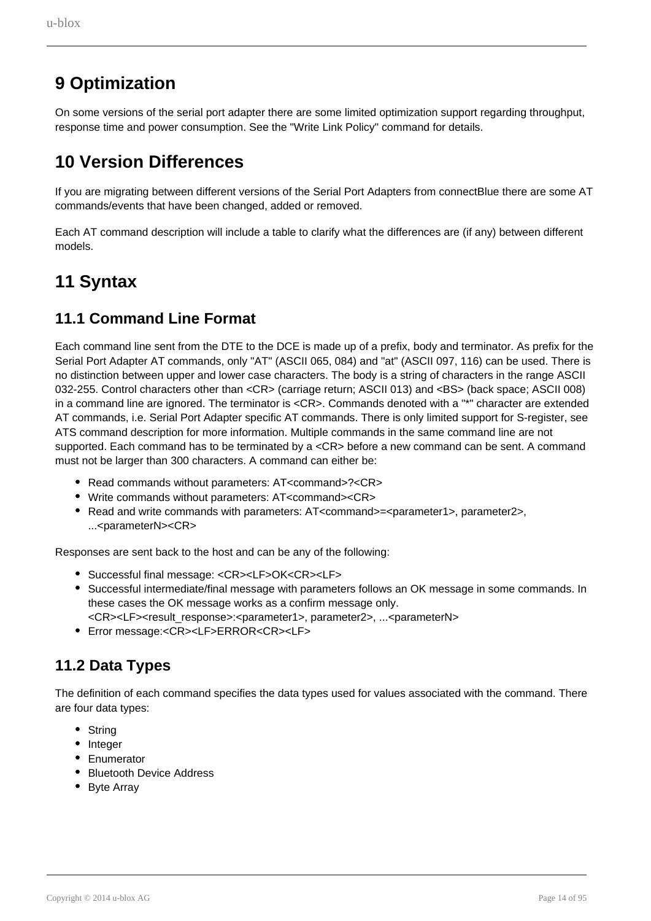# 9 Optimization

On some versions of the serial port adapter there are some limited optimization support regarding throughput, response time and power consumption. See the "Write Link Policy" command for details.

# 10 Version Differences

If you are migrating between different versions of the Serial Port Adapters from connectBlue there are some AT commands/events that have been changed, added or removed.

Each AT command description will include a table to clarify what the differences are (if any) between different models.

# 11 Syntax

## 11.1 Command Line Format

Each command line sent from the DTE to the DCE is made up of a prefix, body and terminator. As prefix for the Serial Port Adapter AT commands, only "AT" (ASCII 065, 084) and "at" (ASCII 097, 116) can be used. There is no distinction between upper and lower case characters. The body is a string of characters in the range ASCII 032-255. Control characters other than <CR> (carriage return; ASCII 013) and <BS> (back space; ASCII 008) in a command line are ignored. The terminator is <CR>. Commands denoted with a "*" character are extended AT commands, i.e. Serial Port Adapter specific AT commands. There is only limited support for S-register, see ATS command description for more information. Multiple commands in the same command line are not supported. Each command has to be terminated by a <CR> before a new command can be sent. A command must not be larger than 300 characters. A command can either be:

- Read commands without parameters: AT<command>?<CR>
- Write commands without parameters: AT<command><CR>
- Read and write commands with parameters: AT<command>=<parameter1>, parameter2>, ...<parameterN><CR>

Responses are sent back to the host and can be any of the following:

- Successful final message: <CR><LF>OK<CR><LF>
- Successful intermediate/final message with parameters follows an OK message in some commands. In these cases the OK message works as a confirm message only.
  <CR><LF><result_response>:<parameter1>, parameter2>, ...<parameterN>
- Error message:<CR><LF>ERROR<CR><LF>

## 11.2 Data Types

The definition of each command specifies the data types used for values associated with the command. There are four data types:

- String
- Integer
- Enumerator
- Bluetooth Device Address
- Byte Array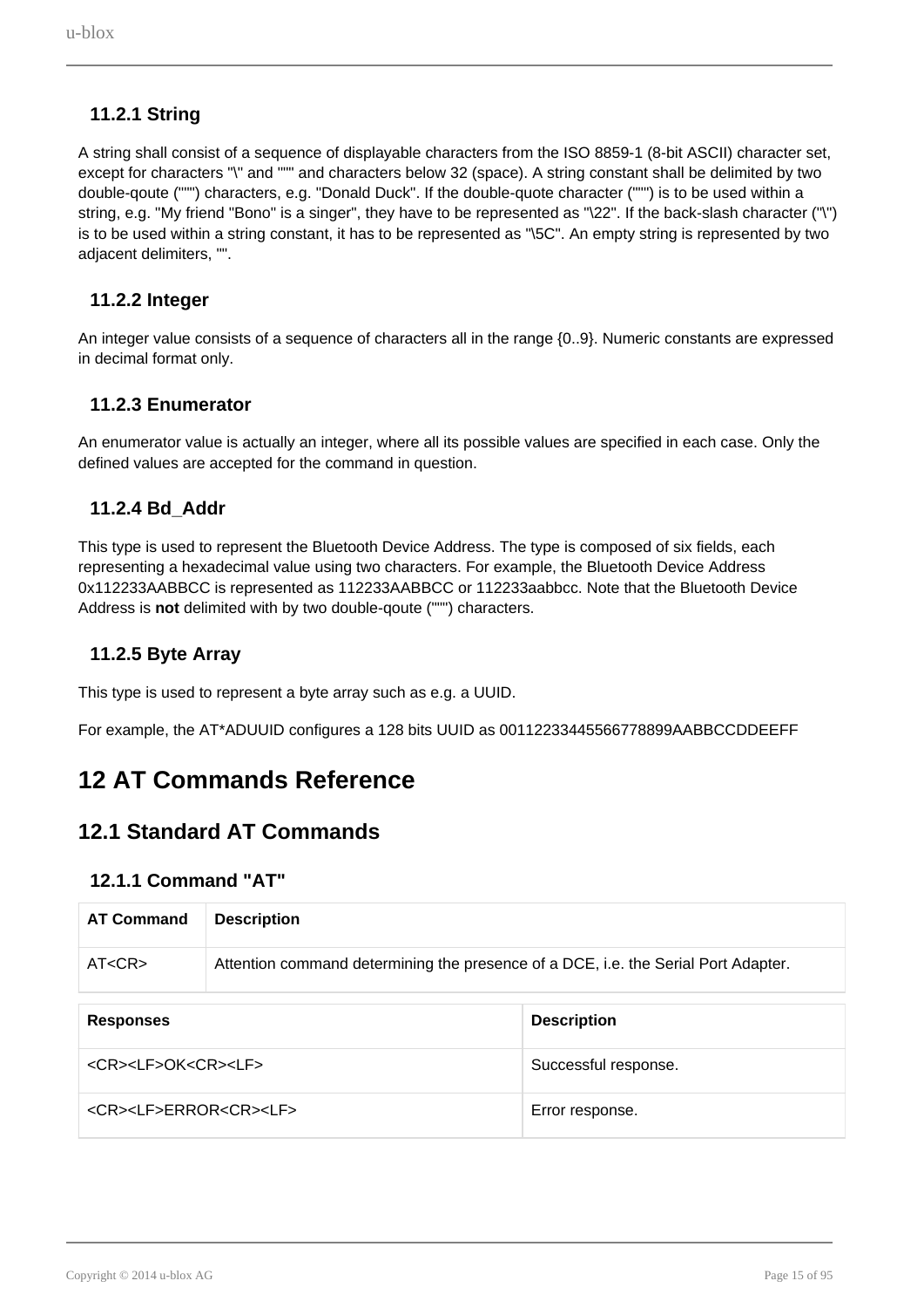### 11.2.1 String

A string shall consist of a sequence of displayable characters from the ISO 8859-1 (8-bit ASCII) character set, except for characters "\" and """ and characters below 32 (space). A string constant shall be delimited by two double-qoute (""") characters, e.g. "Donald Duck". If the double-quote character (""") is to be used within a string, e.g. "My friend "Bono" is a singer", they have to be represented as "\22". If the back-slash character ("\") is to be used within a string constant, it has to be represented as "\5C". An empty string is represented by two adjacent delimiters, "".

### 11.2.2 Integer

An integer value consists of a sequence of characters all in the range {0..9}. Numeric constants are expressed in decimal format only.

### 11.2.3 Enumerator

An enumerator value is actually an integer, where all its possible values are specified in each case. Only the defined values are accepted for the command in question.

### 11.2.4 Bd_Addr

This type is used to represent the Bluetooth Device Address. The type is composed of six fields, each representing a hexadecimal value using two characters. For example, the Bluetooth Device Address 0x112233AABBCC is represented as 112233AABBCC or 112233aabbcc. Note that the Bluetooth Device Address is **not** delimited with by two double-qoute (""") characters.

### 11.2.5 Byte Array

This type is used to represent a byte array such as e.g. a UUID.

For example, the AT*ADUUID configures a 128 bits UUID as 00112233445566778899AABBCCDDEEFF

# 12 AT Commands Reference

## 12.1 Standard AT Commands

### 12.1.1 Command "AT"

| AT Command | Description |
|---|---|
| AT<CR> | Attention command determining the presence of a DCE, i.e. the Serial Port Adapter. |

| Responses | Description |
|---|---|
| <CR><LF>OK<CR><LF> | Successful response. |
| <CR><LF>ERROR<CR><LF> | Error response. |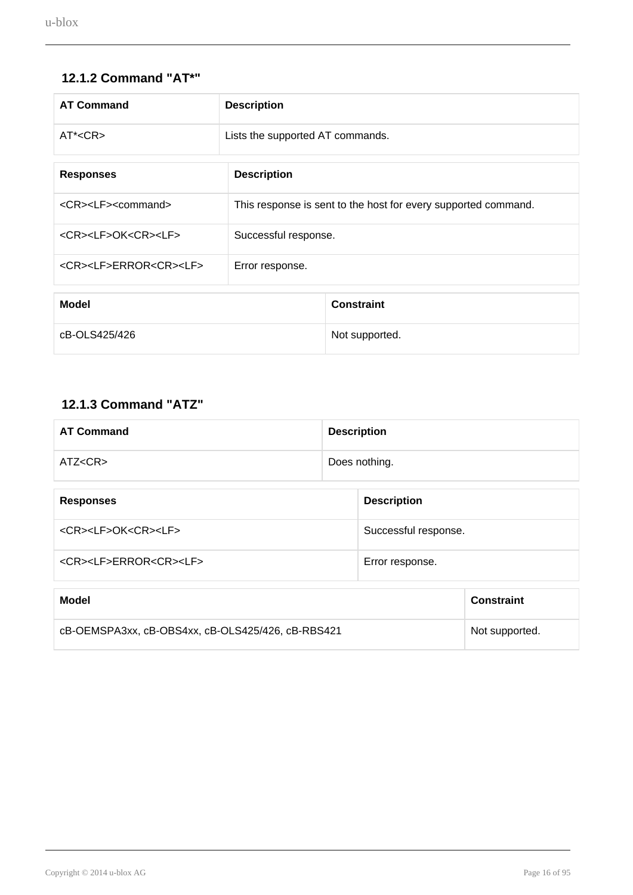### 12.1.2 Command "AT*"

| AT Command | Description |
| --- | --- |
| AT*<CR> | Lists the supported AT commands. |

| Responses | Description |
| --- | --- |
| <CR><LF><command> | This response is sent to the host for every supported command. |
| <CR><LF>OK<CR><LF> | Successful response. |
| <CR><LF>ERROR<CR><LF> | Error response. |

| Model | Constraint |
| --- | --- |
| cB-OLS425/426 | Not supported. |

### 12.1.3 Command "ATZ"

| AT Command | Description |
| --- | --- |
| ATZ<CR> | Does nothing. |

| Responses | Description |
| --- | --- |
| <CR><LF>OK<CR><LF> | Successful response. |
| <CR><LF>ERROR<CR><LF> | Error response. |

| Model | Constraint |
| --- | --- |
| cB-OEMSPA3xx, cB-OBS4xx, cB-OLS425/426, cB-RBS421 | Not supported. |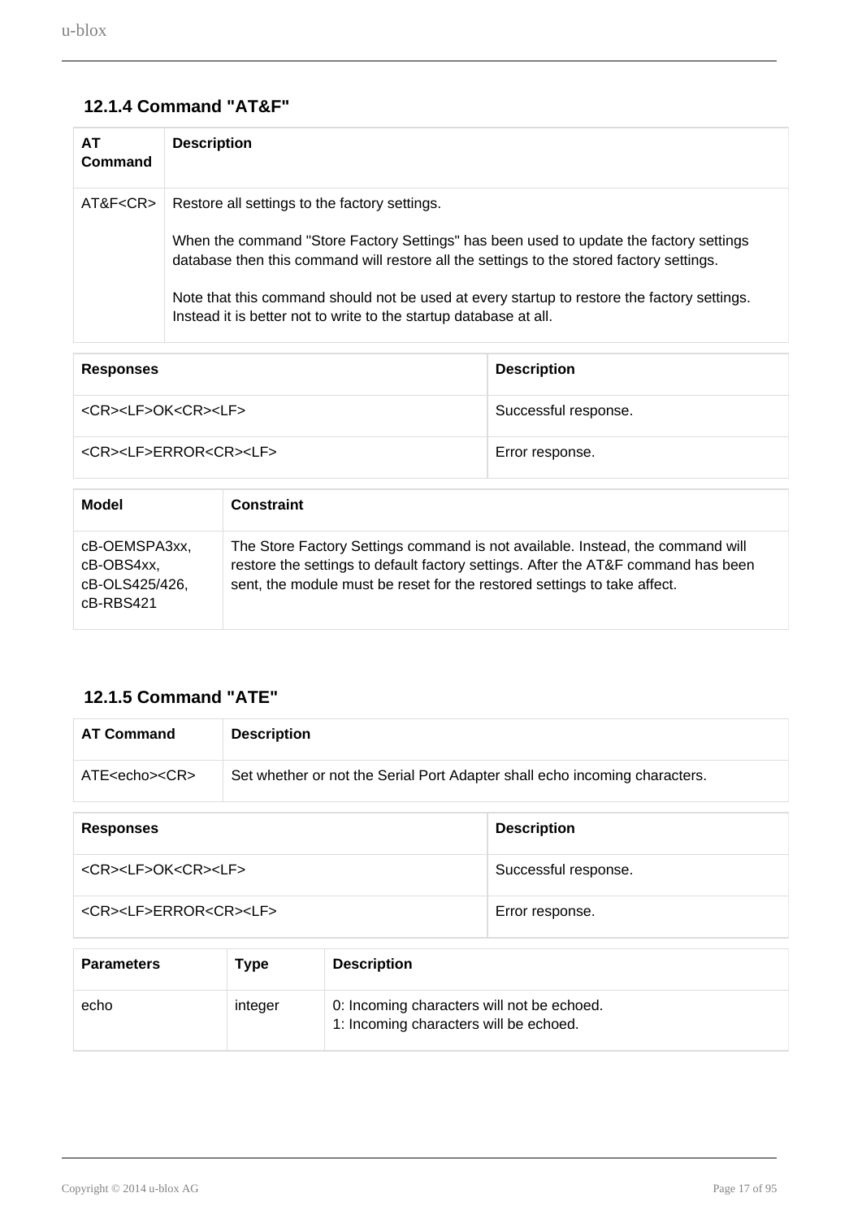### 12.1.4 Command "AT&F"

| AT Command | Description |
|---|---|
| AT&F<CR> | Restore all settings to the factory settings.<br><br>When the command "Store Factory Settings" has been used to update the factory settings database then this command will restore all the settings to the stored factory settings.<br><br>Note that this command should not be used at every startup to restore the factory settings. Instead it is better not to write to the startup database at all. |

| Responses | Description |
|---|---|
| <CR><LF>OK<CR><LF> | Successful response. |
| <CR><LF>ERROR<CR><LF> | Error response. |

| Model | Constraint |
|---|---|
| cB-OEMSPA3xx, cB-OBS4xx, cB-OLS425/426, cB-RBS421 | The Store Factory Settings command is not available. Instead, the command will restore the settings to default factory settings. After the AT&F command has been sent, the module must be reset for the restored settings to take affect. |

### 12.1.5 Command "ATE"

| AT Command | Description |
|---|---|
| ATE<echo><CR> | Set whether or not the Serial Port Adapter shall echo incoming characters. |

| Responses | Description |
|---|---|
| <CR><LF>OK<CR><LF> | Successful response. |
| <CR><LF>ERROR<CR><LF> | Error response. |

| Parameters | Type | Description |
|---|---|---|
| echo | integer | 0: Incoming characters will not be echoed.<br>1: Incoming characters will be echoed. |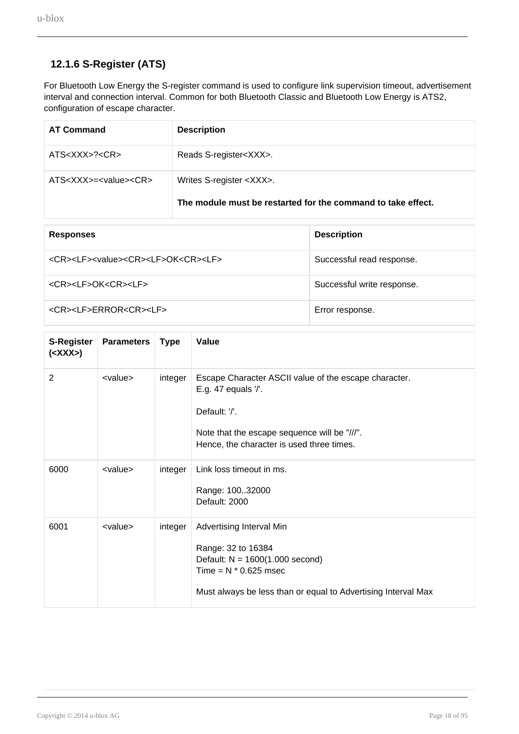### 12.1.6 S-Register (ATS)

For Bluetooth Low Energy the S-register command is used to configure link supervision timeout, advertisement interval and connection interval. Common for both Bluetooth Classic and Bluetooth Low Energy is ATS2, configuration of escape character.

| AT Command | Description |
| --- | --- |
| ATS<XXX>?<CR> | Reads S-register<XXX>. |
| ATS<XXX>=<value><CR> | Writes S-register <XXX>.<br><br>**The module must be restarted for the command to take effect.** |

| Responses | Description |
| --- | --- |
| <CR><LF><value><CR><LF>OK<CR><LF> | Successful read response. |
| <CR><LF>OK<CR><LF> | Successful write response. |
| <CR><LF>ERROR<CR><LF> | Error response. |

| S-Register (<XXX>) | Parameters | Type | Value |
| --- | --- | --- | --- |
| 2 | <value> | integer | Escape Character ASCII value of the escape character.<br>E.g. 47 equals '/'.<br><br>Default: '/'.<br><br>Note that the escape sequence will be "///".<br>Hence, the character is used three times. |
| 6000 | <value> | integer | Link loss timeout in ms.<br><br>Range: 100..32000<br>Default: 2000 |
| 6001 | <value> | integer | Advertising Interval Min<br><br>Range: 32 to 16384<br>Default: N = 1600(1.000 second)<br>Time = N * 0.625 msec<br><br>Must always be less than or equal to Advertising Interval Max |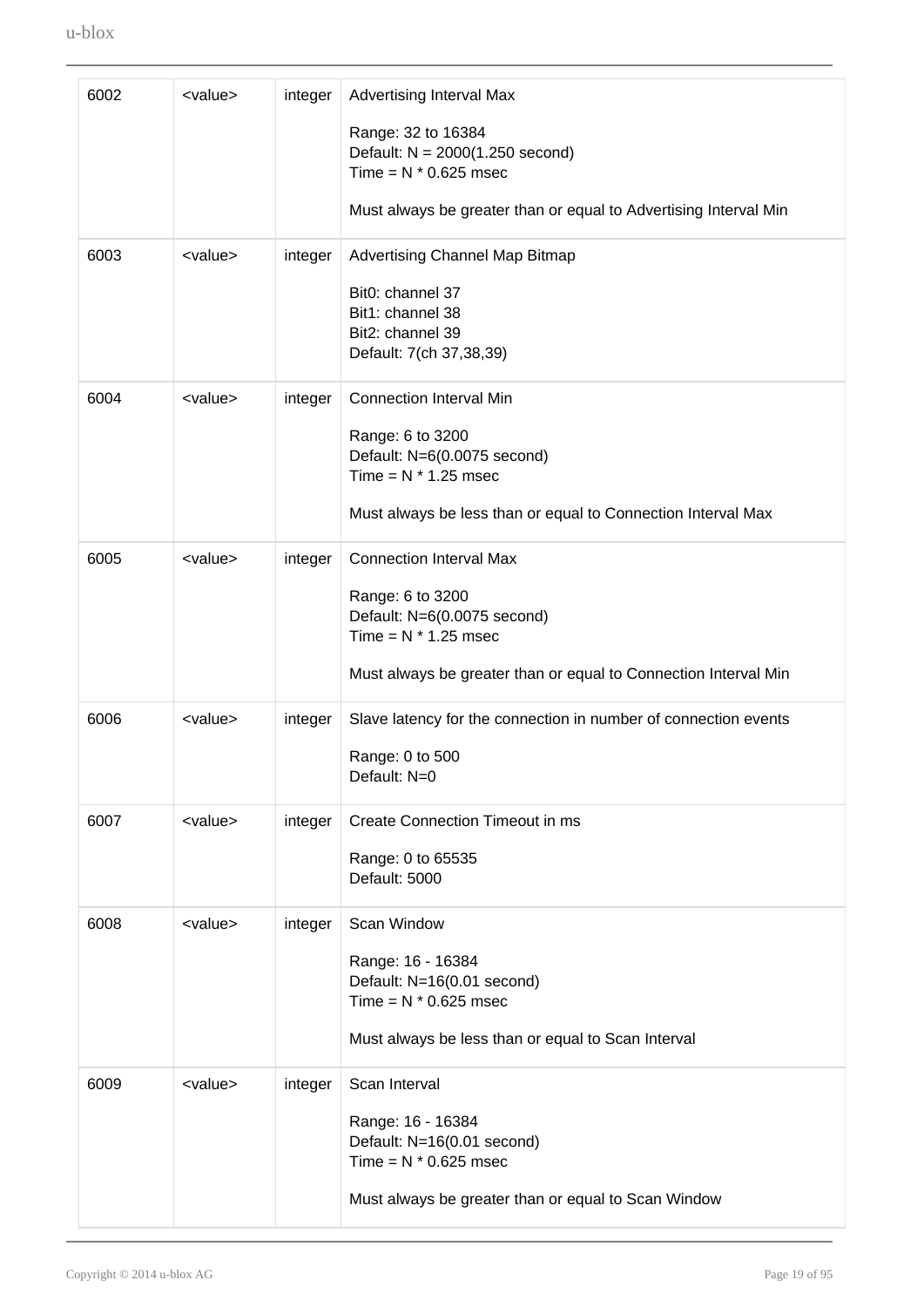| | | | |
|---|---|---|---|
| 6002 | <value> | integer | Advertising Interval Max<br><br>Range: 32 to 16384<br>Default: N = 2000(1.250 second)<br>Time = N * 0.625 msec<br><br>Must always be greater than or equal to Advertising Interval Min |
| 6003 | <value> | integer | Advertising Channel Map Bitmap<br><br>Bit0: channel 37<br>Bit1: channel 38<br>Bit2: channel 39<br>Default: 7(ch 37,38,39) |
| 6004 | <value> | integer | Connection Interval Min<br><br>Range: 6 to 3200<br>Default: N=6(0.0075 second)<br>Time = N * 1.25 msec<br><br>Must always be less than or equal to Connection Interval Max |
| 6005 | <value> | integer | Connection Interval Max<br><br>Range: 6 to 3200<br>Default: N=6(0.0075 second)<br>Time = N * 1.25 msec<br><br>Must always be greater than or equal to Connection Interval Min |
| 6006 | <value> | integer | Slave latency for the connection in number of connection events<br><br>Range: 0 to 500<br>Default: N=0 |
| 6007 | <value> | integer | Create Connection Timeout in ms<br><br>Range: 0 to 65535<br>Default: 5000 |
| 6008 | <value> | integer | Scan Window<br><br>Range: 16 - 16384<br>Default: N=16(0.01 second)<br>Time = N * 0.625 msec<br><br>Must always be less than or equal to Scan Interval |
| 6009 | <value> | integer | Scan Interval<br><br>Range: 16 - 16384<br>Default: N=16(0.01 second)<br>Time = N * 0.625 msec<br><br>Must always be greater than or equal to Scan Window |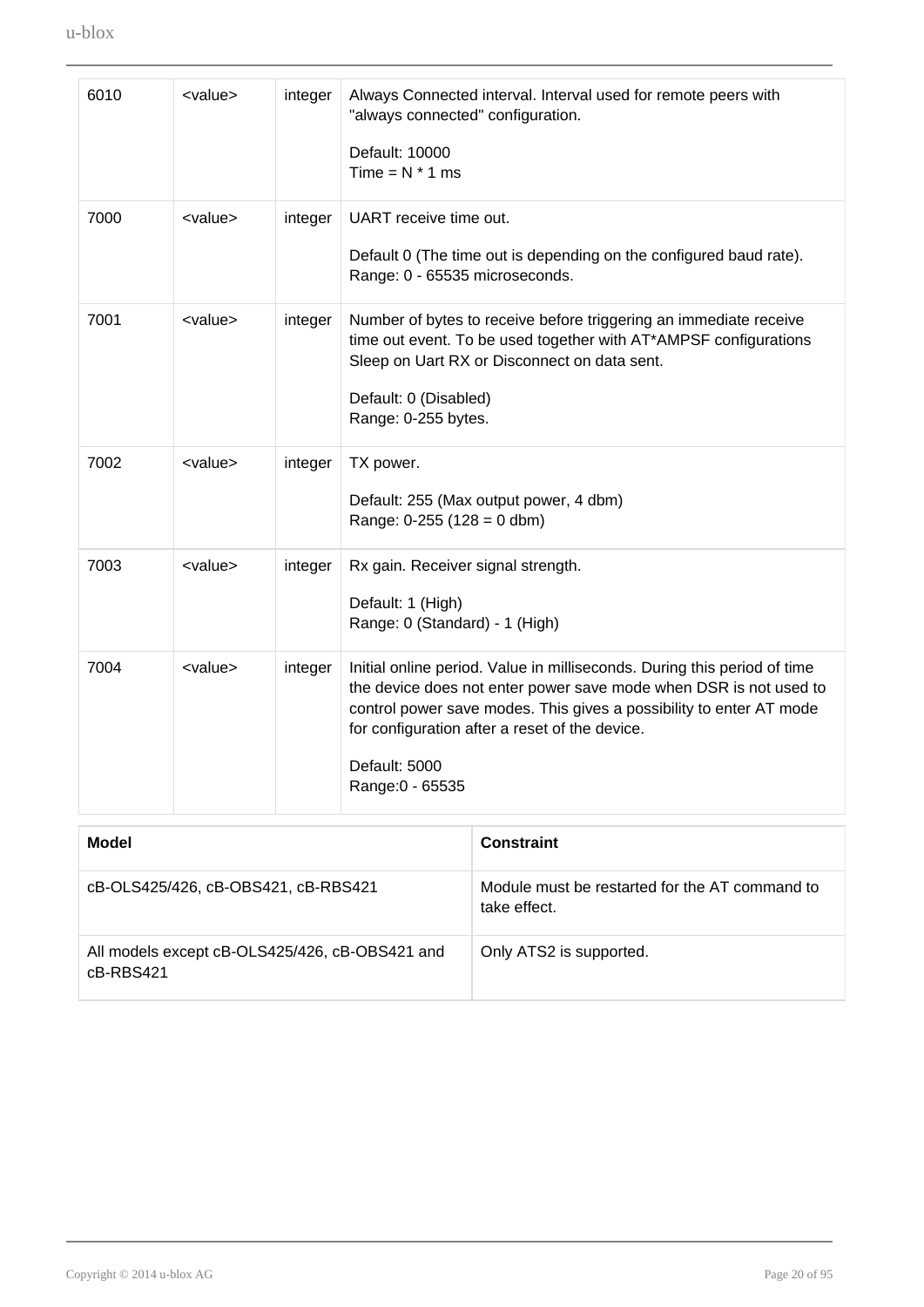| | | | |
|---|---|---|---|
| 6010 | <value> | integer | Always Connected interval. Interval used for remote peers with "always connected" configuration.<br><br>Default: 10000<br>Time = N * 1 ms |
| 7000 | <value> | integer | UART receive time out.<br><br>Default 0 (The time out is depending on the configured baud rate).<br>Range: 0 - 65535 microseconds. |
| 7001 | <value> | integer | Number of bytes to receive before triggering an immediate receive time out event. To be used together with AT*AMPSF configurations Sleep on Uart RX or Disconnect on data sent.<br><br>Default: 0 (Disabled)<br>Range: 0-255 bytes. |
| 7002 | <value> | integer | TX power.<br><br>Default: 255 (Max output power, 4 dbm)<br>Range: 0-255 (128 = 0 dbm) |
| 7003 | <value> | integer | Rx gain. Receiver signal strength.<br><br>Default: 1 (High)<br>Range: 0 (Standard) - 1 (High) |
| 7004 | <value> | integer | Initial online period. Value in milliseconds. During this period of time the device does not enter power save mode when DSR is not used to control power save modes. This gives a possibility to enter AT mode for configuration after a reset of the device.<br><br>Default: 5000<br>Range:0 - 65535 |

| **Model** | **Constraint** |
|---|---|
| cB-OLS425/426, cB-OBS421, cB-RBS421 | Module must be restarted for the AT command to take effect. |
| All models except cB-OLS425/426, cB-OBS421 and cB-RBS421 | Only ATS2 is supported. |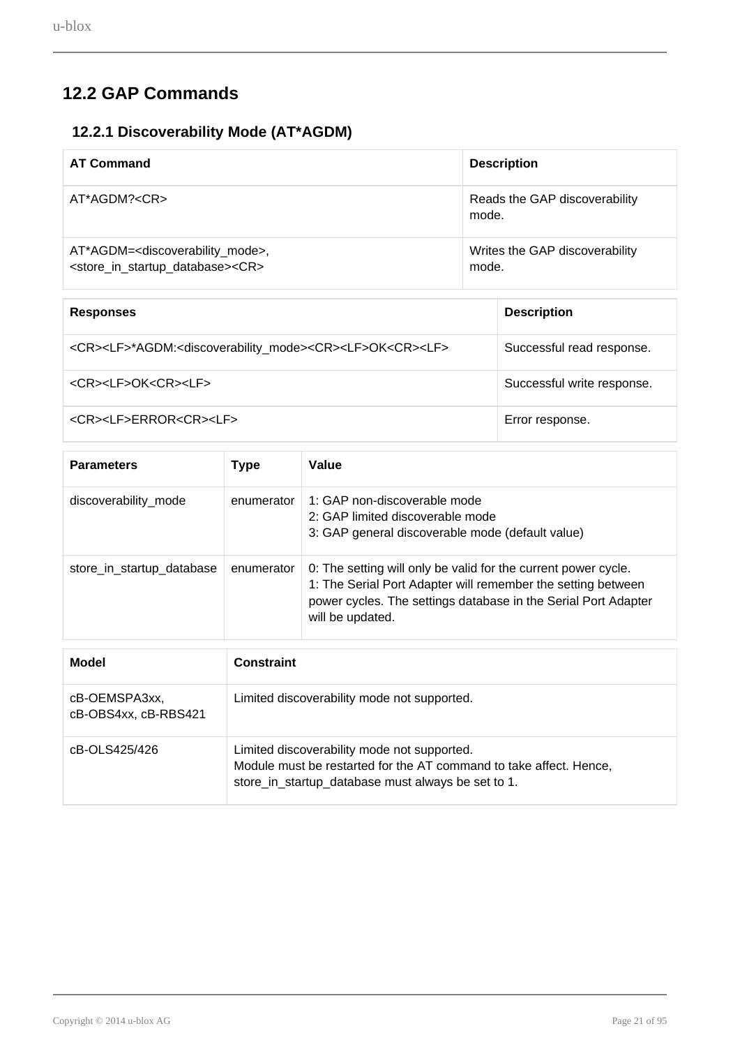## 12.2 GAP Commands

### 12.2.1 Discoverability Mode (AT*AGDM)

| AT Command | Description |
| --- | --- |
| AT*AGDM?<CR> | Reads the GAP discoverability mode. |
| AT*AGDM=<discoverability_mode>,<br><store_in_startup_database><CR> | Writes the GAP discoverability mode. |

| Responses | Description |
| --- | --- |
| <CR><LF>*AGDM:<discoverability_mode><CR><LF>OK<CR><LF> | Successful read response. |
| <CR><LF>OK<CR><LF> | Successful write response. |
| <CR><LF>ERROR<CR><LF> | Error response. |

| Parameters | Type | Value |
| --- | --- | --- |
| discoverability_mode | enumerator | 1: GAP non-discoverable mode<br>2: GAP limited discoverable mode<br>3: GAP general discoverable mode (default value) |
| store_in_startup_database | enumerator | 0: The setting will only be valid for the current power cycle.<br>1: The Serial Port Adapter will remember the setting between power cycles. The settings database in the Serial Port Adapter will be updated. |

| Model | Constraint |
| --- | --- |
| cB-OEMSPA3xx, cB-OBS4xx, cB-RBS421 | Limited discoverability mode not supported. |
| cB-OLS425/426 | Limited discoverability mode not supported.<br>Module must be restarted for the AT command to take affect. Hence, store_in_startup_database must always be set to 1. |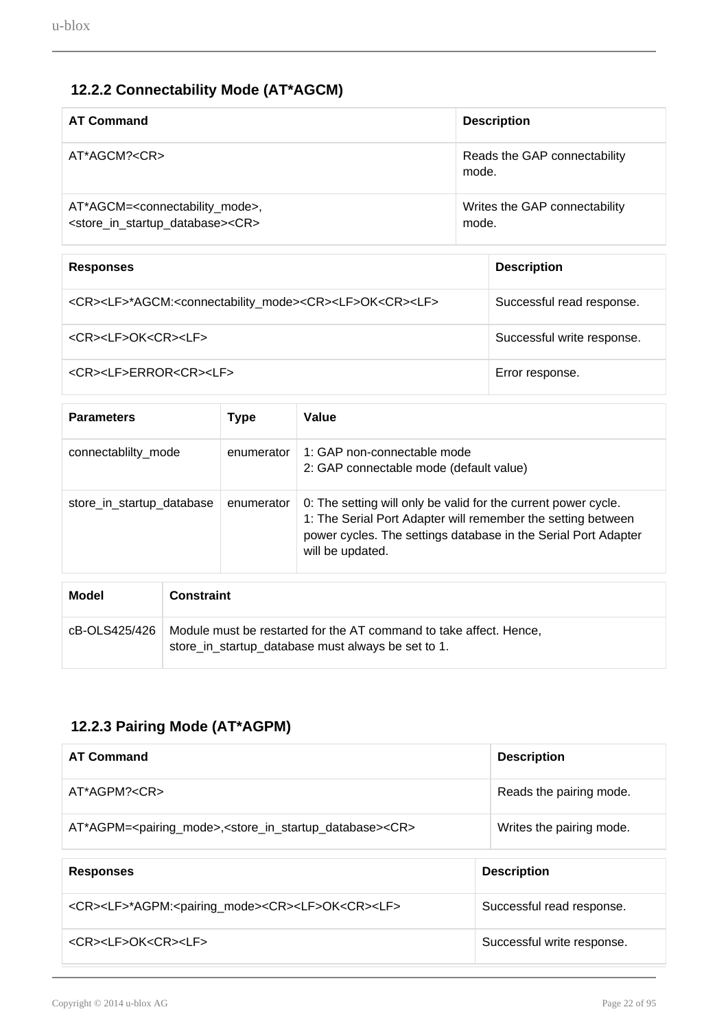### 12.2.2 Connectability Mode (AT*AGCM)

| AT Command | Description |
| --- | --- |
| AT*AGCM?<CR> | Reads the GAP connectability mode. |
| AT*AGCM=<connectability_mode>,<br><store_in_startup_database><CR> | Writes the GAP connectability mode. |

| Responses | Description |
| --- | --- |
| <CR><LF>*AGCM:<connectability_mode><CR><LF>OK<CR><LF> | Successful read response. |
| <CR><LF>OK<CR><LF> | Successful write response. |
| <CR><LF>ERROR<CR><LF> | Error response. |

| Parameters | Type | Value |
| --- | --- | --- |
| connectablilty_mode | enumerator | 1: GAP non-connectable mode<br>2: GAP connectable mode (default value) |
| store_in_startup_database | enumerator | 0: The setting will only be valid for the current power cycle.<br>1: The Serial Port Adapter will remember the setting between power cycles. The settings database in the Serial Port Adapter will be updated. |

| Model | Constraint |
| --- | --- |
| cB-OLS425/426 | Module must be restarted for the AT command to take affect. Hence, store_in_startup_database must always be set to 1. |

### 12.2.3 Pairing Mode (AT*AGPM)

| AT Command | Description |
| --- | --- |
| AT*AGPM?<CR> | Reads the pairing mode. |
| AT*AGPM=<pairing_mode>,<store_in_startup_database><CR> | Writes the pairing mode. |

| Responses | Description |
| --- | --- |
| <CR><LF>*AGPM:<pairing_mode><CR><LF>OK<CR><LF> | Successful read response. |
| <CR><LF>OK<CR><LF> | Successful write response. |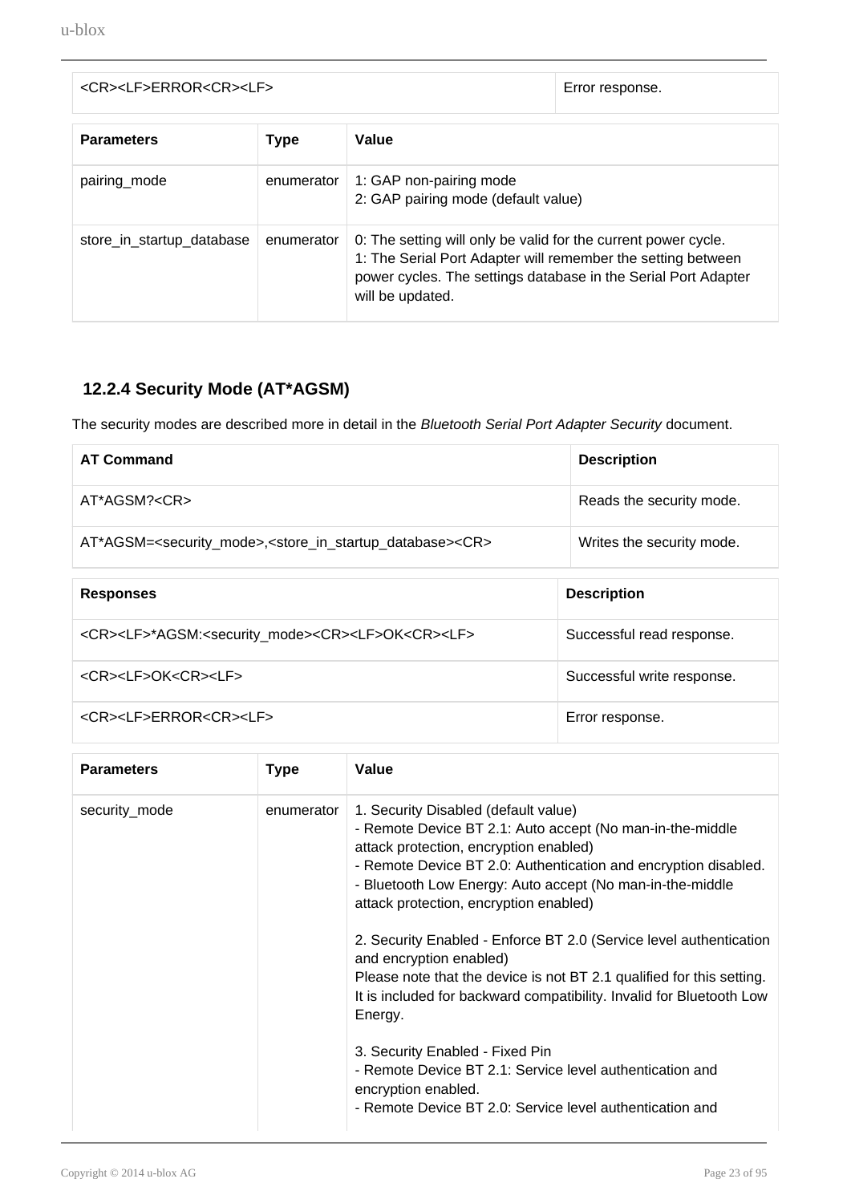| | |
|---|---|
| <CR><LF>ERROR<CR><LF> | Error response. |

| Parameters | Type | Value |
|---|---|---|
| pairing_mode | enumerator | 1: GAP non-pairing mode<br>2: GAP pairing mode (default value) |
| store_in_startup_database | enumerator | 0: The setting will only be valid for the current power cycle.<br>1: The Serial Port Adapter will remember the setting between power cycles. The settings database in the Serial Port Adapter will be updated. |

### 12.2.4 Security Mode (AT*AGSM)

The security modes are described more in detail in the *Bluetooth Serial Port Adapter Security* document.

| AT Command | Description |
|---|---|
| AT*AGSM?<CR> | Reads the security mode. |
| AT*AGSM=<security_mode>,<store_in_startup_database><CR> | Writes the security mode. |

| Responses | Description |
|---|---|
| <CR><LF>*AGSM:<security_mode><CR><LF>OK<CR><LF> | Successful read response. |
| <CR><LF>OK<CR><LF> | Successful write response. |
| <CR><LF>ERROR<CR><LF> | Error response. |

| Parameters | Type | Value |
|---|---|---|
| security_mode | enumerator | 1. Security Disabled (default value)<br>- Remote Device BT 2.1: Auto accept (No man-in-the-middle attack protection, encryption enabled)<br>- Remote Device BT 2.0: Authentication and encryption disabled.<br>- Bluetooth Low Energy: Auto accept (No man-in-the-middle attack protection, encryption enabled)<br><br>2. Security Enabled - Enforce BT 2.0 (Service level authentication and encryption enabled)<br>Please note that the device is not BT 2.1 qualified for this setting. It is included for backward compatibility. Invalid for Bluetooth Low Energy.<br><br>3. Security Enabled - Fixed Pin<br>- Remote Device BT 2.1: Service level authentication and encryption enabled.<br>- Remote Device BT 2.0: Service level authentication and |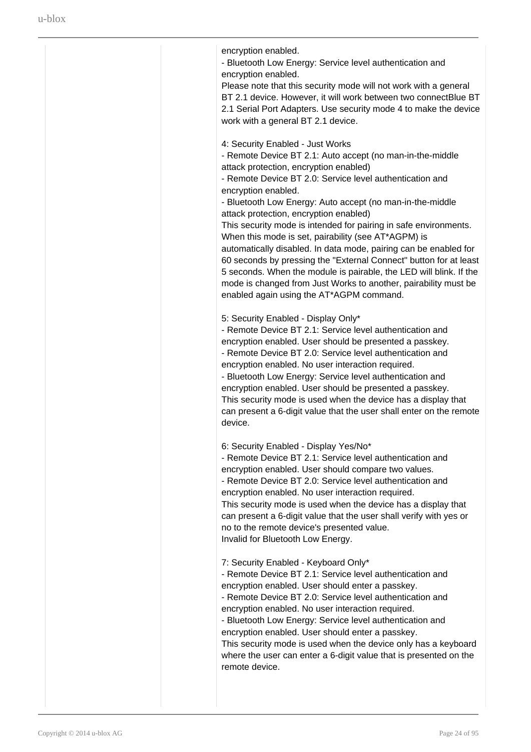|  |  | encryption enabled.<br>- Bluetooth Low Energy: Service level authentication and encryption enabled.<br>Please note that this security mode will not work with a general BT 2.1 device. However, it will work between two connectBlue BT 2.1 Serial Port Adapters. Use security mode 4 to make the device work with a general BT 2.1 device.<br><br>4: Security Enabled - Just Works<br>- Remote Device BT 2.1: Auto accept (no man-in-the-middle attack protection, encryption enabled)<br>- Remote Device BT 2.0: Service level authentication and encryption enabled.<br>- Bluetooth Low Energy: Auto accept (no man-in-the-middle attack protection, encryption enabled)<br>This security mode is intended for pairing in safe environments. When this mode is set, pairability (see AT*AGPM) is automatically disabled. In data mode, pairing can be enabled for 60 seconds by pressing the "External Connect" button for at least 5 seconds. When the module is pairable, the LED will blink. If the mode is changed from Just Works to another, pairability must be enabled again using the AT*AGPM command.<br><br>5: Security Enabled - Display Only*<br>- Remote Device BT 2.1: Service level authentication and encryption enabled. User should be presented a passkey.<br>- Remote Device BT 2.0: Service level authentication and encryption enabled. No user interaction required.<br>- Bluetooth Low Energy: Service level authentication and encryption enabled. User should be presented a passkey.<br>This security mode is used when the device has a display that can present a 6-digit value that the user shall enter on the remote device.<br><br>6: Security Enabled - Display Yes/No*<br>- Remote Device BT 2.1: Service level authentication and encryption enabled. User should compare two values.<br>- Remote Device BT 2.0: Service level authentication and encryption enabled. No user interaction required.<br>This security mode is used when the device has a display that can present a 6-digit value that the user shall verify with yes or no to the remote device's presented value.<br>Invalid for Bluetooth Low Energy.<br><br>7: Security Enabled - Keyboard Only*<br>- Remote Device BT 2.1: Service level authentication and encryption enabled. User should enter a passkey.<br>- Remote Device BT 2.0: Service level authentication and encryption enabled. No user interaction required.<br>- Bluetooth Low Energy: Service level authentication and encryption enabled. User should enter a passkey.<br>This security mode is used when the device only has a keyboard where the user can enter a 6-digit value that is presented on the remote device. |
|---|---|---|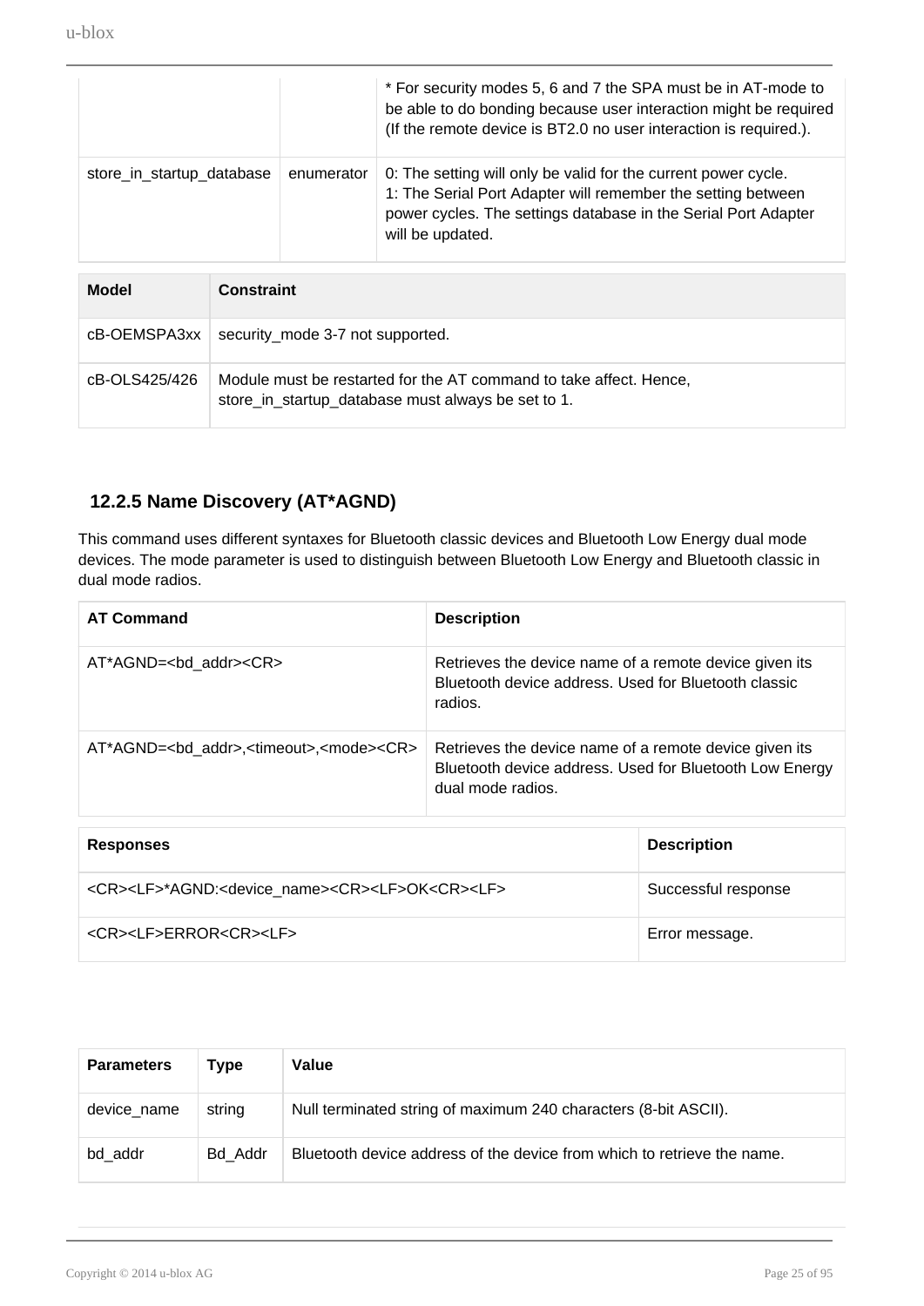| | | * For security modes 5, 6 and 7 the SPA must be in AT-mode to be able to do bonding because user interaction might be required (If the remote device is BT2.0 no user interaction is required.). |
|---|---|---|
| store_in_startup_database | enumerator | 0: The setting will only be valid for the current power cycle.<br>1: The Serial Port Adapter will remember the setting between power cycles. The settings database in the Serial Port Adapter will be updated. |

| Model | Constraint |
|---|---|
| cB-OEMSPA3xx | security_mode 3-7 not supported. |
| cB-OLS425/426 | Module must be restarted for the AT command to take affect. Hence, store_in_startup_database must always be set to 1. |

### 12.2.5 Name Discovery (AT*AGND)

This command uses different syntaxes for Bluetooth classic devices and Bluetooth Low Energy dual mode devices. The mode parameter is used to distinguish between Bluetooth Low Energy and Bluetooth classic in dual mode radios.

| AT Command | Description |
|---|---|
| AT*AGND=<bd_addr><CR> | Retrieves the device name of a remote device given its Bluetooth device address. Used for Bluetooth classic radios. |
| AT*AGND=<bd_addr>,<timeout>,<mode><CR> | Retrieves the device name of a remote device given its Bluetooth device address. Used for Bluetooth Low Energy dual mode radios. |

| Responses | Description |
|---|---|
| <CR><LF>*AGND:<device_name><CR><LF>OK<CR><LF> | Successful response |
| <CR><LF>ERROR<CR><LF> | Error message. |

| Parameters | Type | Value |
|---|---|---|
| device_name | string | Null terminated string of maximum 240 characters (8-bit ASCII). |
| bd_addr | Bd_Addr | Bluetooth device address of the device from which to retrieve the name. |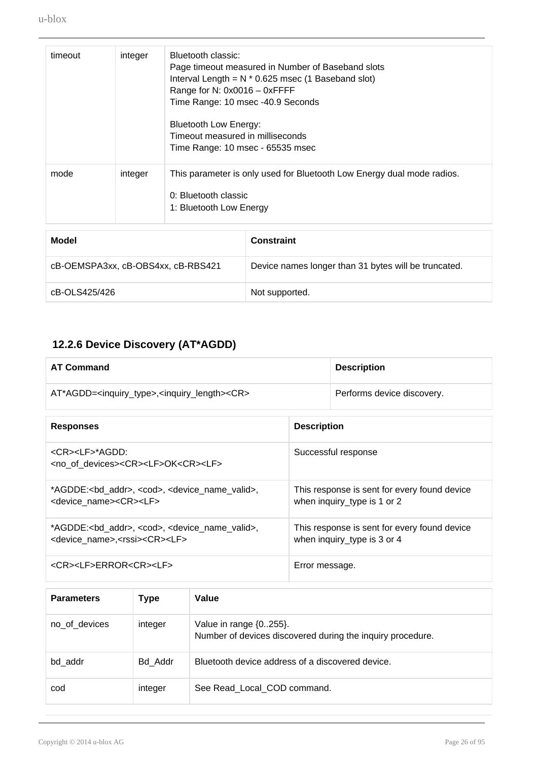| | | |
|---|---|---|
| timeout | integer | Bluetooth classic:<br>Page timeout measured in Number of Baseband slots<br>Interval Length = N * 0.625 msec (1 Baseband slot)<br>Range for N: 0x0016 – 0xFFFF<br>Time Range: 10 msec -40.9 Seconds<br><br>Bluetooth Low Energy:<br>Timeout measured in milliseconds<br>Time Range: 10 msec - 65535 msec |
| mode | integer | This parameter is only used for Bluetooth Low Energy dual mode radios.<br><br>0: Bluetooth classic<br>1: Bluetooth Low Energy |

| Model | Constraint |
|---|---|
| cB-OEMSPA3xx, cB-OBS4xx, cB-RBS421 | Device names longer than 31 bytes will be truncated. |
| cB-OLS425/426 | Not supported. |

### 12.2.6 Device Discovery (AT*AGDD)

| AT Command | Description |
|---|---|
| AT*AGDD=<inquiry_type>,<inquiry_length><CR> | Performs device discovery. |

| Responses | Description |
|---|---|
| <CR><LF>*AGDD:<br><no_of_devices><CR><LF>OK<CR><LF> | Successful response |
| *AGDDE:<bd_addr>, <cod>, <device_name_valid>, <device_name><CR><LF> | This response is sent for every found device when inquiry_type is 1 or 2 |
| *AGDDE:<bd_addr>, <cod>, <device_name_valid>, <device_name>,<rssi><CR><LF> | This response is sent for every found device when inquiry_type is 3 or 4 |
| <CR><LF>ERROR<CR><LF> | Error message. |

| Parameters | Type | Value |
|---|---|---|
| no_of_devices | integer | Value in range {0..255}.<br>Number of devices discovered during the inquiry procedure. |
| bd_addr | Bd_Addr | Bluetooth device address of a discovered device. |
| cod | integer | See Read_Local_COD command. |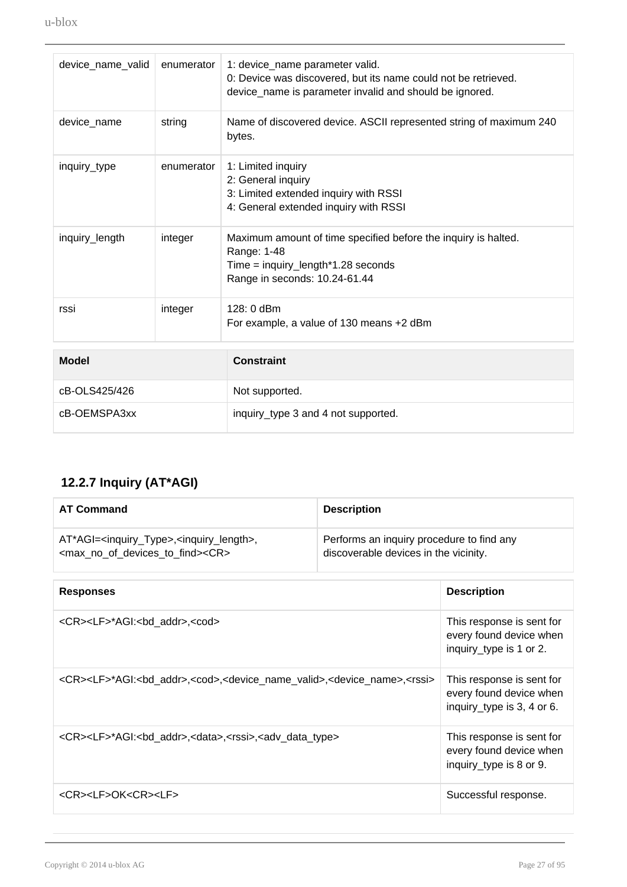| | | |
|---|---|---|
| device_name_valid | enumerator | 1: device_name parameter valid.<br>0: Device was discovered, but its name could not be retrieved. device_name is parameter invalid and should be ignored. |
| device_name | string | Name of discovered device. ASCII represented string of maximum 240 bytes. |
| inquiry_type | enumerator | 1: Limited inquiry<br>2: General inquiry<br>3: Limited extended inquiry with RSSI<br>4: General extended inquiry with RSSI |
| inquiry_length | integer | Maximum amount of time specified before the inquiry is halted.<br>Range: 1-48<br>Time = inquiry_length*1.28 seconds<br>Range in seconds: 10.24-61.44 |
| rssi | integer | 128: 0 dBm<br>For example, a value of 130 means +2 dBm |

| Model | Constraint |
|---|---|
| cB-OLS425/426 | Not supported. |
| cB-OEMSPA3xx | inquiry_type 3 and 4 not supported. |

### 12.2.7 Inquiry (AT*AGI)

| AT Command | Description |
|---|---|
| AT*AGI=<inquiry_Type>,<inquiry_length>,<max_no_of_devices_to_find><CR> | Performs an inquiry procedure to find any discoverable devices in the vicinity. |

| Responses | Description |
|---|---|
| <CR><LF>*AGI:<bd_addr>,<cod> | This response is sent for every found device when inquiry_type is 1 or 2. |
| <CR><LF>*AGI:<bd_addr>,<cod>,<device_name_valid>,<device_name>,<rssi> | This response is sent for every found device when inquiry_type is 3, 4 or 6. |
| <CR><LF>*AGI:<bd_addr>,<data>,<rssi>,<adv_data_type> | This response is sent for every found device when inquiry_type is 8 or 9. |
| <CR><LF>OK<CR><LF> | Successful response. |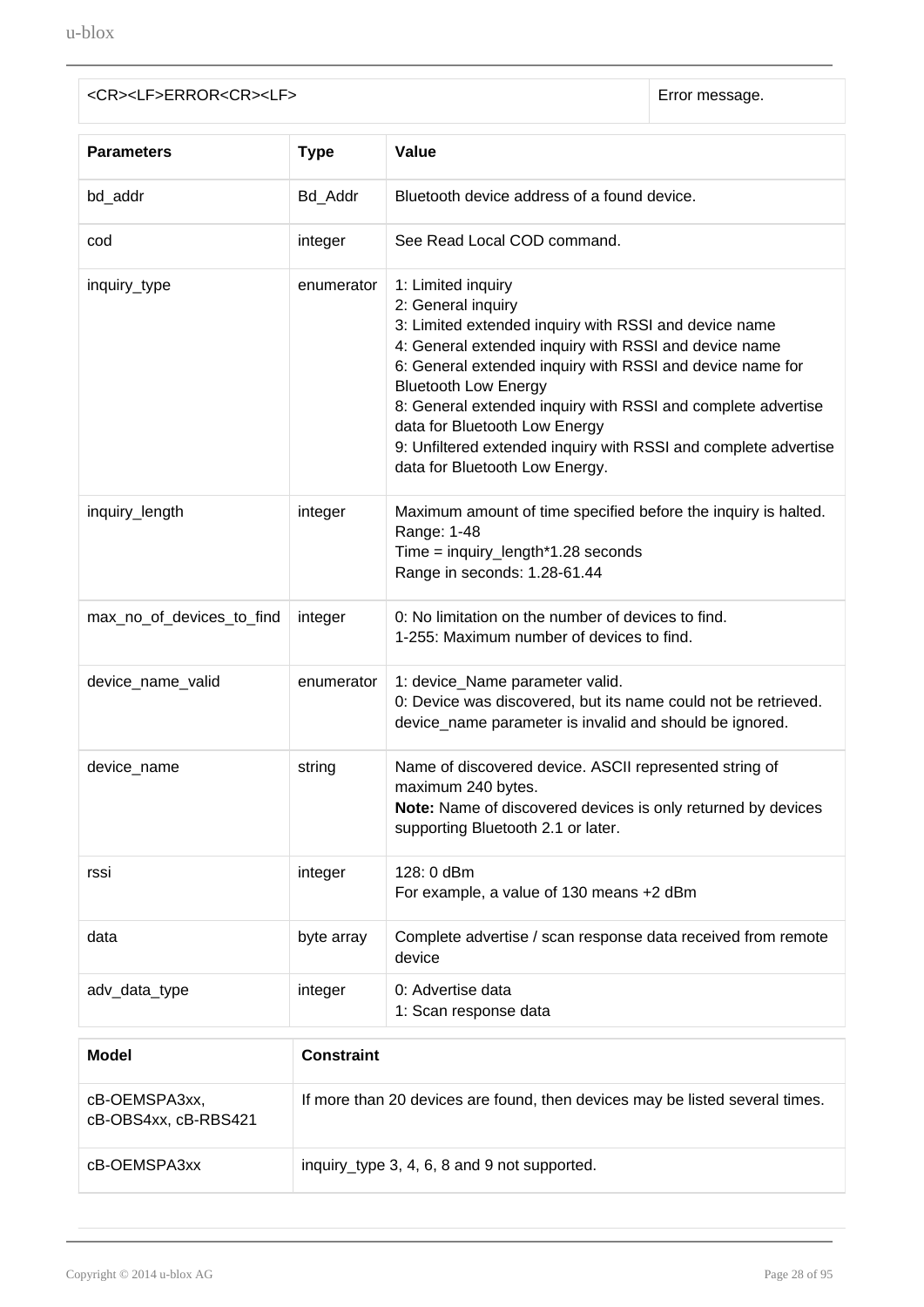| <CR><LF>ERROR<CR><LF> | Error message. |
|---|---|

| Parameters | Type | Value |
|---|---|---|
| bd_addr | Bd_Addr | Bluetooth device address of a found device. |
| cod | integer | See Read Local COD command. |
| inquiry_type | enumerator | 1: Limited inquiry<br>2: General inquiry<br>3: Limited extended inquiry with RSSI and device name<br>4: General extended inquiry with RSSI and device name<br>6: General extended inquiry with RSSI and device name for Bluetooth Low Energy<br>8: General extended inquiry with RSSI and complete advertise data for Bluetooth Low Energy<br>9: Unfiltered extended inquiry with RSSI and complete advertise data for Bluetooth Low Energy. |
| inquiry_length | integer | Maximum amount of time specified before the inquiry is halted.<br>Range: 1-48<br>Time = inquiry_length*1.28 seconds<br>Range in seconds: 1.28-61.44 |
| max_no_of_devices_to_find | integer | 0: No limitation on the number of devices to find.<br>1-255: Maximum number of devices to find. |
| device_name_valid | enumerator | 1: device_Name parameter valid.<br>0: Device was discovered, but its name could not be retrieved. device_name parameter is invalid and should be ignored. |
| device_name | string | Name of discovered device. ASCII represented string of maximum 240 bytes.<br>**Note:** Name of discovered devices is only returned by devices supporting Bluetooth 2.1 or later. |
| rssi | integer | 128: 0 dBm<br>For example, a value of 130 means +2 dBm |
| data | byte array | Complete advertise / scan response data received from remote device |
| adv_data_type | integer | 0: Advertise data<br>1: Scan response data |

| Model | Constraint |
|---|---|
| cB-OEMSPA3xx, cB-OBS4xx, cB-RBS421 | If more than 20 devices are found, then devices may be listed several times. |
| cB-OEMSPA3xx | inquiry_type 3, 4, 6, 8 and 9 not supported. |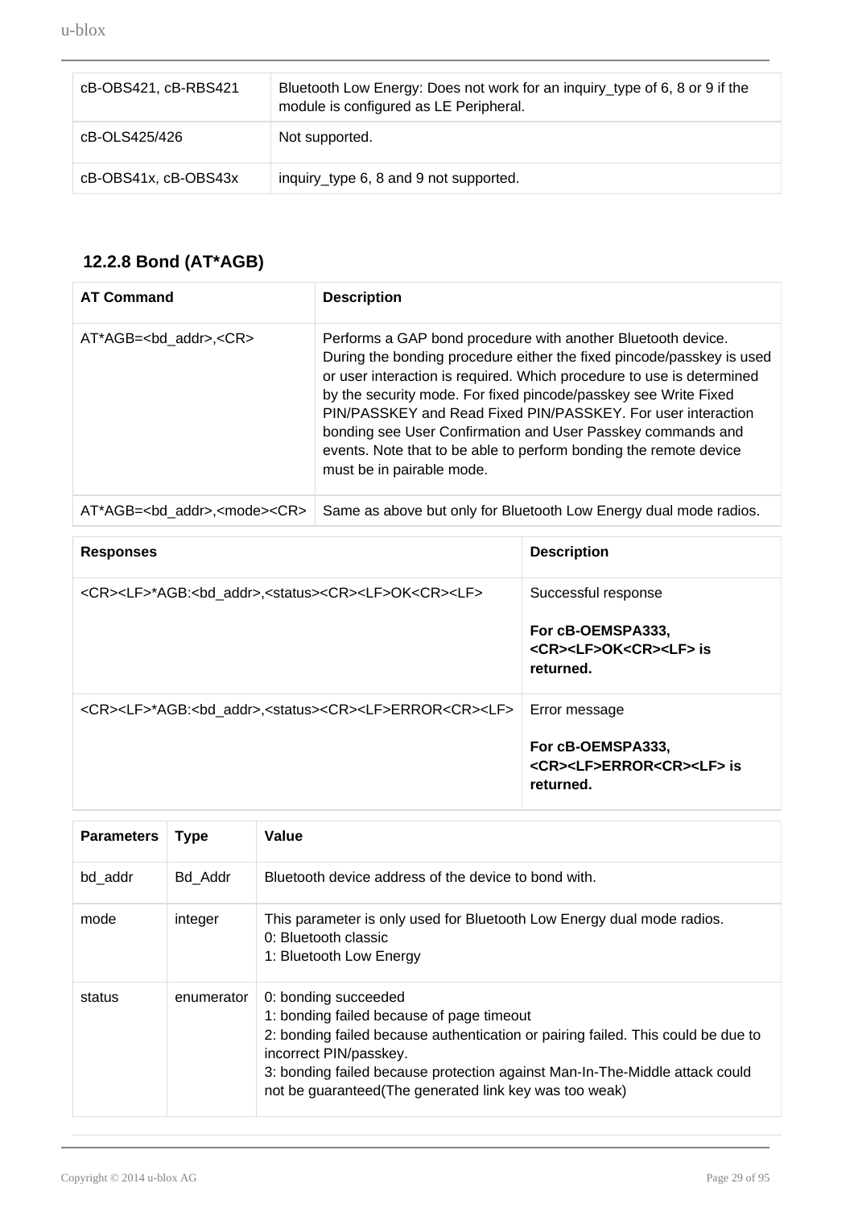| | |
|---|---|
| cB-OBS421, cB-RBS421 | Bluetooth Low Energy: Does not work for an inquiry_type of 6, 8 or 9 if the module is configured as LE Peripheral. |
| cB-OLS425/426 | Not supported. |
| cB-OBS41x, cB-OBS43x | inquiry_type 6, 8 and 9 not supported. |

### 12.2.8 Bond (AT*AGB)

| AT Command | Description |
|---|---|
| AT*AGB=<bd_addr>,<CR> | Performs a GAP bond procedure with another Bluetooth device. During the bonding procedure either the fixed pincode/passkey is used or user interaction is required. Which procedure to use is determined by the security mode. For fixed pincode/passkey see Write Fixed PIN/PASSKEY and Read Fixed PIN/PASSKEY. For user interaction bonding see User Confirmation and User Passkey commands and events. Note that to be able to perform bonding the remote device must be in pairable mode. |
| AT*AGB=<bd_addr>,<mode><CR> | Same as above but only for Bluetooth Low Energy dual mode radios. |

| Responses | Description |
|---|---|
| <CR><LF>*AGB:<bd_addr>,<status><CR><LF>OK<CR><LF> | Successful response<br><br>**For cB-OEMSPA333, <CR><LF>OK<CR><LF> is returned.** |
| <CR><LF>*AGB:<bd_addr>,<status><CR><LF>ERROR<CR><LF> | Error message<br><br>**For cB-OEMSPA333, <CR><LF>ERROR<CR><LF> is returned.** |

| Parameters | Type | Value |
|---|---|---|
| bd_addr | Bd_Addr | Bluetooth device address of the device to bond with. |
| mode | integer | This parameter is only used for Bluetooth Low Energy dual mode radios.<br>0: Bluetooth classic<br>1: Bluetooth Low Energy |
| status | enumerator | 0: bonding succeeded<br>1: bonding failed because of page timeout<br>2: bonding failed because authentication or pairing failed. This could be due to incorrect PIN/passkey.<br>3: bonding failed because protection against Man-In-The-Middle attack could not be guaranteed(The generated link key was too weak) |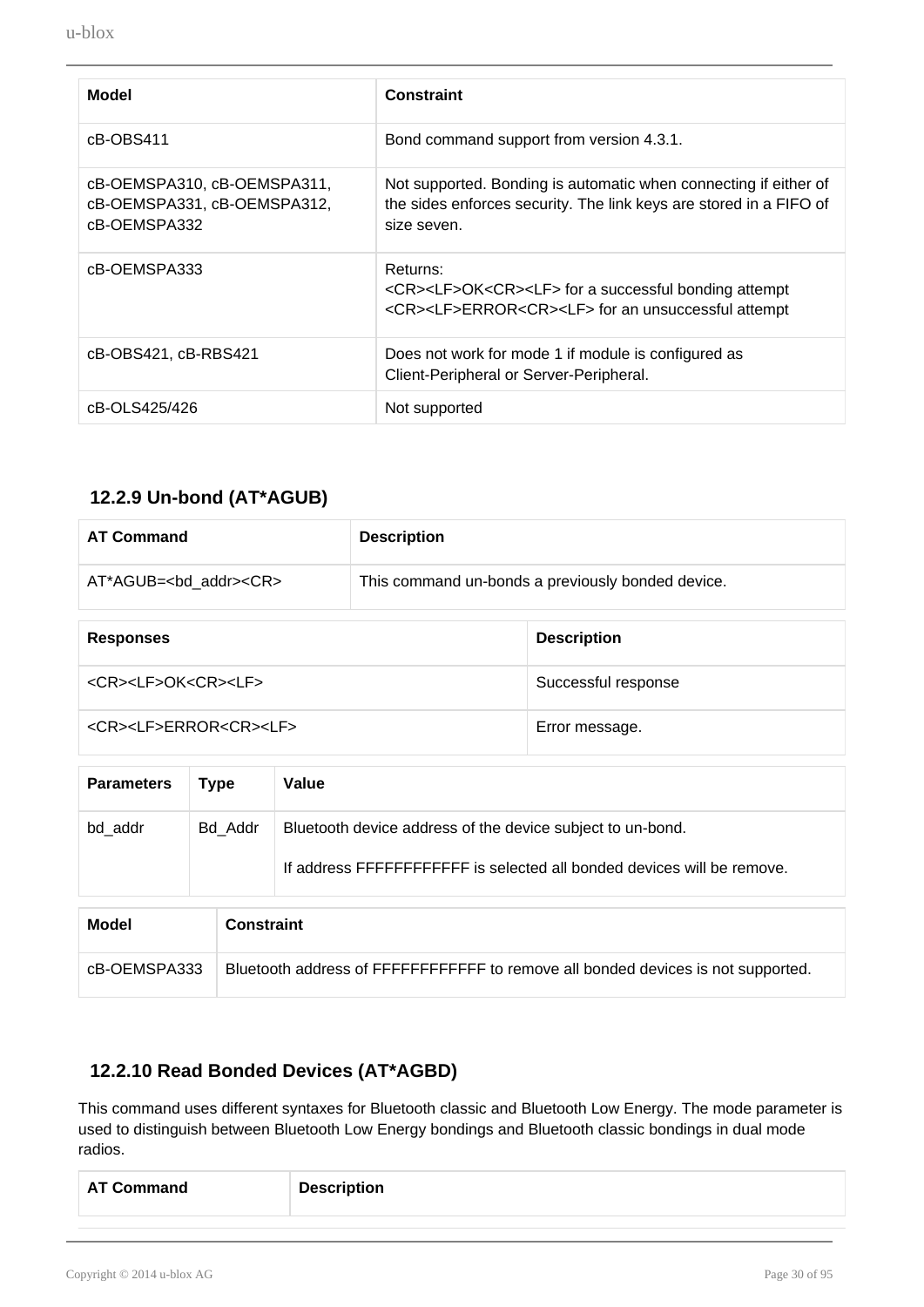| Model | Constraint |
| --- | --- |
| cB-OBS411 | Bond command support from version 4.3.1. |
| cB-OEMSPA310, cB-OEMSPA311, cB-OEMSPA331, cB-OEMSPA312, cB-OEMSPA332 | Not supported. Bonding is automatic when connecting if either of the sides enforces security. The link keys are stored in a FIFO of size seven. |
| cB-OEMSPA333 | Returns:<br><CR><LF>OK<CR><LF> for a successful bonding attempt<br><CR><LF>ERROR<CR><LF> for an unsuccessful attempt |
| cB-OBS421, cB-RBS421 | Does not work for mode 1 if module is configured as Client-Peripheral or Server-Peripheral. |
| cB-OLS425/426 | Not supported |

### 12.2.9 Un-bond (AT*AGUB)

| AT Command | Description |
| --- | --- |
| AT*AGUB=<bd_addr><CR> | This command un-bonds a previously bonded device. |

| Responses | Description |
| --- | --- |
| <CR><LF>OK<CR><LF> | Successful response |
| <CR><LF>ERROR<CR><LF> | Error message. |

| Parameters | Type | Value |
| --- | --- | --- |
| bd_addr | Bd_Addr | Bluetooth device address of the device subject to un-bond.<br><br>If address FFFFFFFFFFFF is selected all bonded devices will be remove. |

| Model | Constraint |
| --- | --- |
| cB-OEMSPA333 | Bluetooth address of FFFFFFFFFFFF to remove all bonded devices is not supported. |

### 12.2.10 Read Bonded Devices (AT*AGBD)

This command uses different syntaxes for Bluetooth classic and Bluetooth Low Energy. The mode parameter is used to distinguish between Bluetooth Low Energy bondings and Bluetooth classic bondings in dual mode radios.

| AT Command | Description |
| --- | --- |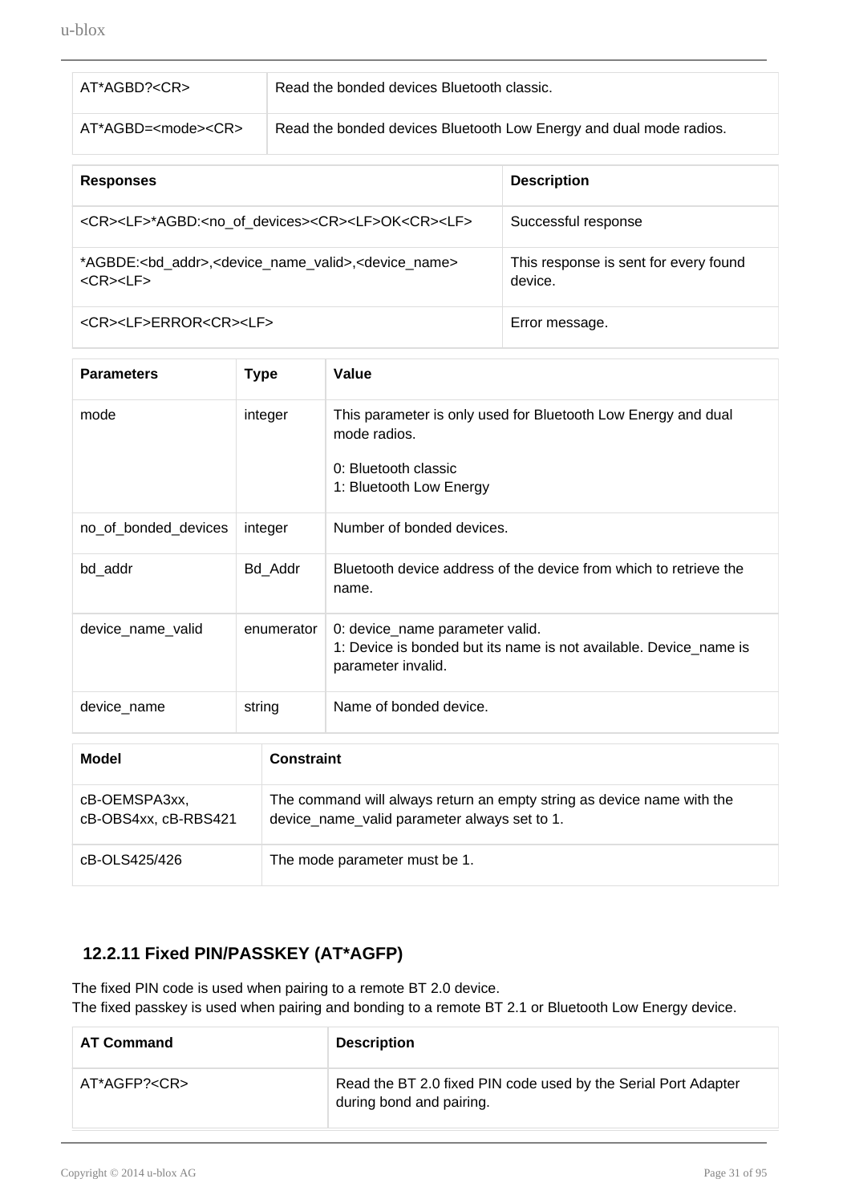| AT*AGBD?<CR> | Read the bonded devices Bluetooth classic. |
| --- | --- |
| AT*AGBD=<mode><CR> | Read the bonded devices Bluetooth Low Energy and dual mode radios. |

| Responses | Description |
| --- | --- |
| <CR><LF>*AGBD:<no_of_devices><CR><LF>OK<CR><LF> | Successful response |
| *AGBDE:<bd_addr>,<device_name_valid>,<device_name><CR><LF> | This response is sent for every found device. |
| <CR><LF>ERROR<CR><LF> | Error message. |

| Parameters | Type | Value |
| --- | --- | --- |
| mode | integer | This parameter is only used for Bluetooth Low Energy and dual mode radios.<br><br>0: Bluetooth classic<br>1: Bluetooth Low Energy |
| no_of_bonded_devices | integer | Number of bonded devices. |
| bd_addr | Bd_Addr | Bluetooth device address of the device from which to retrieve the name. |
| device_name_valid | enumerator | 0: device_name parameter valid.<br>1: Device is bonded but its name is not available. Device_name is parameter invalid. |
| device_name | string | Name of bonded device. |

| Model | Constraint |
| --- | --- |
| cB-OEMSPA3xx, cB-OBS4xx, cB-RBS421 | The command will always return an empty string as device name with the device_name_valid parameter always set to 1. |
| cB-OLS425/426 | The mode parameter must be 1. |

### 12.2.11 Fixed PIN/PASSKEY (AT*AGFP)

The fixed PIN code is used when pairing to a remote BT 2.0 device.
The fixed passkey is used when pairing and bonding to a remote BT 2.1 or Bluetooth Low Energy device.

| AT Command | Description |
| --- | --- |
| AT*AGFP?<CR> | Read the BT 2.0 fixed PIN code used by the Serial Port Adapter during bond and pairing. |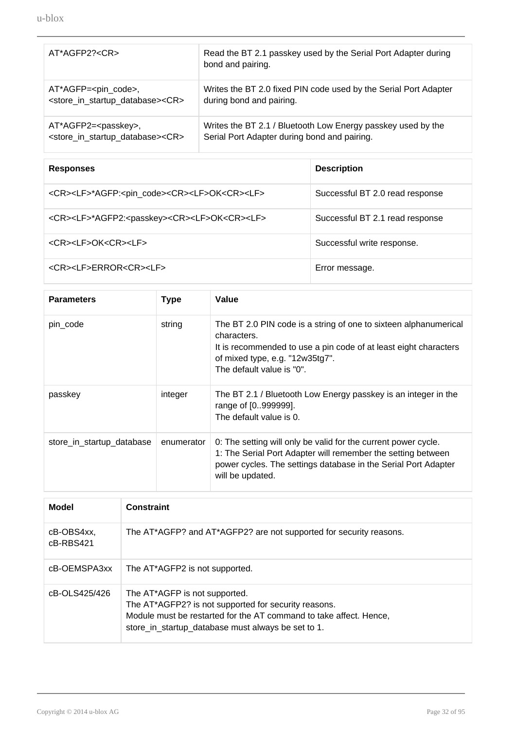| | |
|---|---|
| AT*AGFP2?<CR> | Read the BT 2.1 passkey used by the Serial Port Adapter during bond and pairing. |
| AT*AGFP=<pin_code>, <store_in_startup_database><CR> | Writes the BT 2.0 fixed PIN code used by the Serial Port Adapter during bond and pairing. |
| AT*AGFP2=<passkey>, <store_in_startup_database><CR> | Writes the BT 2.1 / Bluetooth Low Energy passkey used by the Serial Port Adapter during bond and pairing. |

| Responses | Description |
|---|---|
| <CR><LF>*AGFP:<pin_code><CR><LF>OK<CR><LF> | Successful BT 2.0 read response |
| <CR><LF>*AGFP2:<passkey><CR><LF>OK<CR><LF> | Successful BT 2.1 read response |
| <CR><LF>OK<CR><LF> | Successful write response. |
| <CR><LF>ERROR<CR><LF> | Error message. |

| Parameters | Type | Value |
|---|---|---|
| pin_code | string | The BT 2.0 PIN code is a string of one to sixteen alphanumerical characters.<br>It is recommended to use a pin code of at least eight characters of mixed type, e.g. "12w35tg7".<br>The default value is "0". |
| passkey | integer | The BT 2.1 / Bluetooth Low Energy passkey is an integer in the range of [0..999999].<br>The default value is 0. |
| store_in_startup_database | enumerator | 0: The setting will only be valid for the current power cycle.<br>1: The Serial Port Adapter will remember the setting between power cycles. The settings database in the Serial Port Adapter will be updated. |

| Model | Constraint |
|---|---|
| cB-OBS4xx, cB-RBS421 | The AT*AGFP? and AT*AGFP2? are not supported for security reasons. |
| cB-OEMSPA3xx | The AT*AGFP2 is not supported. |
| cB-OLS425/426 | The AT*AGFP is not supported.<br>The AT*AGFP2? is not supported for security reasons.<br>Module must be restarted for the AT command to take affect. Hence, store_in_startup_database must always be set to 1. |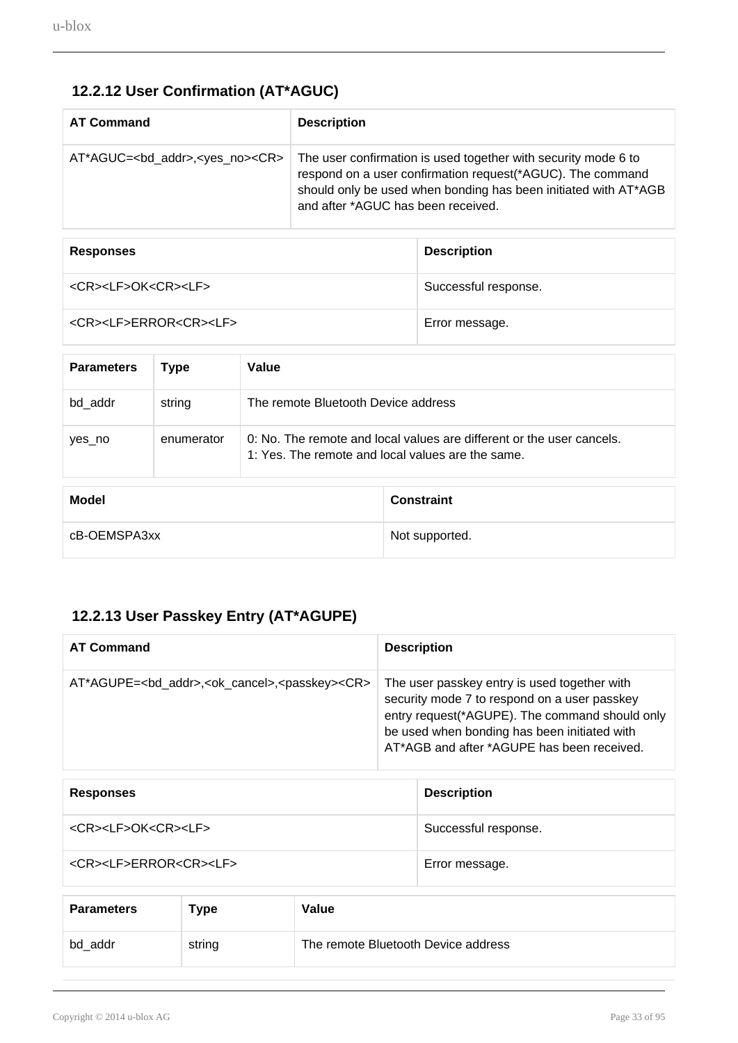### 12.2.12 User Confirmation (AT*AGUC)

| AT Command | Description |
| --- | --- |
| AT*AGUC=<bd_addr>,<yes_no><CR> | The user confirmation is used together with security mode 6 to respond on a user confirmation request(*AGUC). The command should only be used when bonding has been initiated with AT*AGB and after *AGUC has been received. |

| Responses | Description |
| --- | --- |
| <CR><LF>OK<CR><LF> | Successful response. |
| <CR><LF>ERROR<CR><LF> | Error message. |

| Parameters | Type | Value |
| --- | --- | --- |
| bd_addr | string | The remote Bluetooth Device address |
| yes_no | enumerator | 0: No. The remote and local values are different or the user cancels.<br>1: Yes. The remote and local values are the same. |

| Model | Constraint |
| --- | --- |
| cB-OEMSPA3xx | Not supported. |

### 12.2.13 User Passkey Entry (AT*AGUPE)

| AT Command | Description |
| --- | --- |
| AT*AGUPE=<bd_addr>,<ok_cancel>,<passkey><CR> | The user passkey entry is used together with security mode 7 to respond on a user passkey entry request(*AGUPE). The command should only be used when bonding has been initiated with AT*AGB and after *AGUPE has been received. |

| Responses | Description |
| --- | --- |
| <CR><LF>OK<CR><LF> | Successful response. |
| <CR><LF>ERROR<CR><LF> | Error message. |

| Parameters | Type | Value |
| --- | --- | --- |
| bd_addr | string | The remote Bluetooth Device address |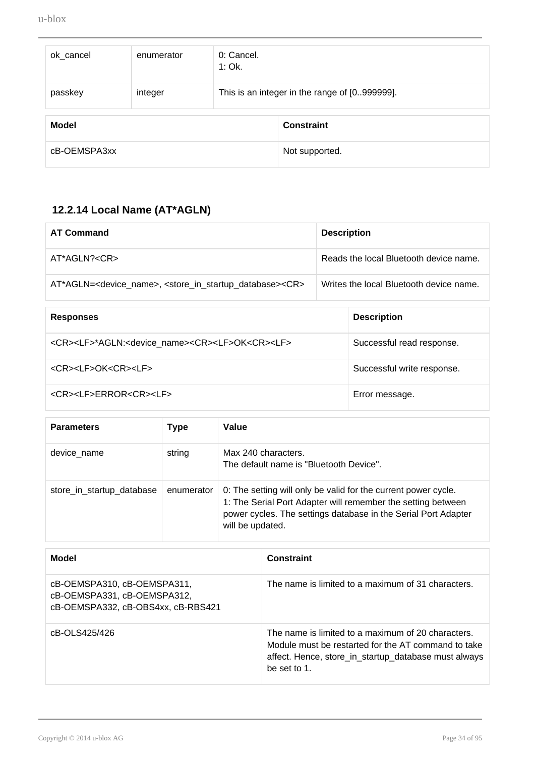| ok_cancel | enumerator | 0: Cancel.<br>1: Ok. |
|---|---|---|
| passkey | integer | This is an integer in the range of [0..999999]. |

| Model | Constraint |
|---|---|
| cB-OEMSPA3xx | Not supported. |

### 12.2.14 Local Name (AT*AGLN)

| AT Command | Description |
|---|---|
| AT*AGLN?<CR> | Reads the local Bluetooth device name. |
| AT*AGLN=<device_name>, <store_in_startup_database><CR> | Writes the local Bluetooth device name. |

| Responses | Description |
|---|---|
| <CR><LF>*AGLN:<device_name><CR><LF>OK<CR><LF> | Successful read response. |
| <CR><LF>OK<CR><LF> | Successful write response. |
| <CR><LF>ERROR<CR><LF> | Error message. |

| Parameters | Type | Value |
|---|---|---|
| device_name | string | Max 240 characters.<br>The default name is "Bluetooth Device". |
| store_in_startup_database | enumerator | 0: The setting will only be valid for the current power cycle.<br>1: The Serial Port Adapter will remember the setting between power cycles. The settings database in the Serial Port Adapter will be updated. |

| Model | Constraint |
|---|---|
| cB-OEMSPA310, cB-OEMSPA311, cB-OEMSPA331, cB-OEMSPA312, cB-OEMSPA332, cB-OBS4xx, cB-RBS421 | The name is limited to a maximum of 31 characters. |
| cB-OLS425/426 | The name is limited to a maximum of 20 characters. Module must be restarted for the AT command to take affect. Hence, store_in_startup_database must always be set to 1. |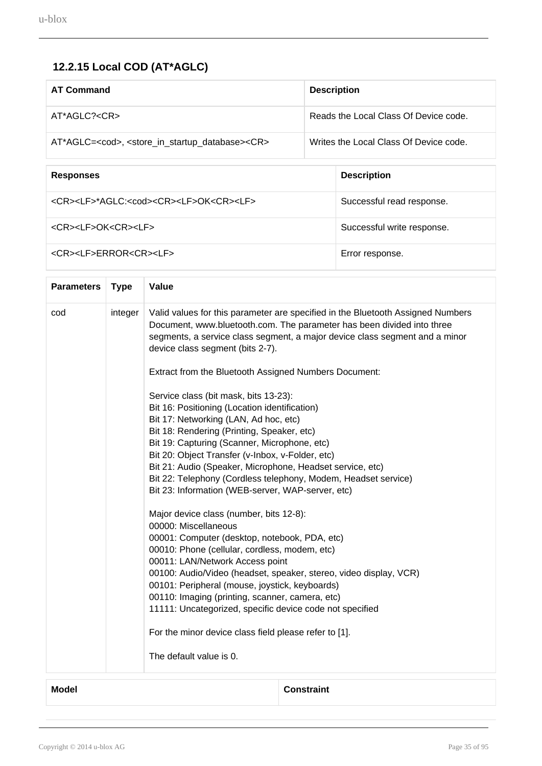### 12.2.15 Local COD (AT*AGLC)

| AT Command | Description |
| --- | --- |
| AT*AGLC?<CR> | Reads the Local Class Of Device code. |
| AT*AGLC=<cod>, <store_in_startup_database><CR> | Writes the Local Class Of Device code. |

| Responses | Description |
| --- | --- |
| <CR><LF>*AGLC:<cod><CR><LF>OK<CR><LF> | Successful read response. |
| <CR><LF>OK<CR><LF> | Successful write response. |
| <CR><LF>ERROR<CR><LF> | Error response. |

| Parameters | Type | Value |
| --- | --- | --- |
| cod | integer | Valid values for this parameter are specified in the Bluetooth Assigned Numbers Document, www.bluetooth.com. The parameter has been divided into three segments, a service class segment, a major device class segment and a minor device class segment (bits 2-7).<br><br>Extract from the Bluetooth Assigned Numbers Document:<br><br>Service class (bit mask, bits 13-23):<br>Bit 16: Positioning (Location identification)<br>Bit 17: Networking (LAN, Ad hoc, etc)<br>Bit 18: Rendering (Printing, Speaker, etc)<br>Bit 19: Capturing (Scanner, Microphone, etc)<br>Bit 20: Object Transfer (v-Inbox, v-Folder, etc)<br>Bit 21: Audio (Speaker, Microphone, Headset service, etc)<br>Bit 22: Telephony (Cordless telephony, Modem, Headset service)<br>Bit 23: Information (WEB-server, WAP-server, etc)<br><br>Major device class (number, bits 12-8):<br>00000: Miscellaneous<br>00001: Computer (desktop, notebook, PDA, etc)<br>00010: Phone (cellular, cordless, modem, etc)<br>00011: LAN/Network Access point<br>00100: Audio/Video (headset, speaker, stereo, video display, VCR)<br>00101: Peripheral (mouse, joystick, keyboards)<br>00110: Imaging (printing, scanner, camera, etc)<br>11111: Uncategorized, specific device code not specified<br><br>For the minor device class field please refer to [1].<br><br>The default value is 0. |

| Model | Constraint |
| --- | --- |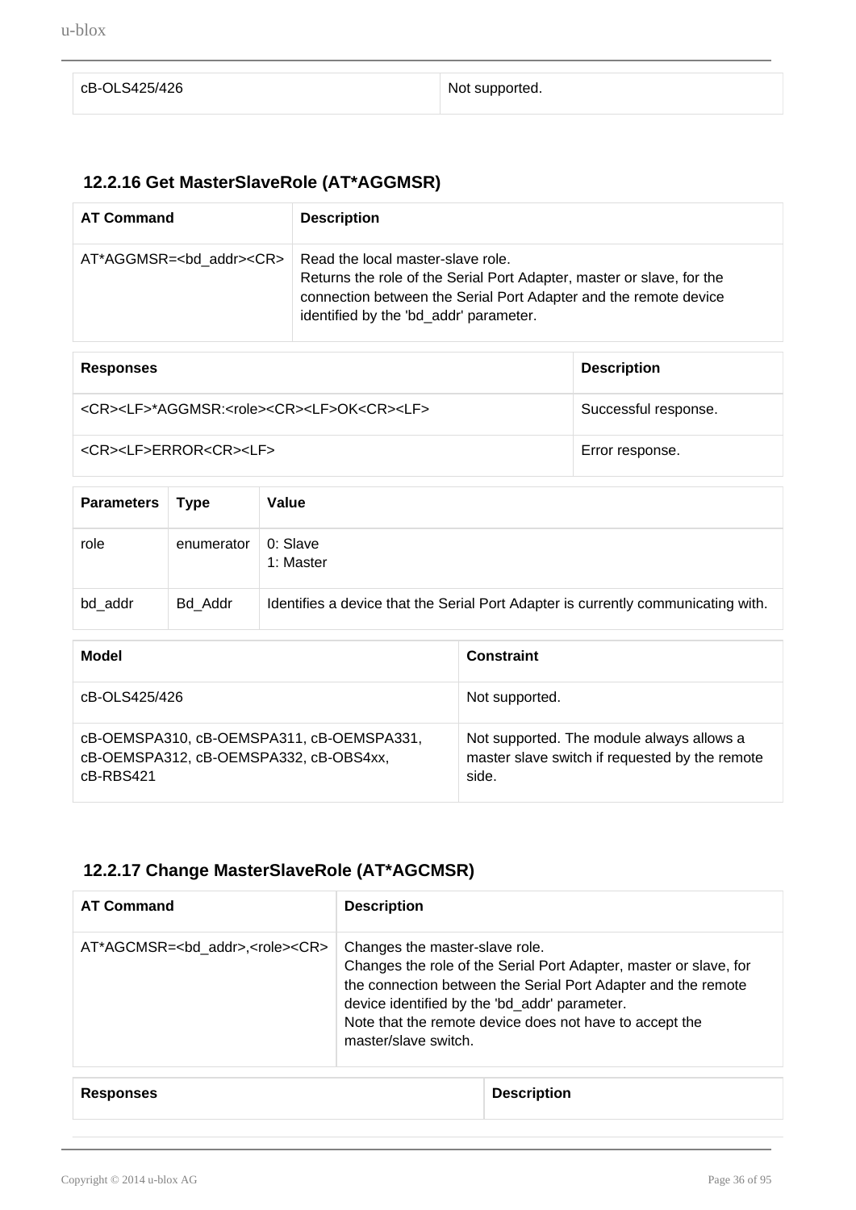| | |
|---|---|
| cB-OLS425/426 | Not supported. |

### 12.2.16 Get MasterSlaveRole (AT*AGGMSR)

| AT Command | Description |
|---|---|
| AT*AGGMSR=<bd_addr><CR> | Read the local master-slave role.<br>Returns the role of the Serial Port Adapter, master or slave, for the connection between the Serial Port Adapter and the remote device identified by the 'bd_addr' parameter. |

| Responses | Description |
|---|---|
| <CR><LF>*AGGMSR:<role><CR><LF>OK<CR><LF> | Successful response. |
| <CR><LF>ERROR<CR><LF> | Error response. |

| Parameters | Type | Value |
|---|---|---|
| role | enumerator | 0: Slave<br>1: Master |
| bd_addr | Bd_Addr | Identifies a device that the Serial Port Adapter is currently communicating with. |

| Model | Constraint |
|---|---|
| cB-OLS425/426 | Not supported. |
| cB-OEMSPA310, cB-OEMSPA311, cB-OEMSPA331, cB-OEMSPA312, cB-OEMSPA332, cB-OBS4xx, cB-RBS421 | Not supported. The module always allows a master slave switch if requested by the remote side. |

### 12.2.17 Change MasterSlaveRole (AT*AGCMSR)

| AT Command | Description |
|---|---|
| AT*AGCMSR=<bd_addr>,<role><CR> | Changes the master-slave role.<br>Changes the role of the Serial Port Adapter, master or slave, for the connection between the Serial Port Adapter and the remote device identified by the 'bd_addr' parameter.<br>Note that the remote device does not have to accept the master/slave switch. |

| Responses | Description |
|---|---|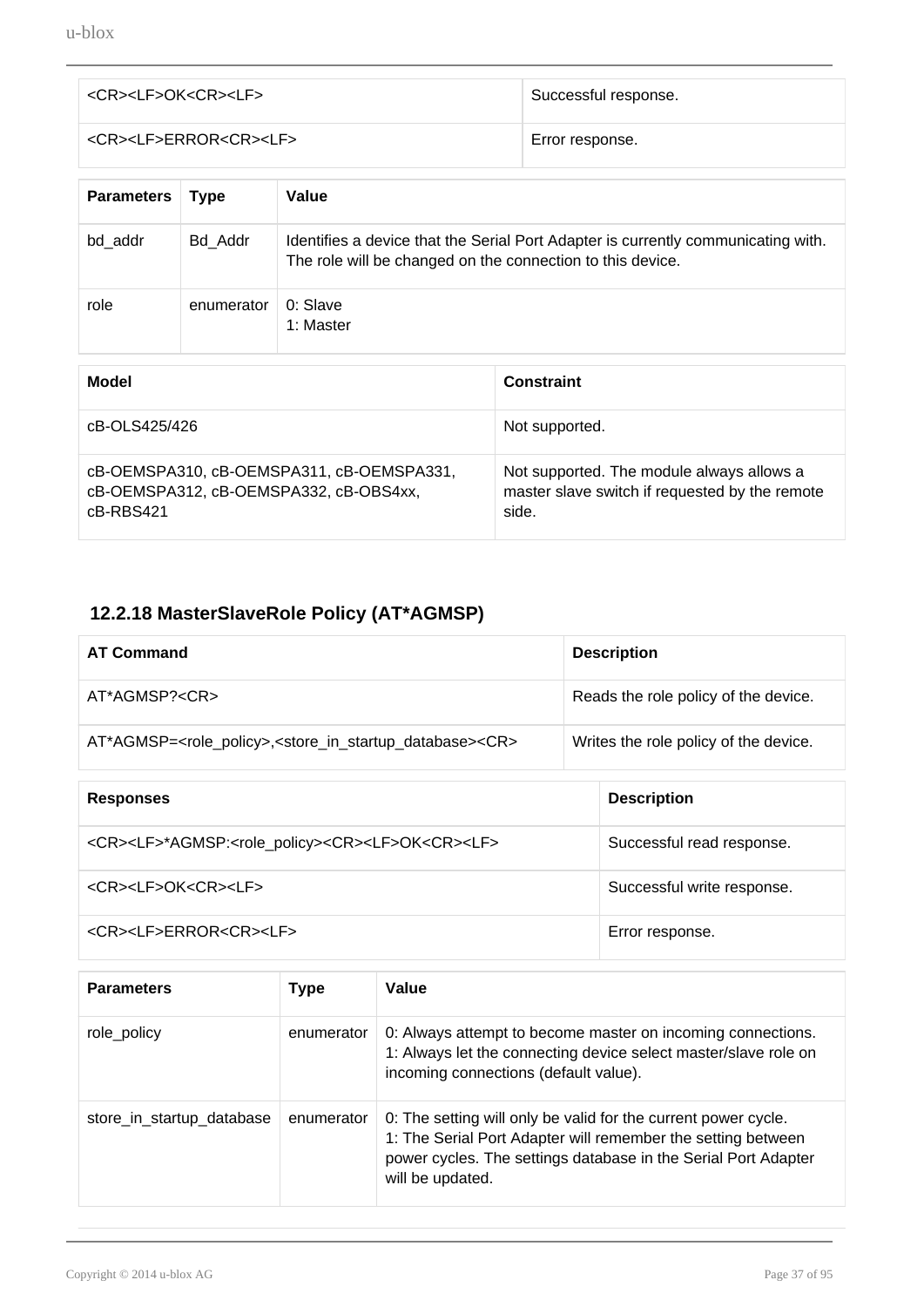| | |
|---|---|
| <CR><LF>OK<CR><LF> | Successful response. |
| <CR><LF>ERROR<CR><LF> | Error response. |

| Parameters | Type | Value |
|---|---|---|
| bd_addr | Bd_Addr | Identifies a device that the Serial Port Adapter is currently communicating with. The role will be changed on the connection to this device. |
| role | enumerator | 0: Slave<br>1: Master |

| Model | Constraint |
|---|---|
| cB-OLS425/426 | Not supported. |
| cB-OEMSPA310, cB-OEMSPA311, cB-OEMSPA331, cB-OEMSPA312, cB-OEMSPA332, cB-OBS4xx, cB-RBS421 | Not supported. The module always allows a master slave switch if requested by the remote side. |

### 12.2.18 MasterSlaveRole Policy (AT*AGMSP)

| AT Command | Description |
|---|---|
| AT*AGMSP?<CR> | Reads the role policy of the device. |
| AT*AGMSP=<role_policy>,<store_in_startup_database><CR> | Writes the role policy of the device. |

| Responses | Description |
|---|---|
| <CR><LF>*AGMSP:<role_policy><CR><LF>OK<CR><LF> | Successful read response. |
| <CR><LF>OK<CR><LF> | Successful write response. |
| <CR><LF>ERROR<CR><LF> | Error response. |

| Parameters | Type | Value |
|---|---|---|
| role_policy | enumerator | 0: Always attempt to become master on incoming connections.<br>1: Always let the connecting device select master/slave role on incoming connections (default value). |
| store_in_startup_database | enumerator | 0: The setting will only be valid for the current power cycle.<br>1: The Serial Port Adapter will remember the setting between power cycles. The settings database in the Serial Port Adapter will be updated. |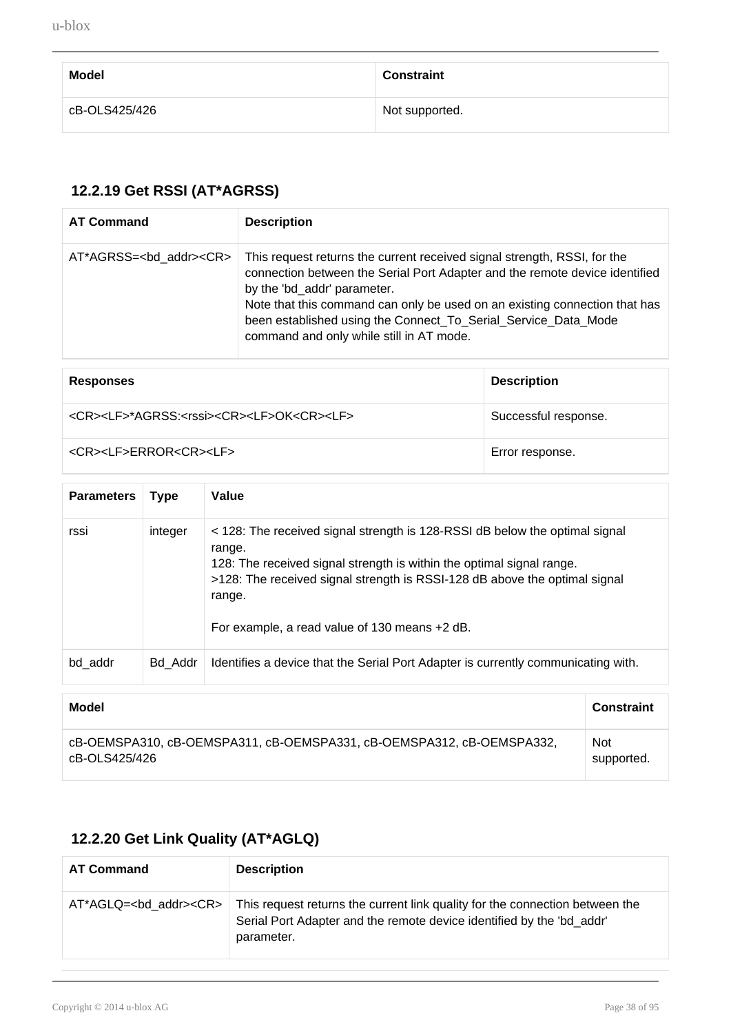| Model | Constraint |
| --- | --- |
| cB-OLS425/426 | Not supported. |

### 12.2.19 Get RSSI (AT*AGRSS)

| AT Command | Description |
| --- | --- |
| AT*AGRSS=<bd_addr><CR> | This request returns the current received signal strength, RSSI, for the connection between the Serial Port Adapter and the remote device identified by the 'bd_addr' parameter.<br>Note that this command can only be used on an existing connection that has been established using the Connect_To_Serial_Service_Data_Mode command and only while still in AT mode. |

| Responses | Description |
| --- | --- |
| <CR><LF>*AGRSS:<rssi><CR><LF>OK<CR><LF> | Successful response. |
| <CR><LF>ERROR<CR><LF> | Error response. |

| Parameters | Type | Value |
| --- | --- | --- |
| rssi | integer | < 128: The received signal strength is 128-RSSI dB below the optimal signal range.<br>128: The received signal strength is within the optimal signal range.<br>>128: The received signal strength is RSSI-128 dB above the optimal signal range.<br><br>For example, a read value of 130 means +2 dB. |
| bd_addr | Bd_Addr | Identifies a device that the Serial Port Adapter is currently communicating with. |

| Model | Constraint |
| --- | --- |
| cB-OEMSPA310, cB-OEMSPA311, cB-OEMSPA331, cB-OEMSPA312, cB-OEMSPA332, cB-OLS425/426 | Not supported. |

### 12.2.20 Get Link Quality (AT*AGLQ)

| AT Command | Description |
| --- | --- |
| AT*AGLQ=<bd_addr><CR> | This request returns the current link quality for the connection between the Serial Port Adapter and the remote device identified by the 'bd_addr' parameter. |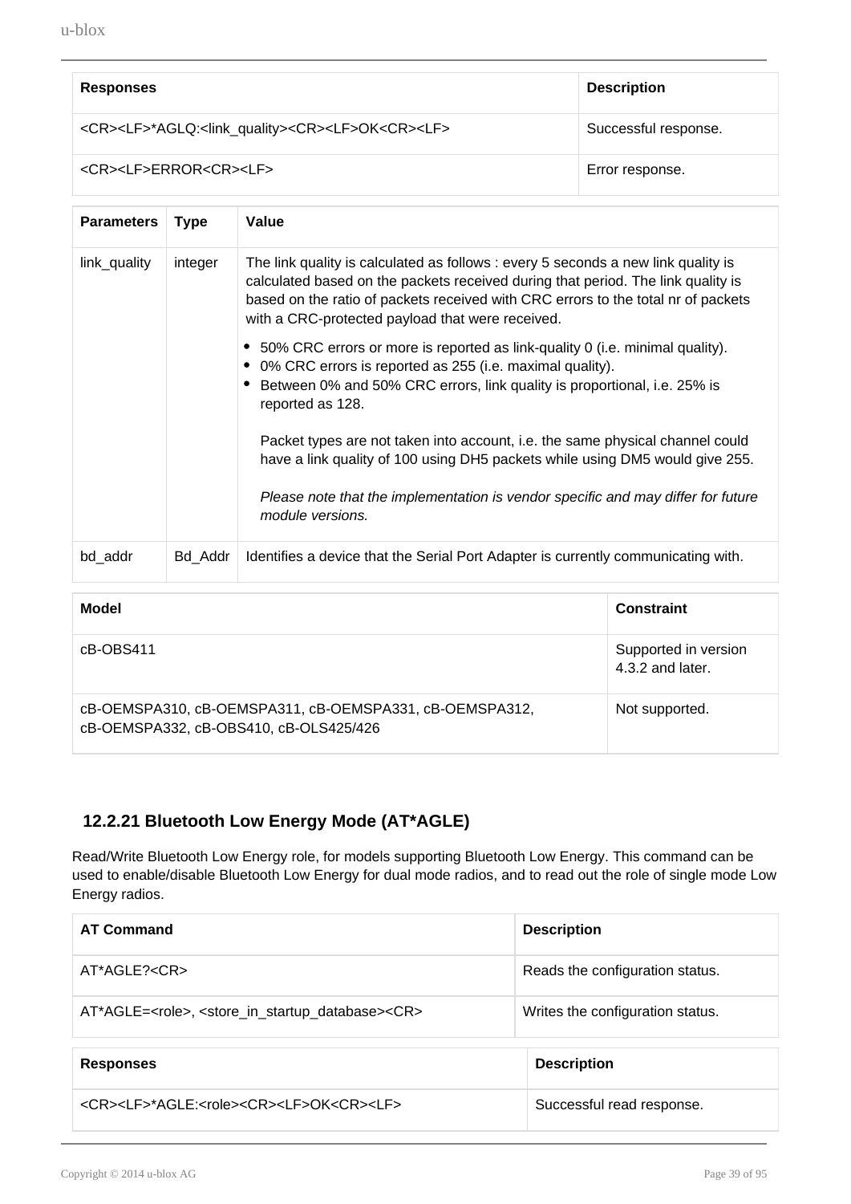| Responses | Description |
| --- | --- |
| <CR><LF>*AGLQ:<link_quality><CR><LF>OK<CR><LF> | Successful response. |
| <CR><LF>ERROR<CR><LF> | Error response. |

| Parameters | Type | Value |
| --- | --- | --- |
| link_quality | integer | The link quality is calculated as follows : every 5 seconds a new link quality is calculated based on the packets received during that period. The link quality is based on the ratio of packets received with CRC errors to the total nr of packets with a CRC-protected payload that were received.<br>• 50% CRC errors or more is reported as link-quality 0 (i.e. minimal quality).<br>• 0% CRC errors is reported as 255 (i.e. maximal quality).<br>• Between 0% and 50% CRC errors, link quality is proportional, i.e. 25% is reported as 128.<br><br>Packet types are not taken into account, i.e. the same physical channel could have a link quality of 100 using DH5 packets while using DM5 would give 255.<br><br>*Please note that the implementation is vendor specific and may differ for future module versions.* |
| bd_addr | Bd_Addr | Identifies a device that the Serial Port Adapter is currently communicating with. |

| Model | Constraint |
| --- | --- |
| cB-OBS411 | Supported in version 4.3.2 and later. |
| cB-OEMSPA310, cB-OEMSPA311, cB-OEMSPA331, cB-OEMSPA312, cB-OEMSPA332, cB-OBS410, cB-OLS425/426 | Not supported. |

### 12.2.21 Bluetooth Low Energy Mode (AT*AGLE)

Read/Write Bluetooth Low Energy role, for models supporting Bluetooth Low Energy. This command can be used to enable/disable Bluetooth Low Energy for dual mode radios, and to read out the role of single mode Low Energy radios.

| AT Command | Description |
| --- | --- |
| AT*AGLE?<CR> | Reads the configuration status. |
| AT*AGLE=<role>, <store_in_startup_database><CR> | Writes the configuration status. |

| Responses | Description |
| --- | --- |
| <CR><LF>*AGLE:<role><CR><LF>OK<CR><LF> | Successful read response. |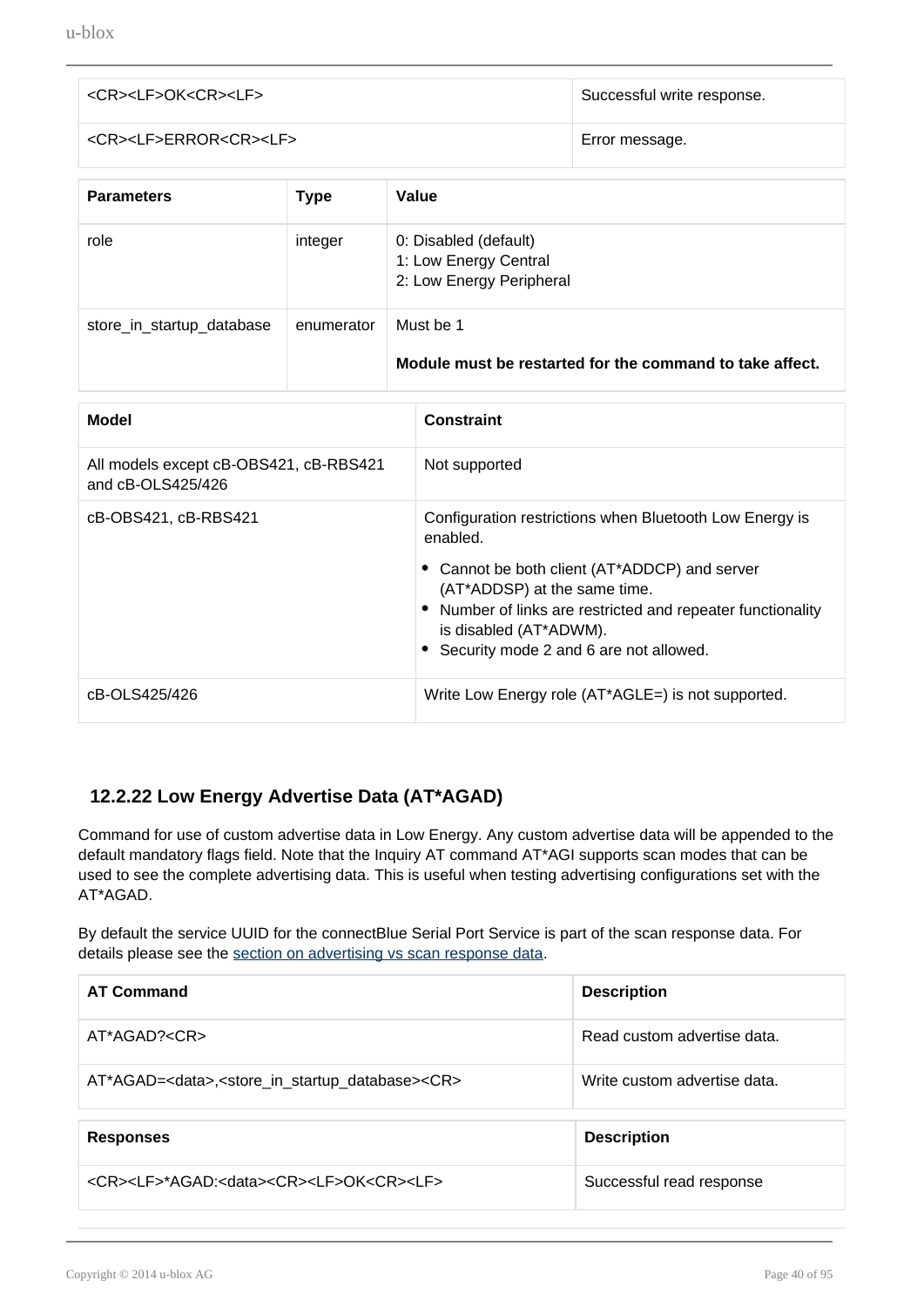| | |
|---|---|
| <CR><LF>OK<CR><LF> | Successful write response. |
| <CR><LF>ERROR<CR><LF> | Error message. |

| Parameters | Type | Value |
|---|---|---|
| role | integer | 0: Disabled (default)<br>1: Low Energy Central<br>2: Low Energy Peripheral |
| store_in_startup_database | enumerator | Must be 1<br><br>**Module must be restarted for the command to take affect.** |

| Model | Constraint |
|---|---|
| All models except cB-OBS421, cB-RBS421 and cB-OLS425/426 | Not supported |
| cB-OBS421, cB-RBS421 | Configuration restrictions when Bluetooth Low Energy is enabled.<br>• Cannot be both client (AT*ADDCP) and server (AT*ADDSP) at the same time.<br>• Number of links are restricted and repeater functionality is disabled (AT*ADWM).<br>• Security mode 2 and 6 are not allowed. |
| cB-OLS425/426 | Write Low Energy role (AT*AGLE=) is not supported. |

### 12.2.22 Low Energy Advertise Data (AT*AGAD)

Command for use of custom advertise data in Low Energy. Any custom advertise data will be appended to the default mandatory flags field. Note that the Inquiry AT command AT*AGI supports scan modes that can be used to see the complete advertising data. This is useful when testing advertising configurations set with the AT*AGAD.

By default the service UUID for the connectBlue Serial Port Service is part of the scan response data. For details please see the section on advertising vs scan response data.

| AT Command | Description |
|---|---|
| AT*AGAD?<CR> | Read custom advertise data. |
| AT*AGAD=<data>,<store_in_startup_database><CR> | Write custom advertise data. |

| Responses | Description |
|---|---|
| <CR><LF>*AGAD:<data><CR><LF>OK<CR><LF> | Successful read response |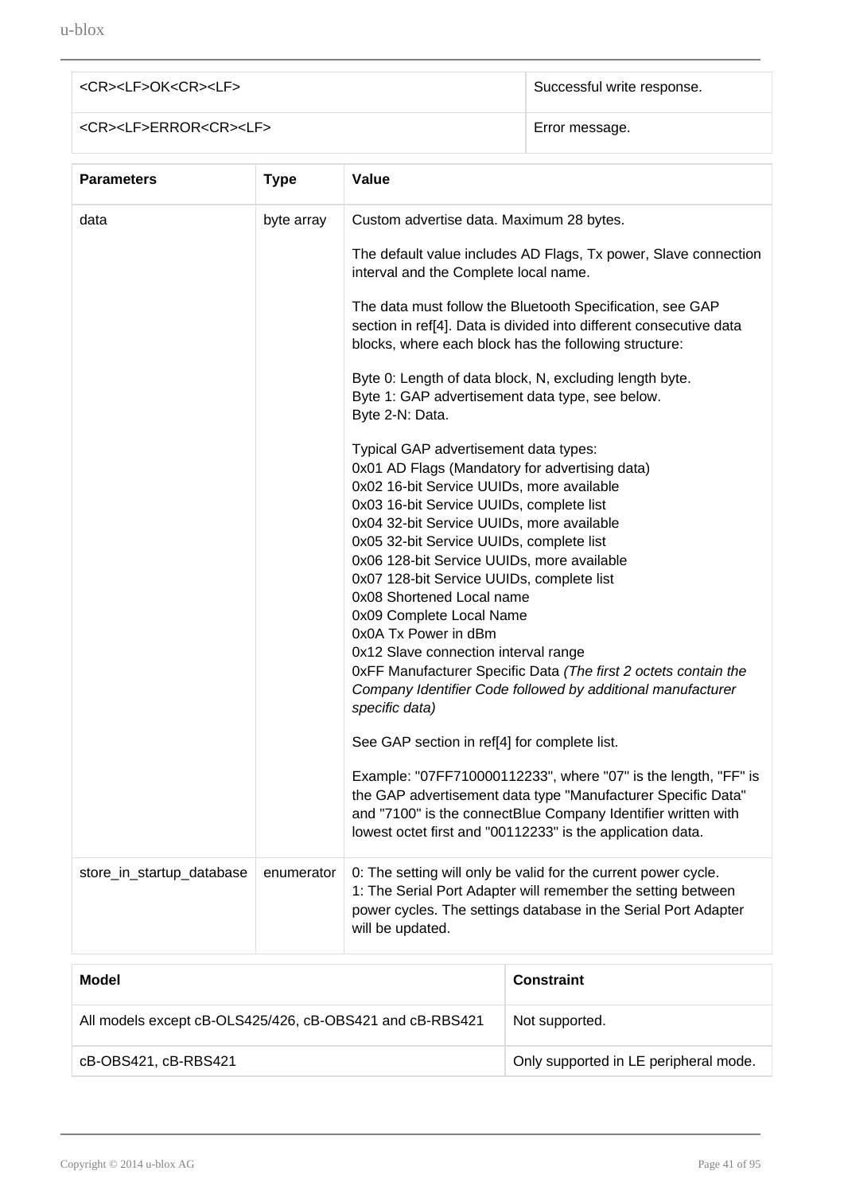| | |
|---|---|
| <CR><LF>OK<CR><LF> | Successful write response. |
| <CR><LF>ERROR<CR><LF> | Error message. |

| Parameters | Type | Value |
|---|---|---|
| data | byte array | Custom advertise data. Maximum 28 bytes.<br><br>The default value includes AD Flags, Tx power, Slave connection interval and the Complete local name.<br><br>The data must follow the Bluetooth Specification, see GAP section in ref[4]. Data is divided into different consecutive data blocks, where each block has the following structure:<br><br>Byte 0: Length of data block, N, excluding length byte.<br>Byte 1: GAP advertisement data type, see below.<br>Byte 2-N: Data.<br><br>Typical GAP advertisement data types:<br>0x01 AD Flags (Mandatory for advertising data)<br>0x02 16-bit Service UUIDs, more available<br>0x03 16-bit Service UUIDs, complete list<br>0x04 32-bit Service UUIDs, more available<br>0x05 32-bit Service UUIDs, complete list<br>0x06 128-bit Service UUIDs, more available<br>0x07 128-bit Service UUIDs, complete list<br>0x08 Shortened Local name<br>0x09 Complete Local Name<br>0x0A Tx Power in dBm<br>0x12 Slave connection interval range<br>0xFF Manufacturer Specific Data *(The first 2 octets contain the Company Identifier Code followed by additional manufacturer specific data)*<br><br>See GAP section in ref[4] for complete list.<br><br>Example: "07FF710000112233", where "07" is the length, "FF" is the GAP advertisement data type "Manufacturer Specific Data" and "7100" is the connectBlue Company Identifier written with lowest octet first and "00112233" is the application data. |
| store_in_startup_database | enumerator | 0: The setting will only be valid for the current power cycle.<br>1: The Serial Port Adapter will remember the setting between power cycles. The settings database in the Serial Port Adapter will be updated. |

| Model | Constraint |
|---|---|
| All models except cB-OLS425/426, cB-OBS421 and cB-RBS421 | Not supported. |
| cB-OBS421, cB-RBS421 | Only supported in LE peripheral mode. |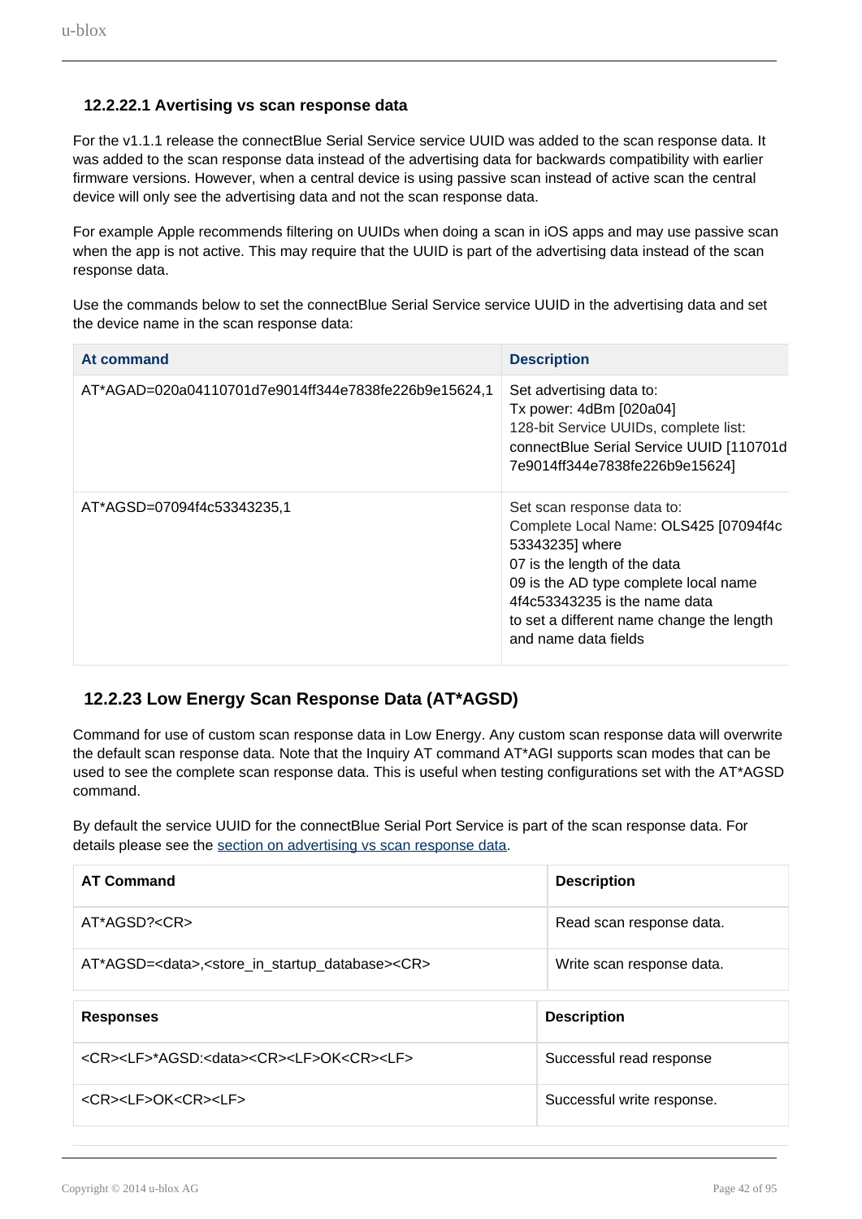#### 12.2.22.1 Avertising vs scan response data

For the v1.1.1 release the connectBlue Serial Service service UUID was added to the scan response data. It was added to the scan response data instead of the advertising data for backwards compatibility with earlier firmware versions. However, when a central device is using passive scan instead of active scan the central device will only see the advertising data and not the scan response data.

For example Apple recommends filtering on UUIDs when doing a scan in iOS apps and may use passive scan when the app is not active. This may require that the UUID is part of the advertising data instead of the scan response data.

Use the commands below to set the connectBlue Serial Service service UUID in the advertising data and set the device name in the scan response data:

| At command | Description |
|---|---|
| AT*AGAD=020a04110701d7e9014ff344e7838fe226b9e15624,1 | Set advertising data to:<br>Tx power: 4dBm [020a04]<br>128-bit Service UUIDs, complete list:<br>connectBlue Serial Service UUID [110701d7e9014ff344e7838fe226b9e15624] |
| AT*AGSD=07094f4c53343235,1 | Set scan response data to:<br>Complete Local Name: OLS425 [07094f4c53343235] where<br>07 is the length of the data<br>09 is the AD type complete local name<br>4f4c53343235 is the name data<br>to set a different name change the length and name data fields |

### 12.2.23 Low Energy Scan Response Data (AT*AGSD)

Command for use of custom scan response data in Low Energy. Any custom scan response data will overwrite the default scan response data. Note that the Inquiry AT command AT*AGI supports scan modes that can be used to see the complete scan response data. This is useful when testing configurations set with the AT*AGSD command.

By default the service UUID for the connectBlue Serial Port Service is part of the scan response data. For details please see the section on advertising vs scan response data.

| AT Command | Description |
|---|---|
| AT*AGSD?<CR> | Read scan response data. |
| AT*AGSD=<data>,<store_in_startup_database><CR> | Write scan response data. |

| Responses | Description |
|---|---|
| <CR><LF>*AGSD:<data><CR><LF>OK<CR><LF> | Successful read response |
| <CR><LF>OK<CR><LF> | Successful write response. |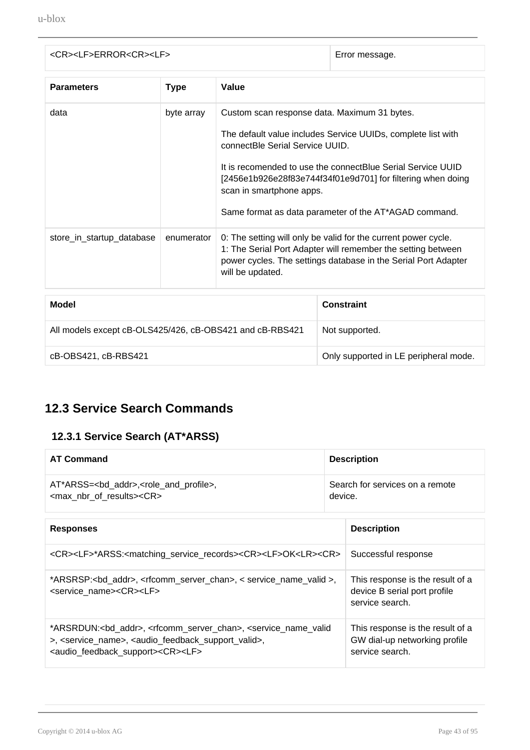| | |
|---|---|
| <CR><LF>ERROR<CR><LF> | Error message. |

| Parameters | Type | Value |
|---|---|---|
| data | byte array | Custom scan response data. Maximum 31 bytes.<br><br>The default value includes Service UUIDs, complete list with connectBle Serial Service UUID.<br><br>It is recomended to use the connectBlue Serial Service UUID [2456e1b926e28f83e744f34f01e9d701] for filtering when doing scan in smartphone apps.<br><br>Same format as data parameter of the AT*AGAD command. |
| store_in_startup_database | enumerator | 0: The setting will only be valid for the current power cycle.<br>1: The Serial Port Adapter will remember the setting between power cycles. The settings database in the Serial Port Adapter will be updated. |

| Model | Constraint |
|---|---|
| All models except cB-OLS425/426, cB-OBS421 and cB-RBS421 | Not supported. |
| cB-OBS421, cB-RBS421 | Only supported in LE peripheral mode. |

## 12.3 Service Search Commands

### 12.3.1 Service Search (AT*ARSS)

| AT Command | Description |
|---|---|
| AT*ARSS=<bd_addr>,<role_and_profile>,<max_nbr_of_results><CR> | Search for services on a remote device. |

| Responses | Description |
|---|---|
| <CR><LF>*ARSS:<matching_service_records><CR><LF>OK<LR><CR> | Successful response |
| *ARSRSP:<bd_addr>, <rfcomm_server_chan>, < service_name_valid >, <service_name><CR><LF> | This response is the result of a device B serial port profile service search. |
| *ARSRDUN:<bd_addr>, <rfcomm_server_chan>, <service_name_valid >, <service_name>, <audio_feedback_support_valid>, <audio_feedback_support><CR><LF> | This response is the result of a GW dial-up networking profile service search. |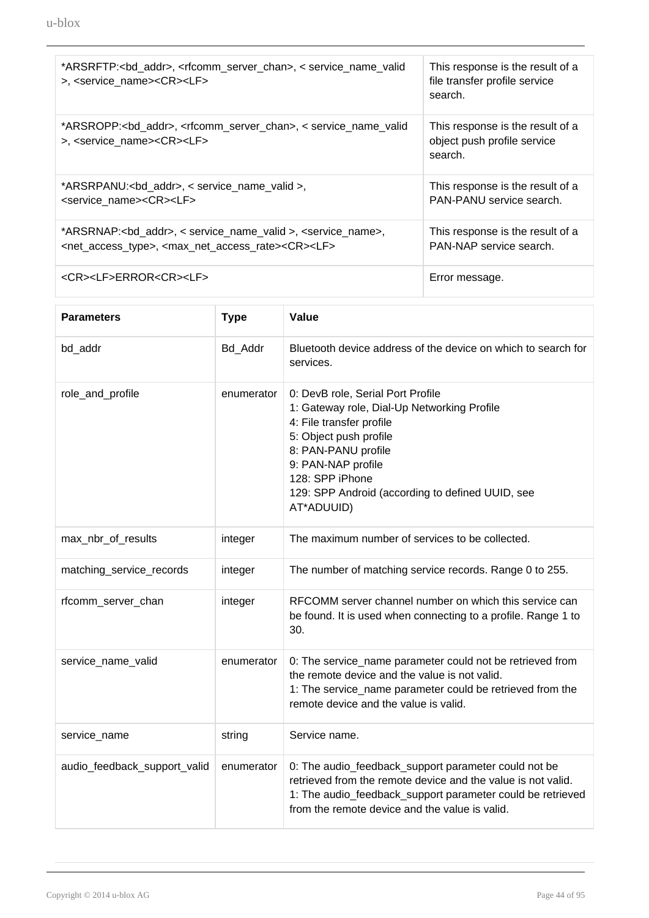| | |
|---|---|
| *ARSRFTP:<bd_addr>, <rfcomm_server_chan>, < service_name_valid >, <service_name><CR><LF> | This response is the result of a file transfer profile service search. |
| *ARSROPP:<bd_addr>, <rfcomm_server_chan>, < service_name_valid >, <service_name><CR><LF> | This response is the result of a object push profile service search. |
| *ARSRPANU:<bd_addr>, < service_name_valid >, <service_name><CR><LF> | This response is the result of a PAN-PANU service search. |
| *ARSRNAP:<bd_addr>, < service_name_valid >, <service_name>, <net_access_type>, <max_net_access_rate><CR><LF> | This response is the result of a PAN-NAP service search. |
| <CR><LF>ERROR<CR><LF> | Error message. |

| **Parameters** | **Type** | **Value** |
|---|---|---|
| bd_addr | Bd_Addr | Bluetooth device address of the device on which to search for services. |
| role_and_profile | enumerator | 0: DevB role, Serial Port Profile<br>1: Gateway role, Dial-Up Networking Profile<br>4: File transfer profile<br>5: Object push profile<br>8: PAN-PANU profile<br>9: PAN-NAP profile<br>128: SPP iPhone<br>129: SPP Android (according to defined UUID, see AT*ADUUID) |
| max_nbr_of_results | integer | The maximum number of services to be collected. |
| matching_service_records | integer | The number of matching service records. Range 0 to 255. |
| rfcomm_server_chan | integer | RFCOMM server channel number on which this service can be found. It is used when connecting to a profile. Range 1 to 30. |
| service_name_valid | enumerator | 0: The service_name parameter could not be retrieved from the remote device and the value is not valid.<br>1: The service_name parameter could be retrieved from the remote device and the value is valid. |
| service_name | string | Service name. |
| audio_feedback_support_valid | enumerator | 0: The audio_feedback_support parameter could not be retrieved from the remote device and the value is not valid.<br>1: The audio_feedback_support parameter could be retrieved from the remote device and the value is valid. |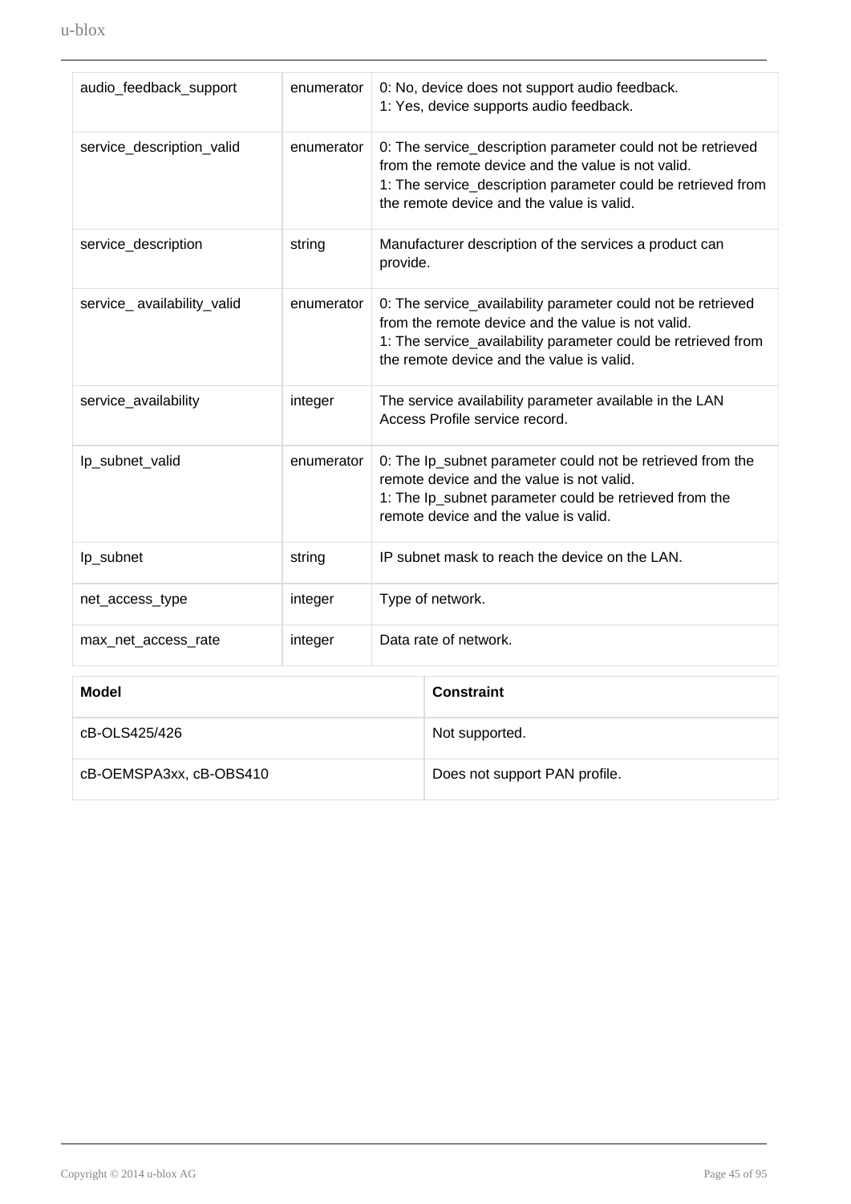| audio_feedback_support | enumerator | 0: No, device does not support audio feedback.<br>1: Yes, device supports audio feedback. |
|---|---|---|
| service_description_valid | enumerator | 0: The service_description parameter could not be retrieved from the remote device and the value is not valid.<br>1: The service_description parameter could be retrieved from the remote device and the value is valid. |
| service_description | string | Manufacturer description of the services a product can provide. |
| service_ availability_valid | enumerator | 0: The service_availability parameter could not be retrieved from the remote device and the value is not valid.<br>1: The service_availability parameter could be retrieved from the remote device and the value is valid. |
| service_availability | integer | The service availability parameter available in the LAN Access Profile service record. |
| Ip_subnet_valid | enumerator | 0: The Ip_subnet parameter could not be retrieved from the remote device and the value is not valid.<br>1: The Ip_subnet parameter could be retrieved from the remote device and the value is valid. |
| Ip_subnet | string | IP subnet mask to reach the device on the LAN. |
| net_access_type | integer | Type of network. |
| max_net_access_rate | integer | Data rate of network. |

| Model | Constraint |
|---|---|
| cB-OLS425/426 | Not supported. |
| cB-OEMSPA3xx, cB-OBS410 | Does not support PAN profile. |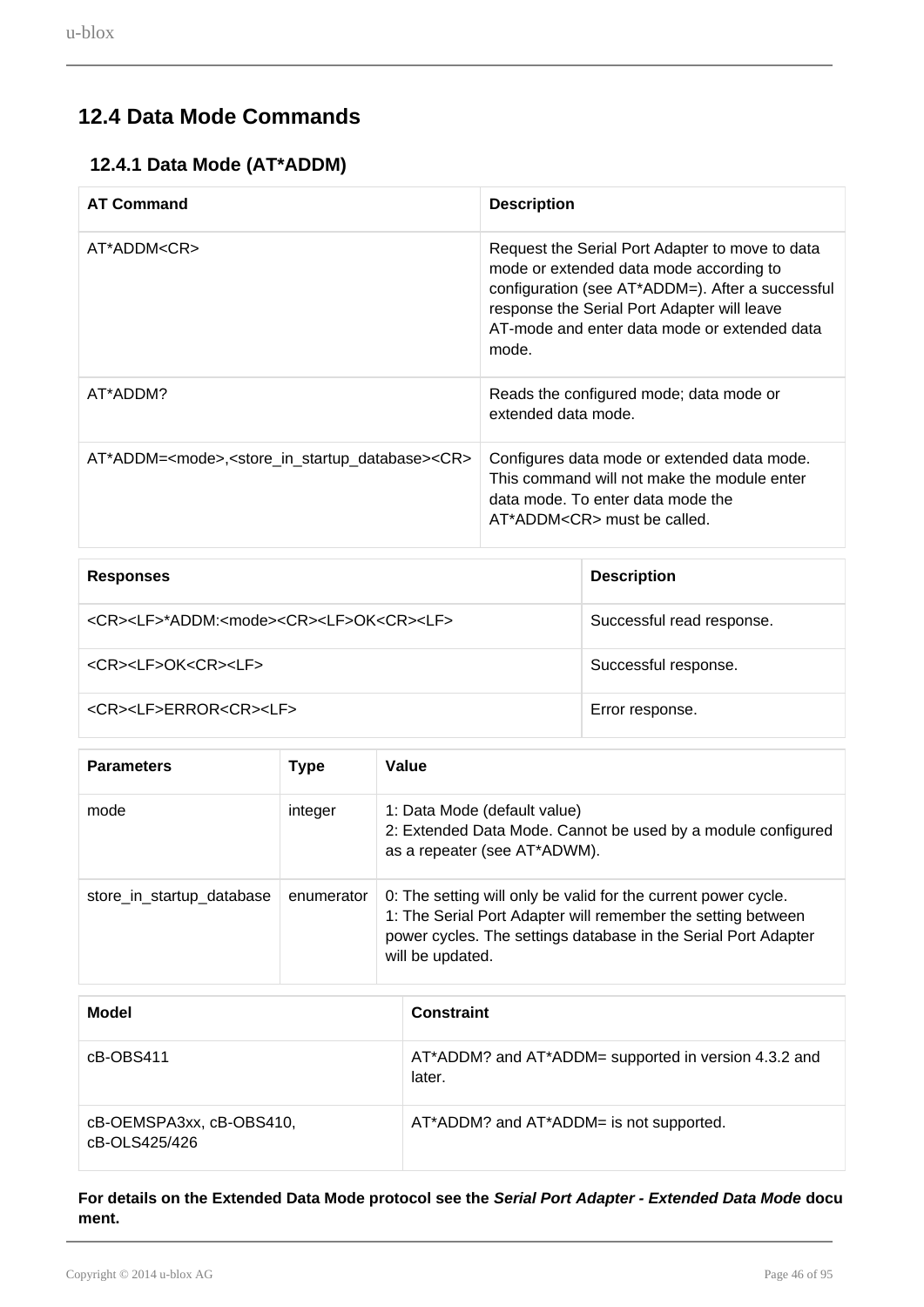## 12.4 Data Mode Commands

### 12.4.1 Data Mode (AT*ADDM)

| AT Command | Description |
| --- | --- |
| AT*ADDM<CR> | Request the Serial Port Adapter to move to data mode or extended data mode according to configuration (see AT*ADDM=). After a successful response the Serial Port Adapter will leave AT-mode and enter data mode or extended data mode. |
| AT*ADDM? | Reads the configured mode; data mode or extended data mode. |
| AT*ADDM=<mode>,<store_in_startup_database><CR> | Configures data mode or extended data mode. This command will not make the module enter data mode. To enter data mode the AT*ADDM<CR> must be called. |

| Responses | Description |
| --- | --- |
| <CR><LF>*ADDM:<mode><CR><LF>OK<CR><LF> | Successful read response. |
| <CR><LF>OK<CR><LF> | Successful response. |
| <CR><LF>ERROR<CR><LF> | Error response. |

| Parameters | Type | Value |
| --- | --- | --- |
| mode | integer | 1: Data Mode (default value)<br>2: Extended Data Mode. Cannot be used by a module configured as a repeater (see AT*ADWM). |
| store_in_startup_database | enumerator | 0: The setting will only be valid for the current power cycle.<br>1: The Serial Port Adapter will remember the setting between power cycles. The settings database in the Serial Port Adapter will be updated. |

| Model | Constraint |
| --- | --- |
| cB-OBS411 | AT*ADDM? and AT*ADDM= supported in version 4.3.2 and later. |
| cB-OEMSPA3xx, cB-OBS410, cB-OLS425/426 | AT*ADDM? and AT*ADDM= is not supported. |

**For details on the Extended Data Mode protocol see the *Serial Port Adapter - Extended Data Mode* document.**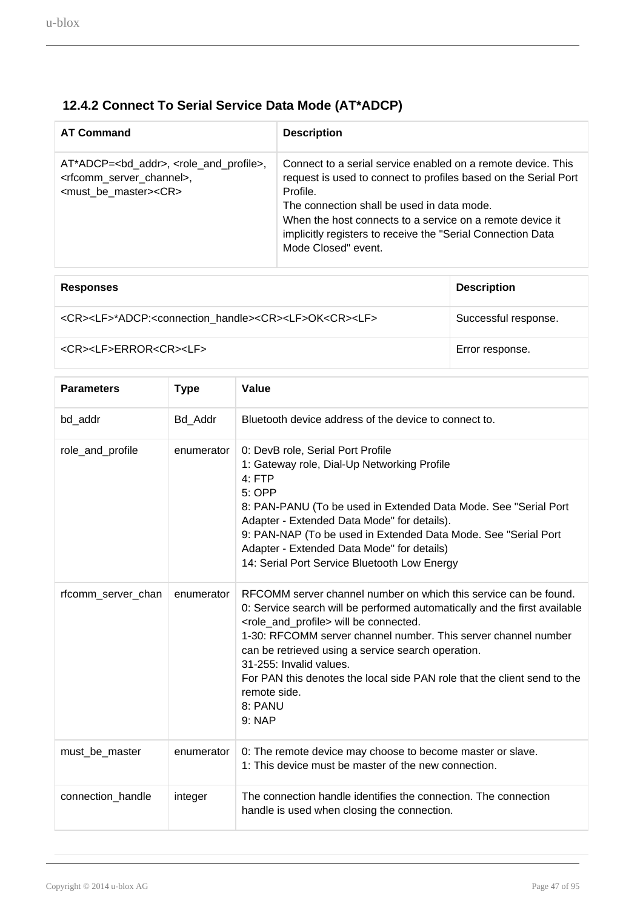### 12.4.2 Connect To Serial Service Data Mode (AT*ADCP)

| AT Command | Description |
| --- | --- |
| AT*ADCP=<bd_addr>, <role_and_profile>, <rfcomm_server_channel>, <must_be_master><CR> | Connect to a serial service enabled on a remote device. This request is used to connect to profiles based on the Serial Port Profile.<br>The connection shall be used in data mode.<br>When the host connects to a service on a remote device it implicitly registers to receive the "Serial Connection Data Mode Closed" event. |

| Responses | Description |
| --- | --- |
| <CR><LF>*ADCP:<connection_handle><CR><LF>OK<CR><LF> | Successful response. |
| <CR><LF>ERROR<CR><LF> | Error response. |

| Parameters | Type | Value |
| --- | --- | --- |
| bd_addr | Bd_Addr | Bluetooth device address of the device to connect to. |
| role_and_profile | enumerator | 0: DevB role, Serial Port Profile<br>1: Gateway role, Dial-Up Networking Profile<br>4: FTP<br>5: OPP<br>8: PAN-PANU (To be used in Extended Data Mode. See "Serial Port Adapter - Extended Data Mode" for details).<br>9: PAN-NAP (To be used in Extended Data Mode. See "Serial Port Adapter - Extended Data Mode" for details)<br>14: Serial Port Service Bluetooth Low Energy |
| rfcomm_server_chan | enumerator | RFCOMM server channel number on which this service can be found.<br>0: Service search will be performed automatically and the first available <role_and_profile> will be connected.<br>1-30: RFCOMM server channel number. This server channel number can be retrieved using a service search operation.<br>31-255: Invalid values.<br>For PAN this denotes the local side PAN role that the client send to the remote side.<br>8: PANU<br>9: NAP |
| must_be_master | enumerator | 0: The remote device may choose to become master or slave.<br>1: This device must be master of the new connection. |
| connection_handle | integer | The connection handle identifies the connection. The connection handle is used when closing the connection. |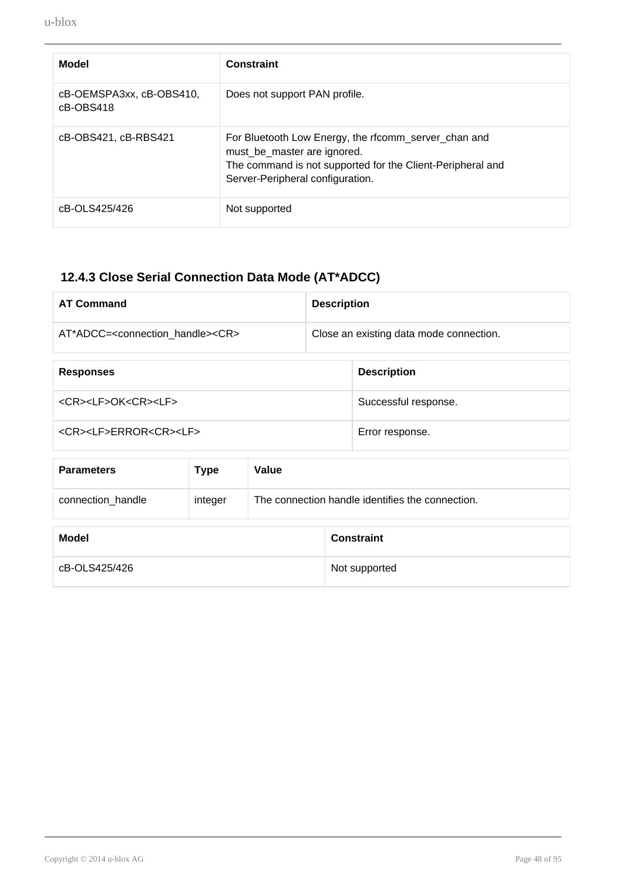| Model | Constraint |
| --- | --- |
| cB-OEMSPA3xx, cB-OBS410, cB-OBS418 | Does not support PAN profile. |
| cB-OBS421, cB-RBS421 | For Bluetooth Low Energy, the rfcomm_server_chan and must_be_master are ignored.<br>The command is not supported for the Client-Peripheral and Server-Peripheral configuration. |
| cB-OLS425/426 | Not supported |

### 12.4.3 Close Serial Connection Data Mode (AT*ADCC)

| AT Command | Description |
| --- | --- |
| AT*ADCC=<connection_handle><CR> | Close an existing data mode connection. |

| Responses | Description |
| --- | --- |
| <CR><LF>OK<CR><LF> | Successful response. |
| <CR><LF>ERROR<CR><LF> | Error response. |

| Parameters | Type | Value |
| --- | --- | --- |
| connection_handle | integer | The connection handle identifies the connection. |

| Model | Constraint |
| --- | --- |
| cB-OLS425/426 | Not supported |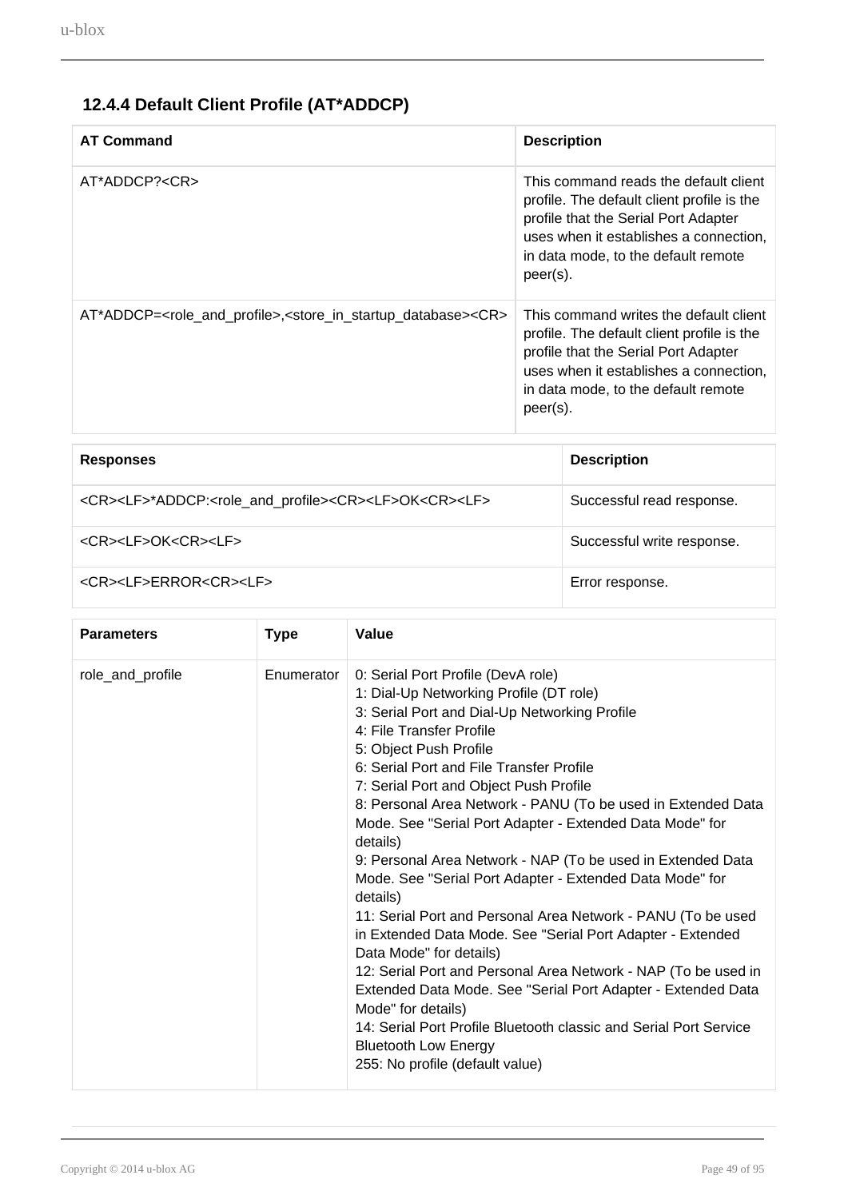### 12.4.4 Default Client Profile (AT*ADDCP)

| AT Command | Description |
| --- | --- |
| AT*ADDCP?<CR> | This command reads the default client profile. The default client profile is the profile that the Serial Port Adapter uses when it establishes a connection, in data mode, to the default remote peer(s). |
| AT*ADDCP=<role_and_profile>,<store_in_startup_database><CR> | This command writes the default client profile. The default client profile is the profile that the Serial Port Adapter uses when it establishes a connection, in data mode, to the default remote peer(s). |

| Responses | Description |
| --- | --- |
| <CR><LF>*ADDCP:<role_and_profile><CR><LF>OK<CR><LF> | Successful read response. |
| <CR><LF>OK<CR><LF> | Successful write response. |
| <CR><LF>ERROR<CR><LF> | Error response. |

| Parameters | Type | Value |
| --- | --- | --- |
| role_and_profile | Enumerator | 0: Serial Port Profile (DevA role)<br>1: Dial-Up Networking Profile (DT role)<br>3: Serial Port and Dial-Up Networking Profile<br>4: File Transfer Profile<br>5: Object Push Profile<br>6: Serial Port and File Transfer Profile<br>7: Serial Port and Object Push Profile<br>8: Personal Area Network - PANU (To be used in Extended Data Mode. See "Serial Port Adapter - Extended Data Mode" for details)<br>9: Personal Area Network - NAP (To be used in Extended Data Mode. See "Serial Port Adapter - Extended Data Mode" for details)<br>11: Serial Port and Personal Area Network - PANU (To be used in Extended Data Mode. See "Serial Port Adapter - Extended Data Mode" for details)<br>12: Serial Port and Personal Area Network - NAP (To be used in Extended Data Mode. See "Serial Port Adapter - Extended Data Mode" for details)<br>14: Serial Port Profile Bluetooth classic and Serial Port Service Bluetooth Low Energy<br>255: No profile (default value) |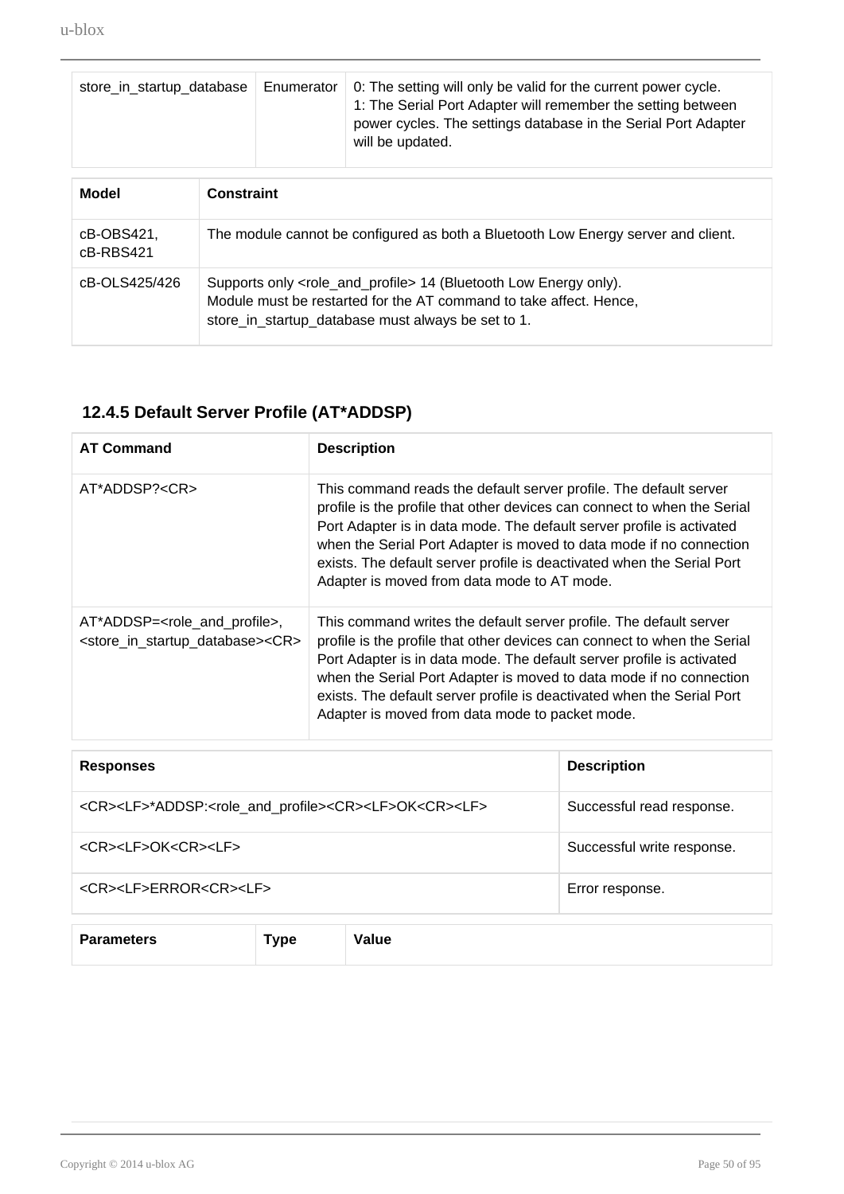| store_in_startup_database | Enumerator | 0: The setting will only be valid for the current power cycle.<br>1: The Serial Port Adapter will remember the setting between power cycles. The settings database in the Serial Port Adapter will be updated. |
|---|---|---|

| Model | Constraint |
|---|---|
| cB-OBS421, cB-RBS421 | The module cannot be configured as both a Bluetooth Low Energy server and client. |
| cB-OLS425/426 | Supports only <role_and_profile> 14 (Bluetooth Low Energy only).<br>Module must be restarted for the AT command to take affect. Hence, store_in_startup_database must always be set to 1. |

### 12.4.5 Default Server Profile (AT*ADDSP)

| AT Command | Description |
|---|---|
| AT*ADDSP?<CR> | This command reads the default server profile. The default server profile is the profile that other devices can connect to when the Serial Port Adapter is in data mode. The default server profile is activated when the Serial Port Adapter is moved to data mode if no connection exists. The default server profile is deactivated when the Serial Port Adapter is moved from data mode to AT mode. |
| AT*ADDSP=<role_and_profile>,<store_in_startup_database><CR> | This command writes the default server profile. The default server profile is the profile that other devices can connect to when the Serial Port Adapter is in data mode. The default server profile is activated when the Serial Port Adapter is moved to data mode if no connection exists. The default server profile is deactivated when the Serial Port Adapter is moved from data mode to packet mode. |

| Responses | Description |
|---|---|
| <CR><LF>*ADDSP:<role_and_profile><CR><LF>OK<CR><LF> | Successful read response. |
| <CR><LF>OK<CR><LF> | Successful write response. |
| <CR><LF>ERROR<CR><LF> | Error response. |

| Parameters | Type | Value |
|---|---|---|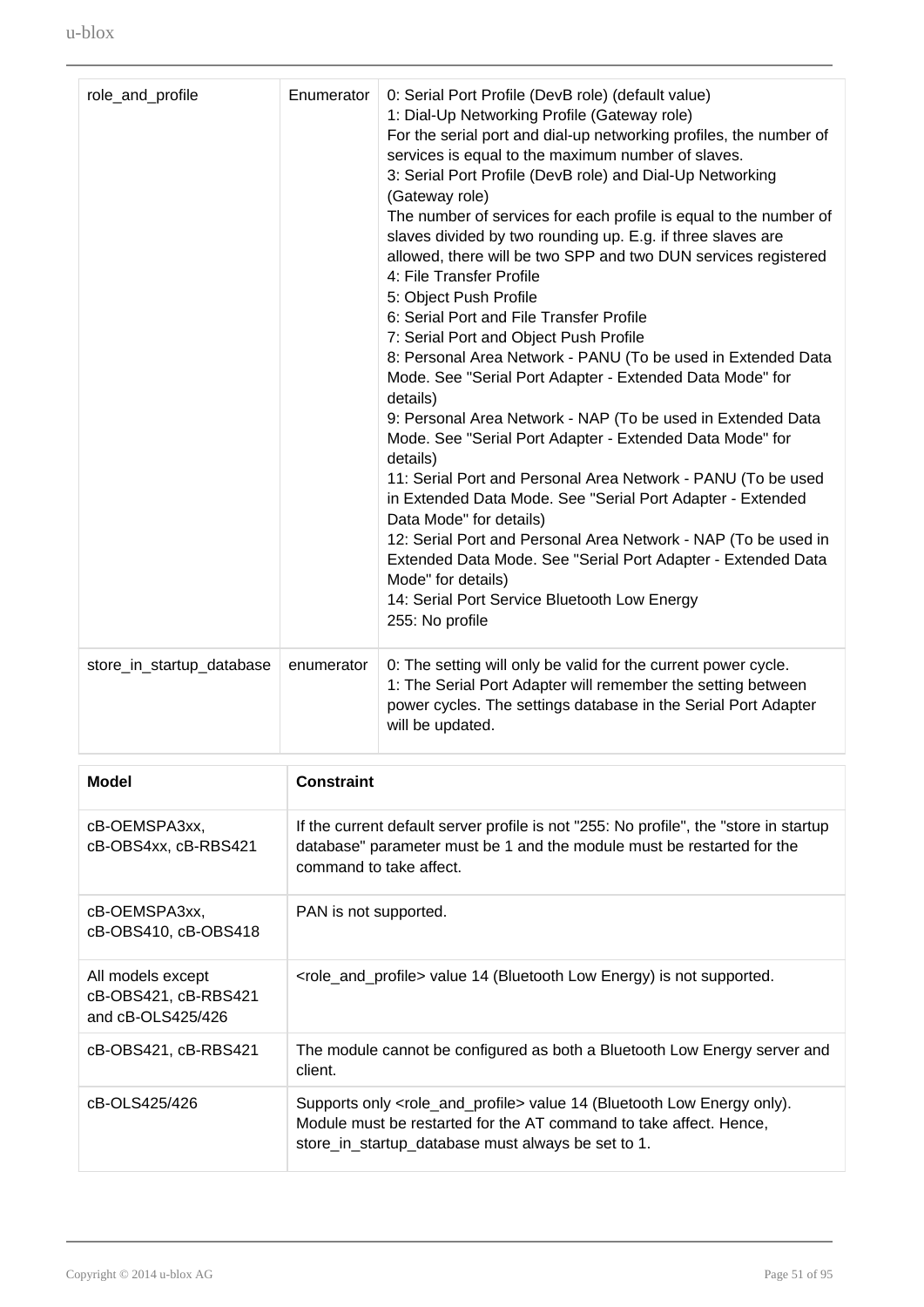| | | |
|---|---|---|
| role_and_profile | Enumerator | 0: Serial Port Profile (DevB role) (default value)<br>1: Dial-Up Networking Profile (Gateway role)<br>For the serial port and dial-up networking profiles, the number of services is equal to the maximum number of slaves.<br>3: Serial Port Profile (DevB role) and Dial-Up Networking (Gateway role)<br>The number of services for each profile is equal to the number of slaves divided by two rounding up. E.g. if three slaves are allowed, there will be two SPP and two DUN services registered<br>4: File Transfer Profile<br>5: Object Push Profile<br>6: Serial Port and File Transfer Profile<br>7: Serial Port and Object Push Profile<br>8: Personal Area Network - PANU (To be used in Extended Data Mode. See "Serial Port Adapter - Extended Data Mode" for details)<br>9: Personal Area Network - NAP (To be used in Extended Data Mode. See "Serial Port Adapter - Extended Data Mode" for details)<br>11: Serial Port and Personal Area Network - PANU (To be used in Extended Data Mode. See "Serial Port Adapter - Extended Data Mode" for details)<br>12: Serial Port and Personal Area Network - NAP (To be used in Extended Data Mode. See "Serial Port Adapter - Extended Data Mode" for details)<br>14: Serial Port Service Bluetooth Low Energy<br>255: No profile |
| store_in_startup_database | enumerator | 0: The setting will only be valid for the current power cycle.<br>1: The Serial Port Adapter will remember the setting between power cycles. The settings database in the Serial Port Adapter will be updated. |

| Model | Constraint |
|---|---|
| cB-OEMSPA3xx, cB-OBS4xx, cB-RBS421 | If the current default server profile is not "255: No profile", the "store in startup database" parameter must be 1 and the module must be restarted for the command to take affect. |
| cB-OEMSPA3xx, cB-OBS410, cB-OBS418 | PAN is not supported. |
| All models except cB-OBS421, cB-RBS421 and cB-OLS425/426 | <role_and_profile> value 14 (Bluetooth Low Energy) is not supported. |
| cB-OBS421, cB-RBS421 | The module cannot be configured as both a Bluetooth Low Energy server and client. |
| cB-OLS425/426 | Supports only <role_and_profile> value 14 (Bluetooth Low Energy only). Module must be restarted for the AT command to take affect. Hence, store_in_startup_database must always be set to 1. |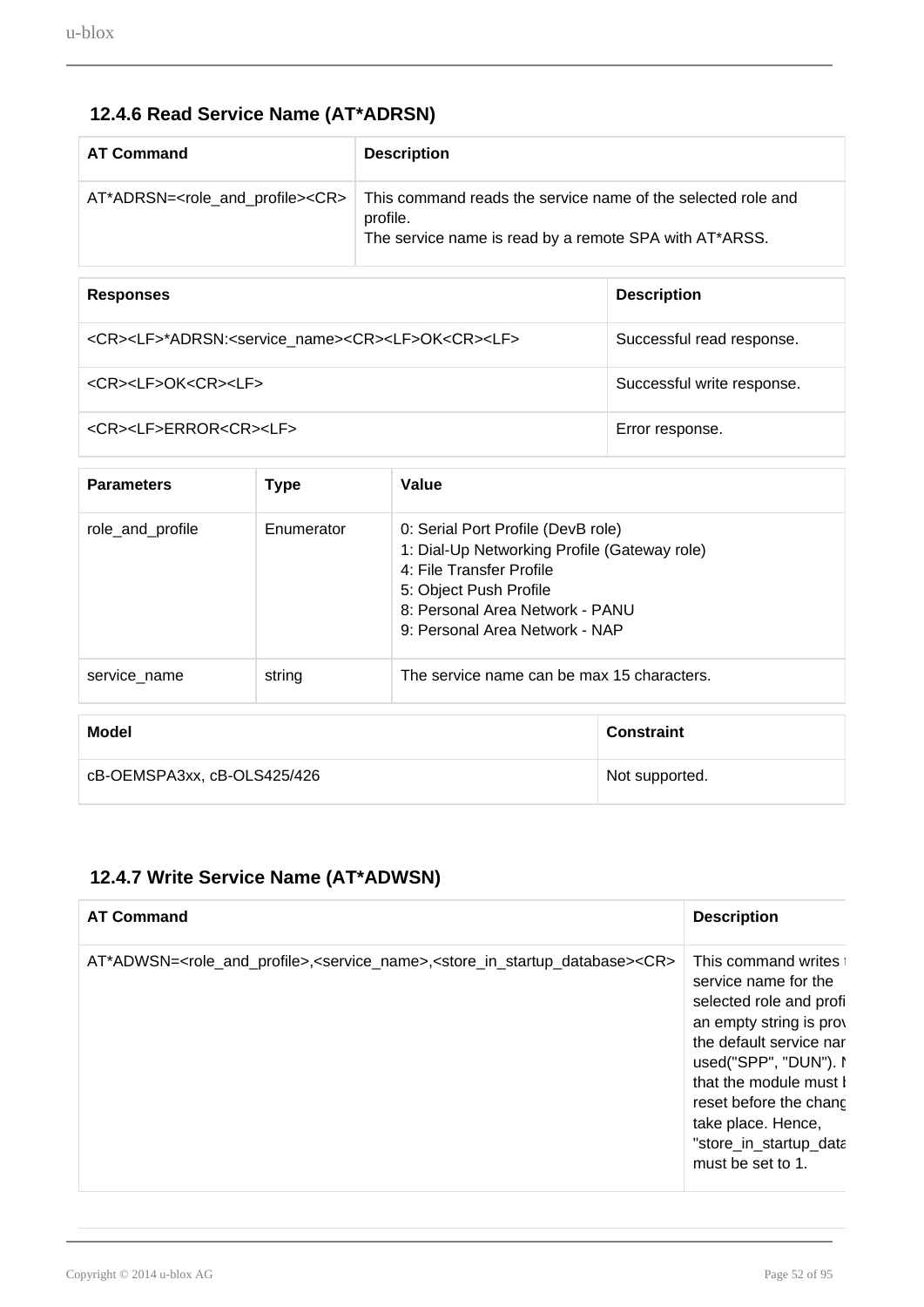### 12.4.6 Read Service Name (AT*ADRSN)

| AT Command | Description |
| --- | --- |
| AT*ADRSN=<role_and_profile><CR> | This command reads the service name of the selected role and profile.<br>The service name is read by a remote SPA with AT*ARSS. |

| Responses | Description |
| --- | --- |
| <CR><LF>*ADRSN:<service_name><CR><LF>OK<CR><LF> | Successful read response. |
| <CR><LF>OK<CR><LF> | Successful write response. |
| <CR><LF>ERROR<CR><LF> | Error response. |

| Parameters | Type | Value |
| --- | --- | --- |
| role_and_profile | Enumerator | 0: Serial Port Profile (DevB role)<br>1: Dial-Up Networking Profile (Gateway role)<br>4: File Transfer Profile<br>5: Object Push Profile<br>8: Personal Area Network - PANU<br>9: Personal Area Network - NAP |
| service_name | string | The service name can be max 15 characters. |

| Model | Constraint |
| --- | --- |
| cB-OEMSPA3xx, cB-OLS425/426 | Not supported. |

### 12.4.7 Write Service Name (AT*ADWSN)

| AT Command | Description |
| --- | --- |
| AT*ADWSN=<role_and_profile>,<service_name>,<store_in_startup_database><CR> | This command writes t service name for the selected role and profi an empty string is prov the default service nar used("SPP", "DUN"). N that the module must b reset before the chang take place. Hence, "store_in_startup_data must be set to 1. |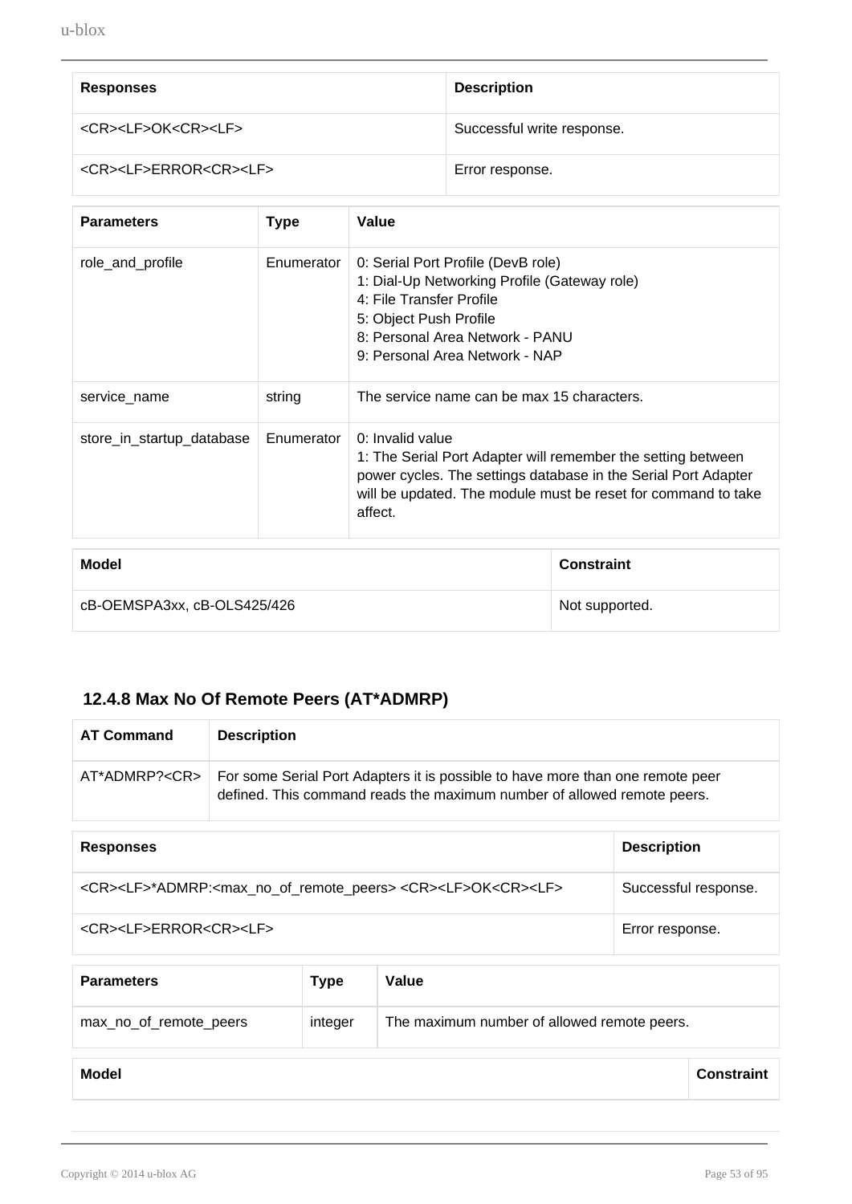| Responses | Description |
| --- | --- |
| <CR><LF>OK<CR><LF> | Successful write response. |
| <CR><LF>ERROR<CR><LF> | Error response. |

| Parameters | Type | Value |
| --- | --- | --- |
| role_and_profile | Enumerator | 0: Serial Port Profile (DevB role)<br>1: Dial-Up Networking Profile (Gateway role)<br>4: File Transfer Profile<br>5: Object Push Profile<br>8: Personal Area Network - PANU<br>9: Personal Area Network - NAP |
| service_name | string | The service name can be max 15 characters. |
| store_in_startup_database | Enumerator | 0: Invalid value<br>1: The Serial Port Adapter will remember the setting between power cycles. The settings database in the Serial Port Adapter will be updated. The module must be reset for command to take affect. |

| Model | Constraint |
| --- | --- |
| cB-OEMSPA3xx, cB-OLS425/426 | Not supported. |

### 12.4.8 Max No Of Remote Peers (AT*ADMRP)

| AT Command | Description |
| --- | --- |
| AT*ADMRP?<CR> | For some Serial Port Adapters it is possible to have more than one remote peer defined. This command reads the maximum number of allowed remote peers. |

| Responses | Description |
| --- | --- |
| <CR><LF>*ADMRP:<max_no_of_remote_peers> <CR><LF>OK<CR><LF> | Successful response. |
| <CR><LF>ERROR<CR><LF> | Error response. |

| Parameters | Type | Value |
| --- | --- | --- |
| max_no_of_remote_peers | integer | The maximum number of allowed remote peers. |

| Model | Constraint |
| --- | --- |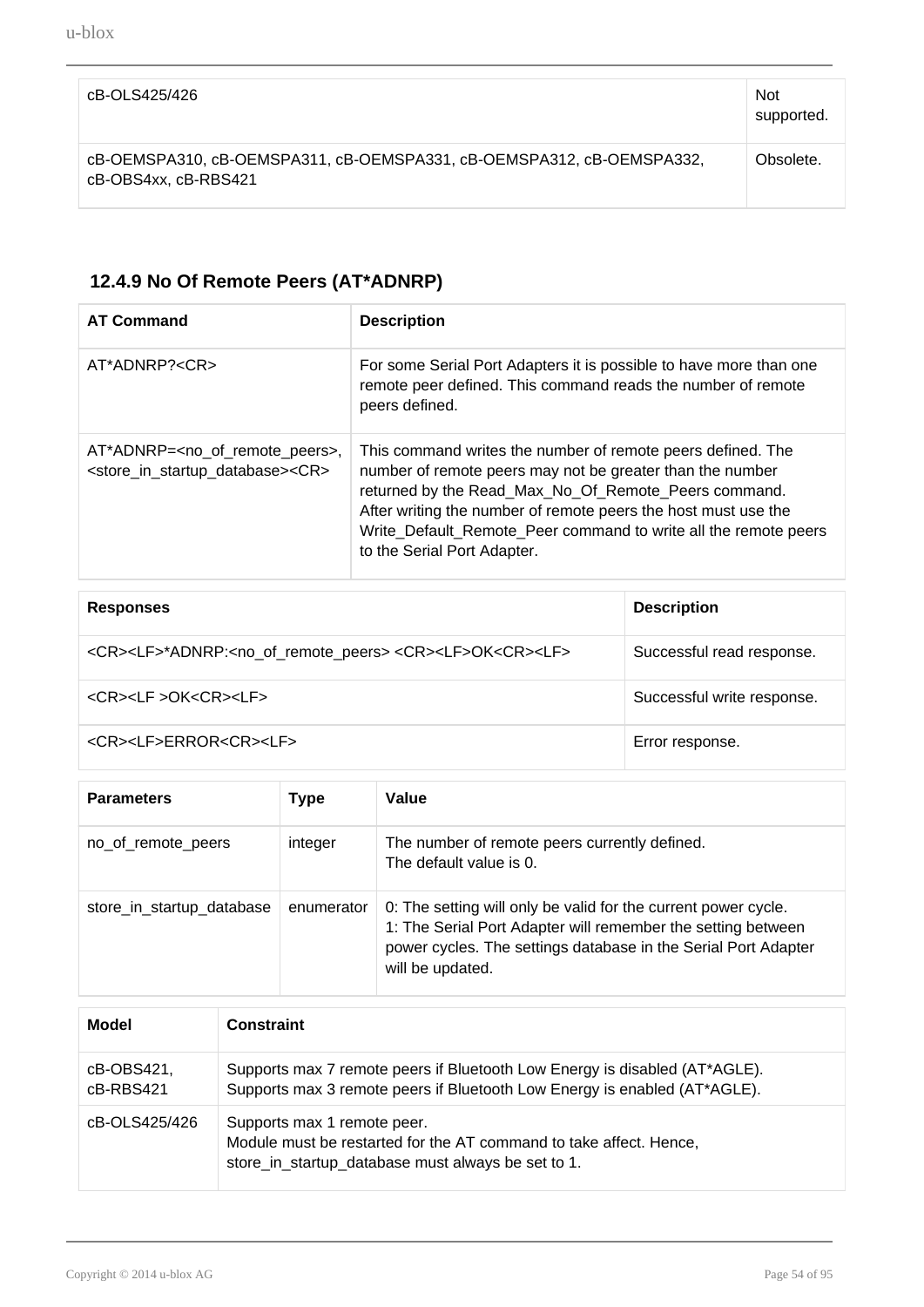| cB-OLS425/426 | Not supported. |
|---|---|
| cB-OEMSPA310, cB-OEMSPA311, cB-OEMSPA331, cB-OEMSPA312, cB-OEMSPA332, cB-OBS4xx, cB-RBS421 | Obsolete. |

### 12.4.9 No Of Remote Peers (AT*ADNRP)

| AT Command | Description |
|---|---|
| AT*ADNRP?<CR> | For some Serial Port Adapters it is possible to have more than one remote peer defined. This command reads the number of remote peers defined. |
| AT*ADNRP=<no_of_remote_peers>,<store_in_startup_database><CR> | This command writes the number of remote peers defined. The number of remote peers may not be greater than the number returned by the Read_Max_No_Of_Remote_Peers command. After writing the number of remote peers the host must use the Write_Default_Remote_Peer command to write all the remote peers to the Serial Port Adapter. |

| Responses | Description |
|---|---|
| <CR><LF>*ADNRP:<no_of_remote_peers> <CR><LF>OK<CR><LF> | Successful read response. |
| <CR><LF >OK<CR><LF> | Successful write response. |
| <CR><LF>ERROR<CR><LF> | Error response. |

| Parameters | Type | Value |
|---|---|---|
| no_of_remote_peers | integer | The number of remote peers currently defined.<br>The default value is 0. |
| store_in_startup_database | enumerator | 0: The setting will only be valid for the current power cycle.<br>1: The Serial Port Adapter will remember the setting between power cycles. The settings database in the Serial Port Adapter will be updated. |

| Model | Constraint |
|---|---|
| cB-OBS421, cB-RBS421 | Supports max 7 remote peers if Bluetooth Low Energy is disabled (AT*AGLE).<br>Supports max 3 remote peers if Bluetooth Low Energy is enabled (AT*AGLE). |
| cB-OLS425/426 | Supports max 1 remote peer.<br>Module must be restarted for the AT command to take affect. Hence, store_in_startup_database must always be set to 1. |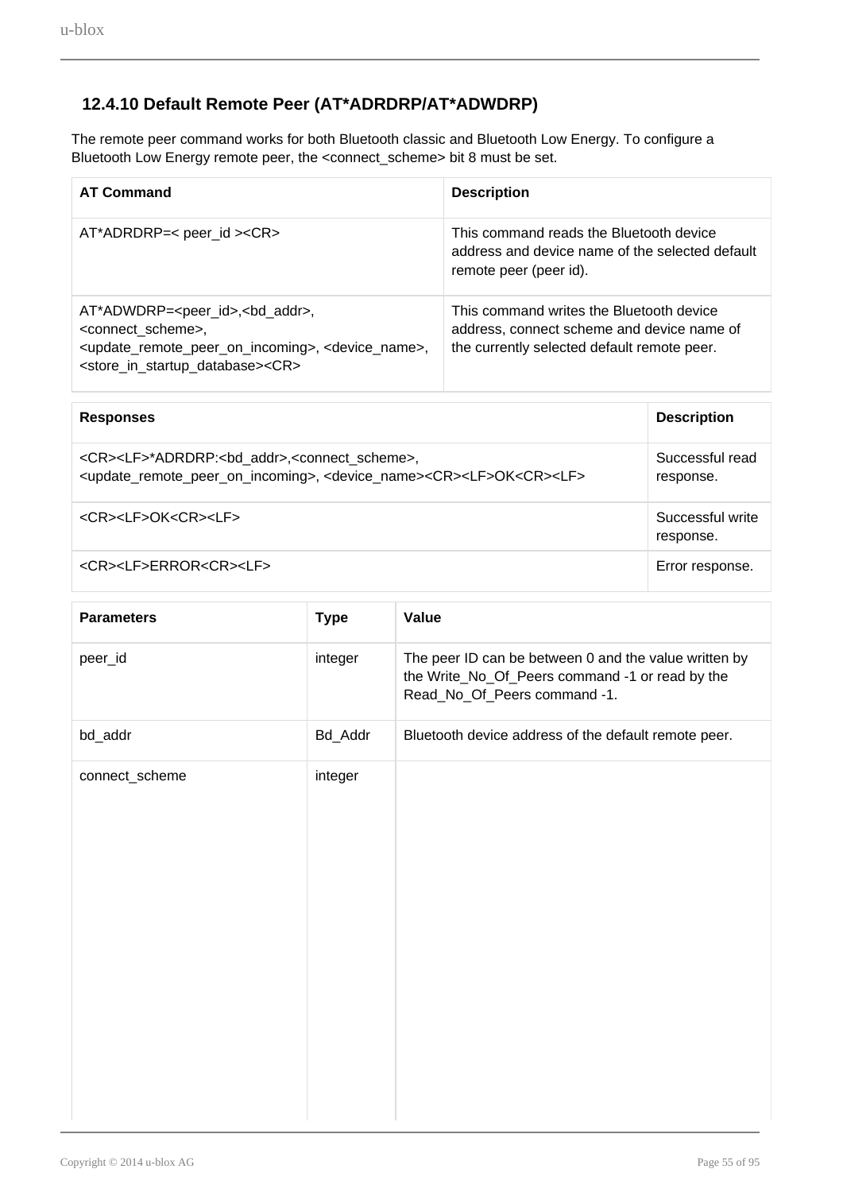### 12.4.10 Default Remote Peer (AT*ADRDRP/AT*ADWDRP)

The remote peer command works for both Bluetooth classic and Bluetooth Low Energy. To configure a Bluetooth Low Energy remote peer, the <connect_scheme> bit 8 must be set.

| AT Command | Description |
|---|---|
| AT*ADRDRP=< peer_id ><CR> | This command reads the Bluetooth device address and device name of the selected default remote peer (peer id). |
| AT*ADWDRP=<peer_id>,<bd_addr>,<connect_scheme>,<update_remote_peer_on_incoming>, <device_name>,<store_in_startup_database><CR> | This command writes the Bluetooth device address, connect scheme and device name of the currently selected default remote peer. |

| Responses | Description |
|---|---|
| <CR><LF>*ADRDRP:<bd_addr>,<connect_scheme>,<update_remote_peer_on_incoming>, <device_name><CR><LF>OK<CR><LF> | Successful read response. |
| <CR><LF>OK<CR><LF> | Successful write response. |
| <CR><LF>ERROR<CR><LF> | Error response. |

| Parameters | Type | Value |
|---|---|---|
| peer_id | integer | The peer ID can be between 0 and the value written by the Write_No_Of_Peers command -1 or read by the Read_No_Of_Peers command -1. |
| bd_addr | Bd_Addr | Bluetooth device address of the default remote peer. |
| connect_scheme | integer | |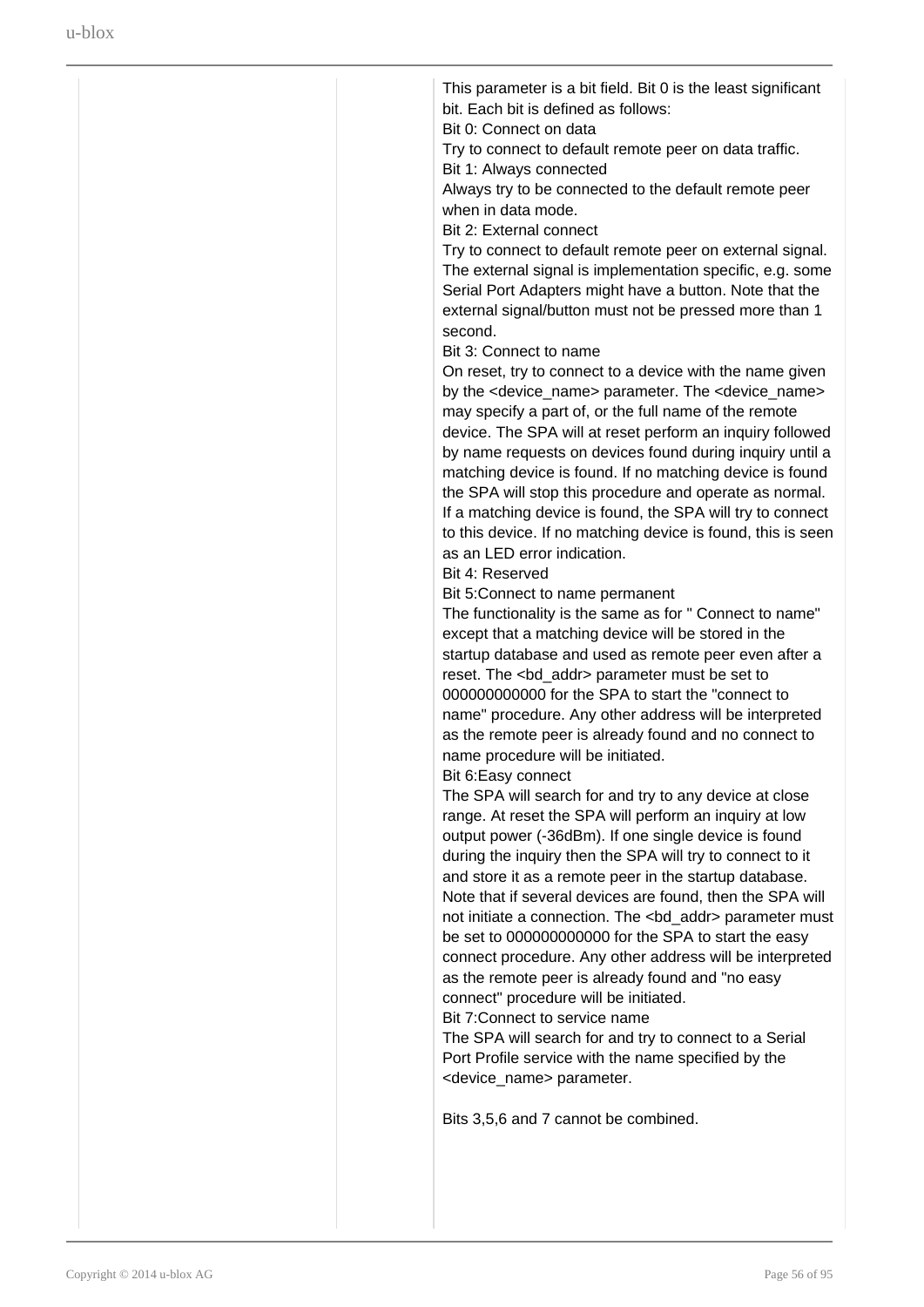| | | |
|---|---|---|
| | | This parameter is a bit field. Bit 0 is the least significant bit. Each bit is defined as follows:<br>Bit 0: Connect on data<br>Try to connect to default remote peer on data traffic.<br>Bit 1: Always connected<br>Always try to be connected to the default remote peer when in data mode.<br>Bit 2: External connect<br>Try to connect to default remote peer on external signal. The external signal is implementation specific, e.g. some Serial Port Adapters might have a button. Note that the external signal/button must not be pressed more than 1 second.<br>Bit 3: Connect to name<br>On reset, try to connect to a device with the name given by the <device_name> parameter. The <device_name> may specify a part of, or the full name of the remote device. The SPA will at reset perform an inquiry followed by name requests on devices found during inquiry until a matching device is found. If no matching device is found the SPA will stop this procedure and operate as normal. If a matching device is found, the SPA will try to connect to this device. If no matching device is found, this is seen as an LED error indication.<br>Bit 4: Reserved<br>Bit 5:Connect to name permanent<br>The functionality is the same as for " Connect to name" except that a matching device will be stored in the startup database and used as remote peer even after a reset. The <bd_addr> parameter must be set to 000000000000 for the SPA to start the "connect to name" procedure. Any other address will be interpreted as the remote peer is already found and no connect to name procedure will be initiated.<br>Bit 6:Easy connect<br>The SPA will search for and try to any device at close range. At reset the SPA will perform an inquiry at low output power (-36dBm). If one single device is found during the inquiry then the SPA will try to connect to it and store it as a remote peer in the startup database. Note that if several devices are found, then the SPA will not initiate a connection. The <bd_addr> parameter must be set to 000000000000 for the SPA to start the easy connect procedure. Any other address will be interpreted as the remote peer is already found and "no easy connect" procedure will be initiated.<br>Bit 7:Connect to service name<br>The SPA will search for and try to connect to a Serial Port Profile service with the name specified by the <device_name> parameter.<br><br>Bits 3,5,6 and 7 cannot be combined. |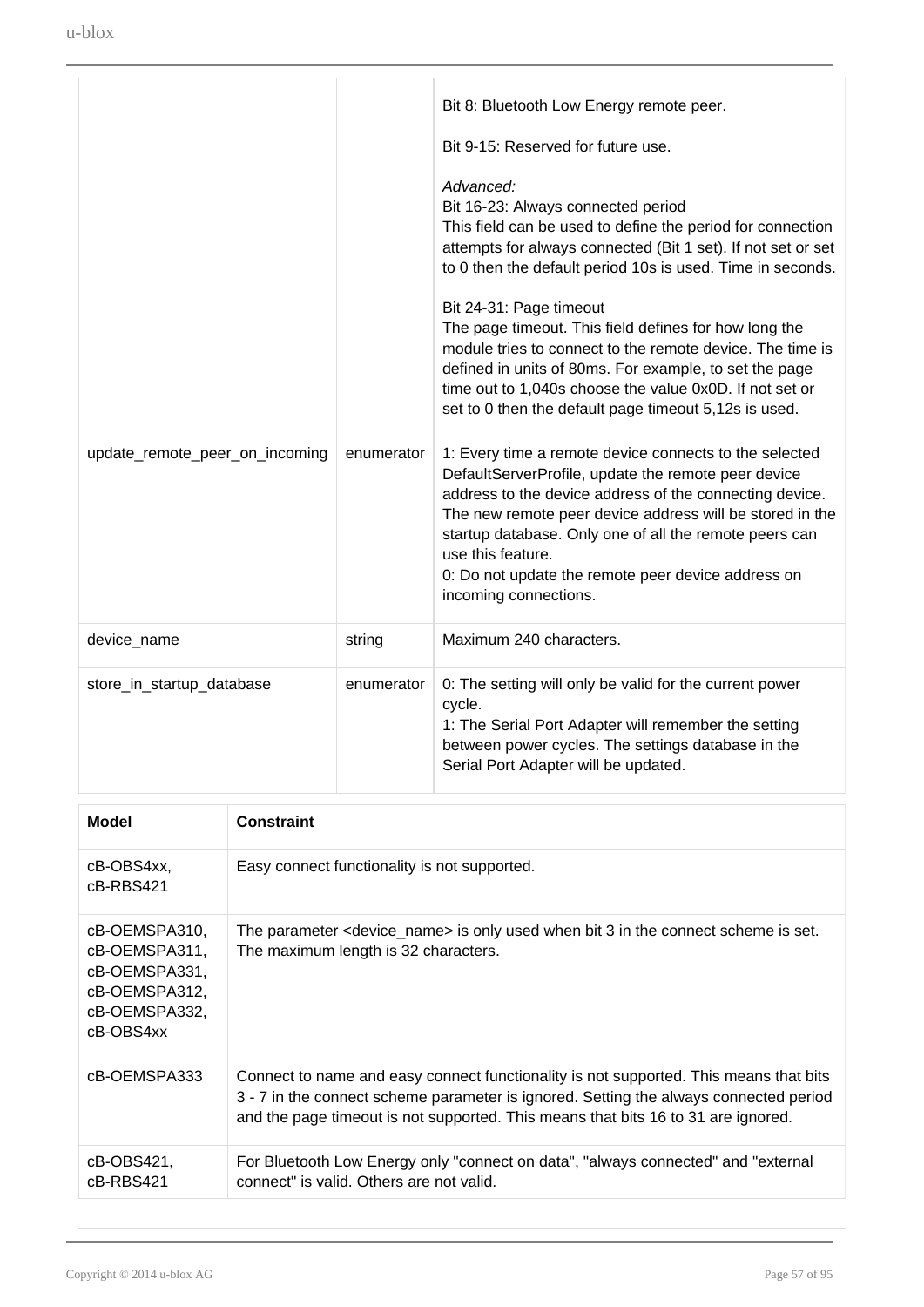| | | |
|---|---|---|
| | | Bit 8: Bluetooth Low Energy remote peer.<br><br>Bit 9-15: Reserved for future use.<br><br>*Advanced:*<br>Bit 16-23: Always connected period<br>This field can be used to define the period for connection attempts for always connected (Bit 1 set). If not set or set to 0 then the default period 10s is used. Time in seconds.<br><br>Bit 24-31: Page timeout<br>The page timeout. This field defines for how long the module tries to connect to the remote device. The time is defined in units of 80ms. For example, to set the page time out to 1,040s choose the value 0x0D. If not set or set to 0 then the default page timeout 5,12s is used. |
| update_remote_peer_on_incoming | enumerator | 1: Every time a remote device connects to the selected DefaultServerProfile, update the remote peer device address to the device address of the connecting device. The new remote peer device address will be stored in the startup database. Only one of all the remote peers can use this feature.<br>0: Do not update the remote peer device address on incoming connections. |
| device_name | string | Maximum 240 characters. |
| store_in_startup_database | enumerator | 0: The setting will only be valid for the current power cycle.<br>1: The Serial Port Adapter will remember the setting between power cycles. The settings database in the Serial Port Adapter will be updated. |

| Model | Constraint |
|---|---|
| cB-OBS4xx, cB-RBS421 | Easy connect functionality is not supported. |
| cB-OEMSPA310, cB-OEMSPA311, cB-OEMSPA331, cB-OEMSPA312, cB-OEMSPA332, cB-OBS4xx | The parameter <device_name> is only used when bit 3 in the connect scheme is set. The maximum length is 32 characters. |
| cB-OEMSPA333 | Connect to name and easy connect functionality is not supported. This means that bits 3 - 7 in the connect scheme parameter is ignored. Setting the always connected period and the page timeout is not supported. This means that bits 16 to 31 are ignored. |
| cB-OBS421, cB-RBS421 | For Bluetooth Low Energy only "connect on data", "always connected" and "external connect" is valid. Others are not valid. |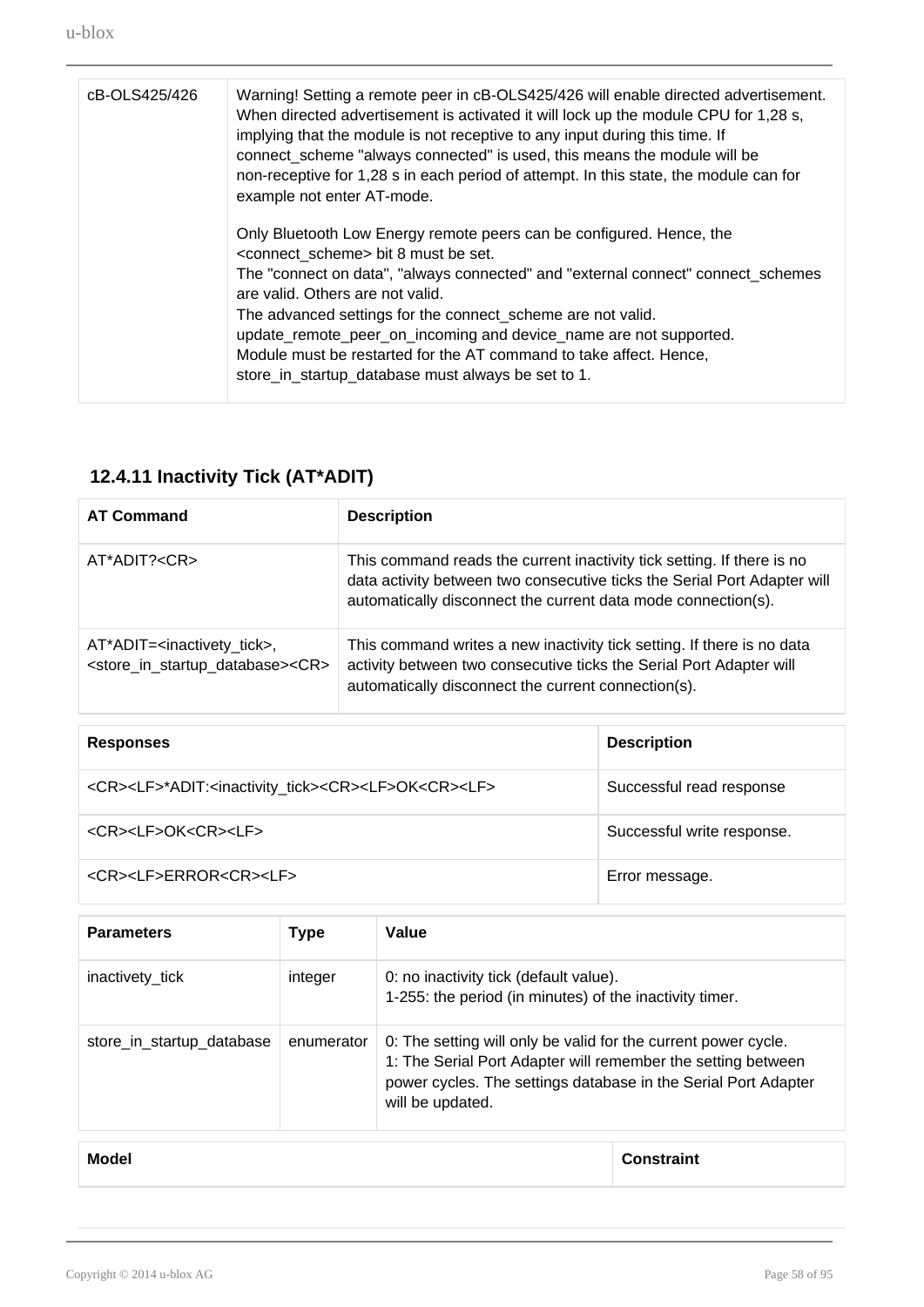| | |
|---|---|
| cB-OLS425/426 | Warning! Setting a remote peer in cB-OLS425/426 will enable directed advertisement. When directed advertisement is activated it will lock up the module CPU for 1,28 s, implying that the module is not receptive to any input during this time. If connect_scheme "always connected" is used, this means the module will be non-receptive for 1,28 s in each period of attempt. In this state, the module can for example not enter AT-mode.<br><br>Only Bluetooth Low Energy remote peers can be configured. Hence, the <connect_scheme> bit 8 must be set.<br>The "connect on data", "always connected" and "external connect" connect_schemes are valid. Others are not valid.<br>The advanced settings for the connect_scheme are not valid.<br>update_remote_peer_on_incoming and device_name are not supported.<br>Module must be restarted for the AT command to take affect. Hence, store_in_startup_database must always be set to 1. |

### 12.4.11 Inactivity Tick (AT*ADIT)

| AT Command | Description |
|---|---|
| AT*ADIT?<CR> | This command reads the current inactivity tick setting. If there is no data activity between two consecutive ticks the Serial Port Adapter will automatically disconnect the current data mode connection(s). |
| AT*ADIT=<inactivety_tick>, <store_in_startup_database><CR> | This command writes a new inactivity tick setting. If there is no data activity between two consecutive ticks the Serial Port Adapter will automatically disconnect the current connection(s). |

| Responses | Description |
|---|---|
| <CR><LF>*ADIT:<inactivity_tick><CR><LF>OK<CR><LF> | Successful read response |
| <CR><LF>OK<CR><LF> | Successful write response. |
| <CR><LF>ERROR<CR><LF> | Error message. |

| Parameters | Type | Value |
|---|---|---|
| inactivety_tick | integer | 0: no inactivity tick (default value).<br>1-255: the period (in minutes) of the inactivity timer. |
| store_in_startup_database | enumerator | 0: The setting will only be valid for the current power cycle.<br>1: The Serial Port Adapter will remember the setting between power cycles. The settings database in the Serial Port Adapter will be updated. |

| Model | Constraint |
|---|---|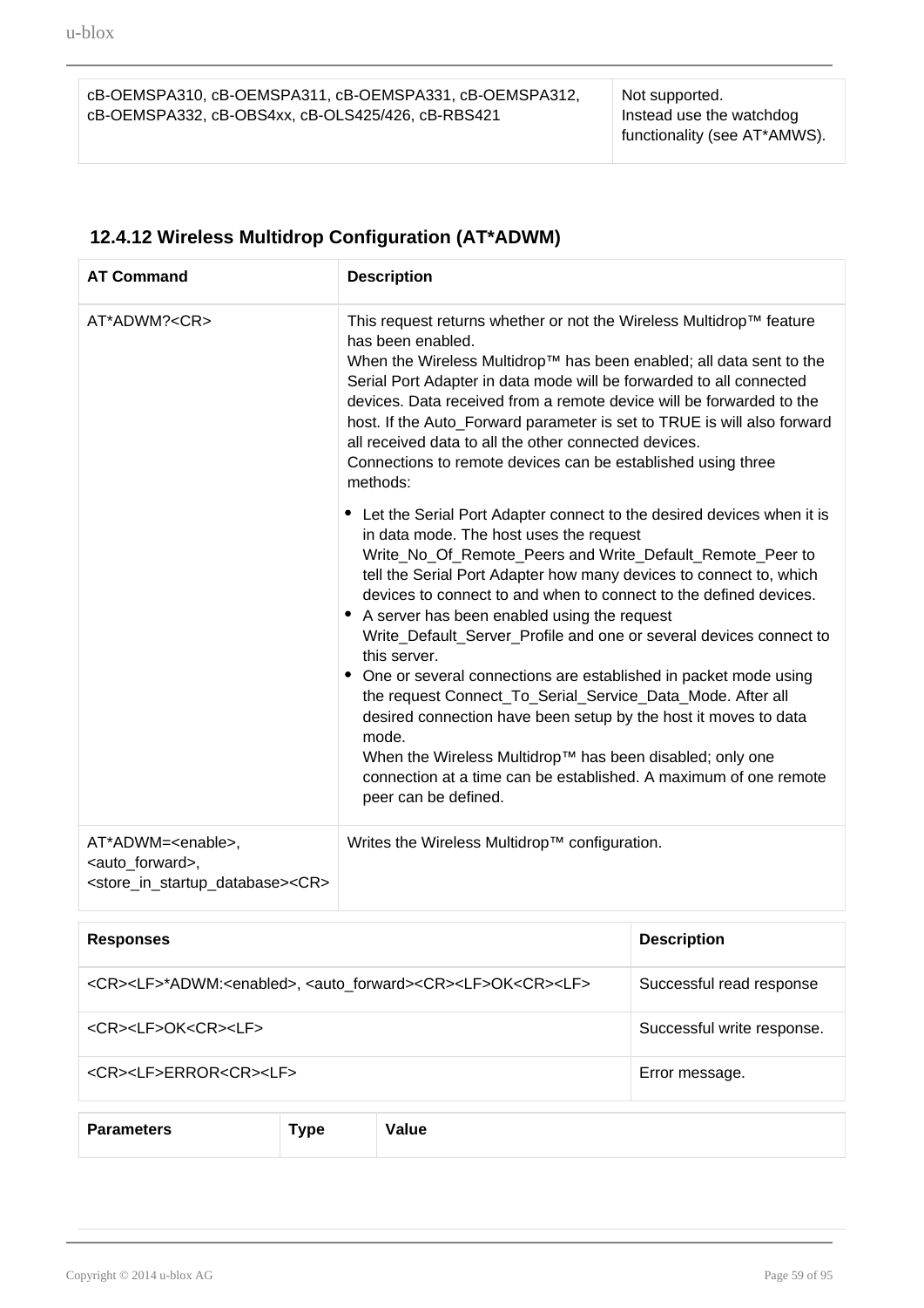| cB-OEMSPA310, cB-OEMSPA311, cB-OEMSPA331, cB-OEMSPA312, cB-OEMSPA332, cB-OBS4xx, cB-OLS425/426, cB-RBS421 | Not supported.<br>Instead use the watchdog functionality (see AT*AMWS). |
|---|---|

### 12.4.12 Wireless Multidrop Configuration (AT*ADWM)

| AT Command | Description |
|---|---|
| AT*ADWM?<CR> | This request returns whether or not the Wireless Multidrop™ feature has been enabled.<br>When the Wireless Multidrop™ has been enabled; all data sent to the Serial Port Adapter in data mode will be forwarded to all connected devices. Data received from a remote device will be forwarded to the host. If the Auto_Forward parameter is set to TRUE is will also forward all received data to all the other connected devices.<br>Connections to remote devices can be established using three methods:<br>• Let the Serial Port Adapter connect to the desired devices when it is in data mode. The host uses the request Write_No_Of_Remote_Peers and Write_Default_Remote_Peer to tell the Serial Port Adapter how many devices to connect to, which devices to connect to and when to connect to the defined devices.<br>• A server has been enabled using the request Write_Default_Server_Profile and one or several devices connect to this server.<br>• One or several connections are established in packet mode using the request Connect_To_Serial_Service_Data_Mode. After all desired connection have been setup by the host it moves to data mode.<br>When the Wireless Multidrop™ has been disabled; only one connection at a time can be established. A maximum of one remote peer can be defined. |
| AT*ADWM=<enable>,<auto_forward>,<store_in_startup_database><CR> | Writes the Wireless Multidrop™ configuration. |

| Responses | Description |
|---|---|
| <CR><LF>*ADWM:<enabled>, <auto_forward><CR><LF>OK<CR><LF> | Successful read response |
| <CR><LF>OK<CR><LF> | Successful write response. |
| <CR><LF>ERROR<CR><LF> | Error message. |

| Parameters | Type | Value |
|---|---|---|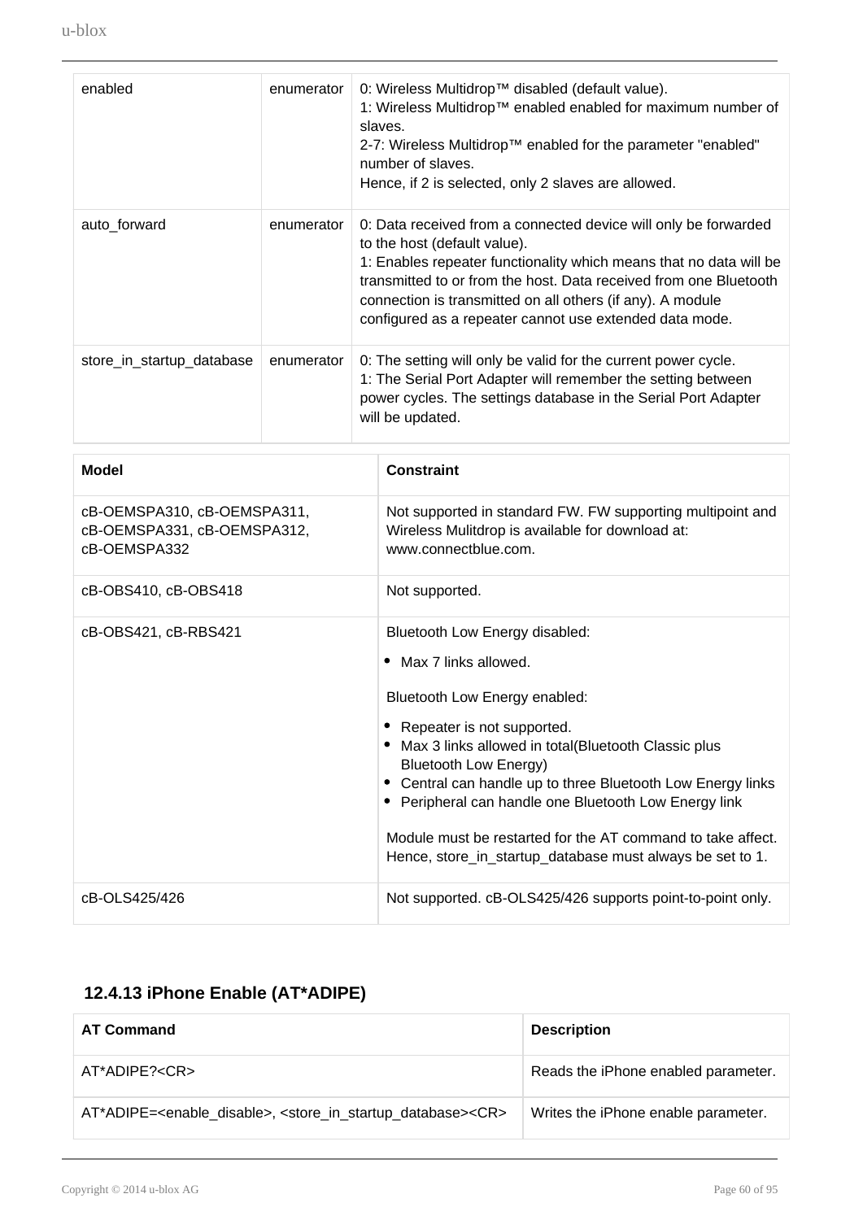| enabled | enumerator | 0: Wireless Multidrop™ disabled (default value).<br>1: Wireless Multidrop™ enabled enabled for maximum number of slaves.<br>2-7: Wireless Multidrop™ enabled for the parameter "enabled" number of slaves.<br>Hence, if 2 is selected, only 2 slaves are allowed. |
|---|---|---|
| auto_forward | enumerator | 0: Data received from a connected device will only be forwarded to the host (default value).<br>1: Enables repeater functionality which means that no data will be transmitted to or from the host. Data received from one Bluetooth connection is transmitted on all others (if any). A module configured as a repeater cannot use extended data mode. |
| store_in_startup_database | enumerator | 0: The setting will only be valid for the current power cycle.<br>1: The Serial Port Adapter will remember the setting between power cycles. The settings database in the Serial Port Adapter will be updated. |

| Model | Constraint |
|---|---|
| cB-OEMSPA310, cB-OEMSPA311, cB-OEMSPA331, cB-OEMSPA312, cB-OEMSPA332 | Not supported in standard FW. FW supporting multipoint and Wireless Mulitdrop is available for download at: www.connectblue.com. |
| cB-OBS410, cB-OBS418 | Not supported. |
| cB-OBS421, cB-RBS421 | Bluetooth Low Energy disabled:<br>• Max 7 links allowed.<br><br>Bluetooth Low Energy enabled:<br>• Repeater is not supported.<br>• Max 3 links allowed in total(Bluetooth Classic plus Bluetooth Low Energy)<br>• Central can handle up to three Bluetooth Low Energy links<br>• Peripheral can handle one Bluetooth Low Energy link<br><br>Module must be restarted for the AT command to take affect. Hence, store_in_startup_database must always be set to 1. |
| cB-OLS425/426 | Not supported. cB-OLS425/426 supports point-to-point only. |

### 12.4.13 iPhone Enable (AT*ADIPE)

| AT Command | Description |
|---|---|
| AT*ADIPE?<CR> | Reads the iPhone enabled parameter. |
| AT*ADIPE=<enable_disable>, <store_in_startup_database><CR> | Writes the iPhone enable parameter. |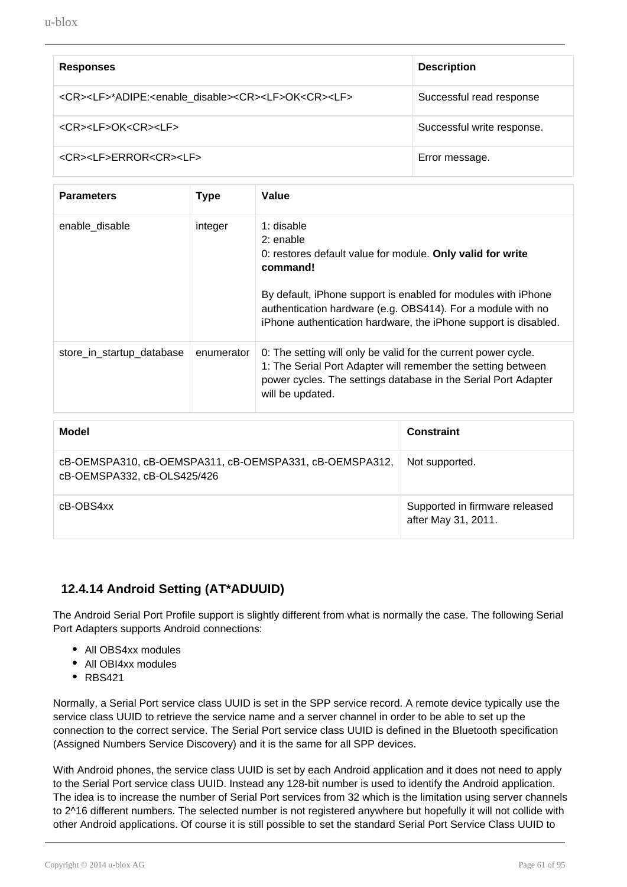| Responses | Description |
| --- | --- |
| <CR><LF>*ADIPE:<enable_disable><CR><LF>OK<CR><LF> | Successful read response |
| <CR><LF>OK<CR><LF> | Successful write response. |
| <CR><LF>ERROR<CR><LF> | Error message. |

| Parameters | Type | Value |
| --- | --- | --- |
| enable_disable | integer | 1: disable<br>2: enable<br>0: restores default value for module. **Only valid for write command!**<br><br>By default, iPhone support is enabled for modules with iPhone authentication hardware (e.g. OBS414). For a module with no iPhone authentication hardware, the iPhone support is disabled. |
| store_in_startup_database | enumerator | 0: The setting will only be valid for the current power cycle.<br>1: The Serial Port Adapter will remember the setting between power cycles. The settings database in the Serial Port Adapter will be updated. |

| Model | Constraint |
| --- | --- |
| cB-OEMSPA310, cB-OEMSPA311, cB-OEMSPA331, cB-OEMSPA312, cB-OEMSPA332, cB-OLS425/426 | Not supported. |
| cB-OBS4xx | Supported in firmware released after May 31, 2011. |

### 12.4.14 Android Setting (AT*ADUUID)

The Android Serial Port Profile support is slightly different from what is normally the case. The following Serial Port Adapters supports Android connections:

- All OBS4xx modules
- All OBI4xx modules
- RBS421

Normally, a Serial Port service class UUID is set in the SPP service record. A remote device typically use the service class UUID to retrieve the service name and a server channel in order to be able to set up the connection to the correct service. The Serial Port service class UUID is defined in the Bluetooth specification (Assigned Numbers Service Discovery) and it is the same for all SPP devices.

With Android phones, the service class UUID is set by each Android application and it does not need to apply to the Serial Port service class UUID. Instead any 128-bit number is used to identify the Android application. The idea is to increase the number of Serial Port services from 32 which is the limitation using server channels to 2^16 different numbers. The selected number is not registered anywhere but hopefully it will not collide with other Android applications. Of course it is still possible to set the standard Serial Port Service Class UUID to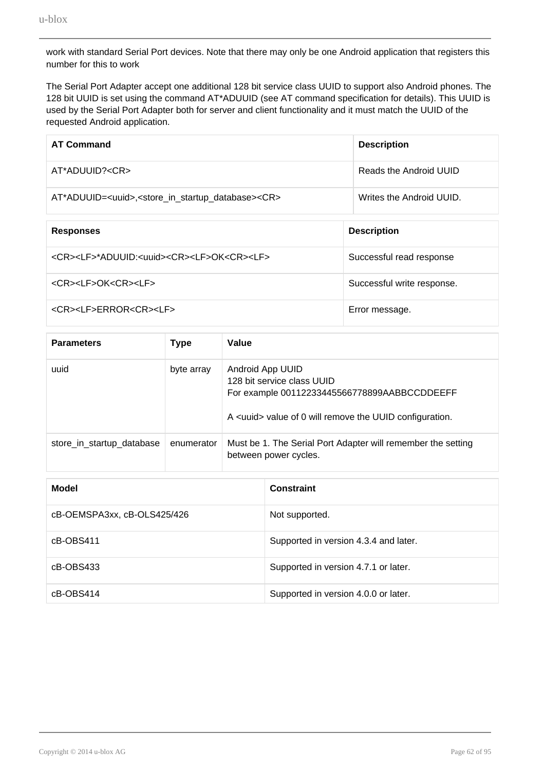work with standard Serial Port devices. Note that there may only be one Android application that registers this number for this to work

The Serial Port Adapter accept one additional 128 bit service class UUID to support also Android phones. The 128 bit UUID is set using the command AT*ADUUID (see AT command specification for details). This UUID is used by the Serial Port Adapter both for server and client functionality and it must match the UUID of the requested Android application.

| AT Command | Description |
|---|---|
| AT*ADUUID?<CR> | Reads the Android UUID |
| AT*ADUUID=<uuid>,<store_in_startup_database><CR> | Writes the Android UUID. |

| Responses | Description |
|---|---|
| <CR><LF>*ADUUID:<uuid><CR><LF>OK<CR><LF> | Successful read response |
| <CR><LF>OK<CR><LF> | Successful write response. |
| <CR><LF>ERROR<CR><LF> | Error message. |

| Parameters | Type | Value |
|---|---|---|
| uuid | byte array | Android App UUID<br>128 bit service class UUID<br>For example 00112233445566778899AABBCCDDEEFF<br><br>A <uuid> value of 0 will remove the UUID configuration. |
| store_in_startup_database | enumerator | Must be 1. The Serial Port Adapter will remember the setting between power cycles. |

| Model | Constraint |
|---|---|
| cB-OEMSPA3xx, cB-OLS425/426 | Not supported. |
| cB-OBS411 | Supported in version 4.3.4 and later. |
| cB-OBS433 | Supported in version 4.7.1 or later. |
| cB-OBS414 | Supported in version 4.0.0 or later. |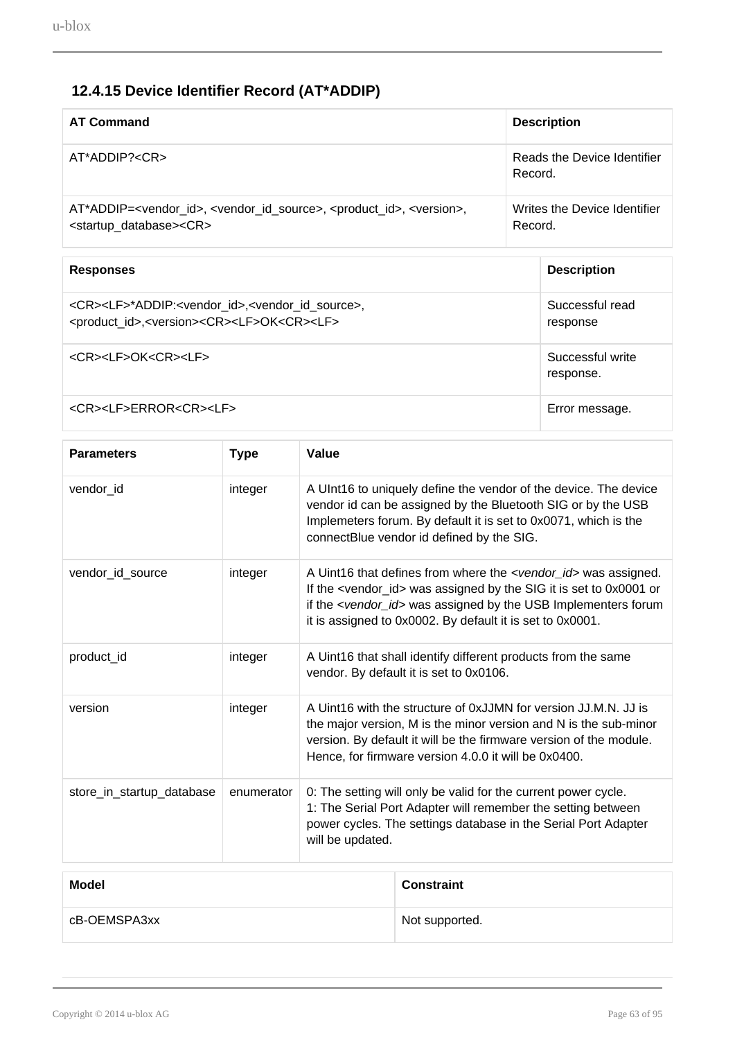### 12.4.15 Device Identifier Record (AT*ADDIP)

| AT Command | Description |
|---|---|
| AT*ADDIP?<CR> | Reads the Device Identifier Record. |
| AT*ADDIP=<vendor_id>, <vendor_id_source>, <product_id>, <version>, <startup_database><CR> | Writes the Device Identifier Record. |

| Responses | Description |
|---|---|
| <CR><LF>*ADDIP:<vendor_id>,<vendor_id_source>,<product_id>,<version><CR><LF>OK<CR><LF> | Successful read response |
| <CR><LF>OK<CR><LF> | Successful write response. |
| <CR><LF>ERROR<CR><LF> | Error message. |

| Parameters | Type | Value |
|---|---|---|
| vendor_id | integer | A UInt16 to uniquely define the vendor of the device. The device vendor id can be assigned by the Bluetooth SIG or by the USB Implemeters forum. By default it is set to 0x0071, which is the connectBlue vendor id defined by the SIG. |
| vendor_id_source | integer | A Uint16 that defines from where the *<vendor_id>* was assigned. If the <vendor_id> was assigned by the SIG it is set to 0x0001 or if the *<vendor_id>* was assigned by the USB Implementers forum it is assigned to 0x0002. By default it is set to 0x0001. |
| product_id | integer | A Uint16 that shall identify different products from the same vendor. By default it is set to 0x0106. |
| version | integer | A Uint16 with the structure of 0xJJMN for version JJ.M.N. JJ is the major version, M is the minor version and N is the sub-minor version. By default it will be the firmware version of the module. Hence, for firmware version 4.0.0 it will be 0x0400. |
| store_in_startup_database | enumerator | 0: The setting will only be valid for the current power cycle.<br>1: The Serial Port Adapter will remember the setting between power cycles. The settings database in the Serial Port Adapter will be updated. |

| Model | Constraint |
|---|---|
| cB-OEMSPA3xx | Not supported. |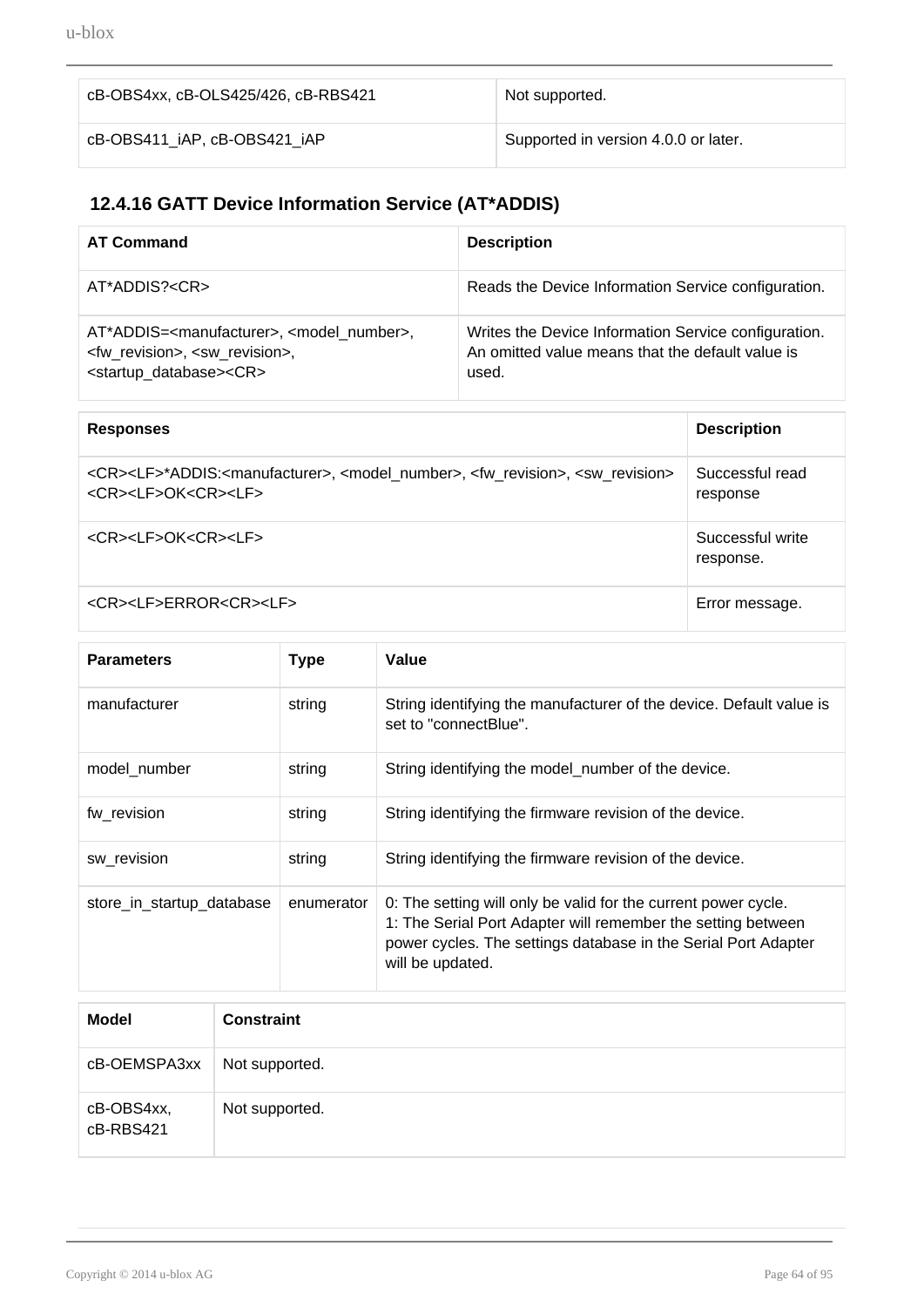| cB-OBS4xx, cB-OLS425/426, cB-RBS421 | Not supported. |
|---|---|
| cB-OBS411_iAP, cB-OBS421_iAP | Supported in version 4.0.0 or later. |

### 12.4.16 GATT Device Information Service (AT*ADDIS)

| AT Command | Description |
|---|---|
| AT*ADDIS?<CR> | Reads the Device Information Service configuration. |
| AT*ADDIS=<manufacturer>, <model_number>, <fw_revision>, <sw_revision>, <startup_database><CR> | Writes the Device Information Service configuration. An omitted value means that the default value is used. |

| Responses | Description |
|---|---|
| <CR><LF>*ADDIS:<manufacturer>, <model_number>, <fw_revision>, <sw_revision> <CR><LF>OK<CR><LF> | Successful read response |
| <CR><LF>OK<CR><LF> | Successful write response. |
| <CR><LF>ERROR<CR><LF> | Error message. |

| Parameters | Type | Value |
|---|---|---|
| manufacturer | string | String identifying the manufacturer of the device. Default value is set to "connectBlue". |
| model_number | string | String identifying the model_number of the device. |
| fw_revision | string | String identifying the firmware revision of the device. |
| sw_revision | string | String identifying the firmware revision of the device. |
| store_in_startup_database | enumerator | 0: The setting will only be valid for the current power cycle.<br>1: The Serial Port Adapter will remember the setting between power cycles. The settings database in the Serial Port Adapter will be updated. |

| Model | Constraint |
|---|---|
| cB-OEMSPA3xx | Not supported. |
| cB-OBS4xx, cB-RBS421 | Not supported. |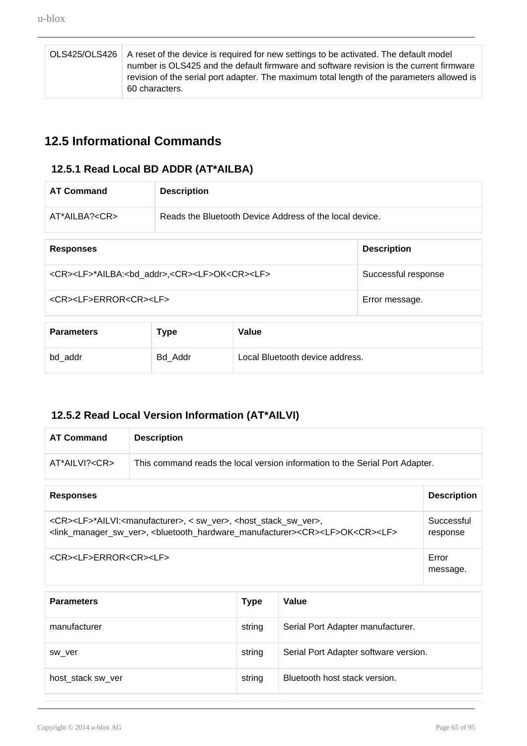| OLS425/OLS426 | A reset of the device is required for new settings to be activated. The default model number is OLS425 and the default firmware and software revision is the current firmware revision of the serial port adapter. The maximum total length of the parameters allowed is 60 characters. |
|---|---|

## 12.5 Informational Commands

### 12.5.1 Read Local BD ADDR (AT*AILBA)

| AT Command | Description |
|---|---|
| AT*AILBA?<CR> | Reads the Bluetooth Device Address of the local device. |

| Responses | Description |
|---|---|
| <CR><LF>*AILBA:<bd_addr>,<CR><LF>OK<CR><LF> | Successful response |
| <CR><LF>ERROR<CR><LF> | Error message. |

| Parameters | Type | Value |
|---|---|---|
| bd_addr | Bd_Addr | Local Bluetooth device address. |

### 12.5.2 Read Local Version Information (AT*AILVI)

| AT Command | Description |
|---|---|
| AT*AILVI?<CR> | This command reads the local version information to the Serial Port Adapter. |

| Responses | Description |
|---|---|
| <CR><LF>*AILVI:<manufacturer>, < sw_ver>, <host_stack_sw_ver>, <link_manager_sw_ver>, <bluetooth_hardware_manufacturer><CR><LF>OK<CR><LF> | Successful response |
| <CR><LF>ERROR<CR><LF> | Error message. |

| Parameters | Type | Value |
|---|---|---|
| manufacturer | string | Serial Port Adapter manufacturer. |
| sw_ver | string | Serial Port Adapter software version. |
| host_stack sw_ver | string | Bluetooth host stack version. |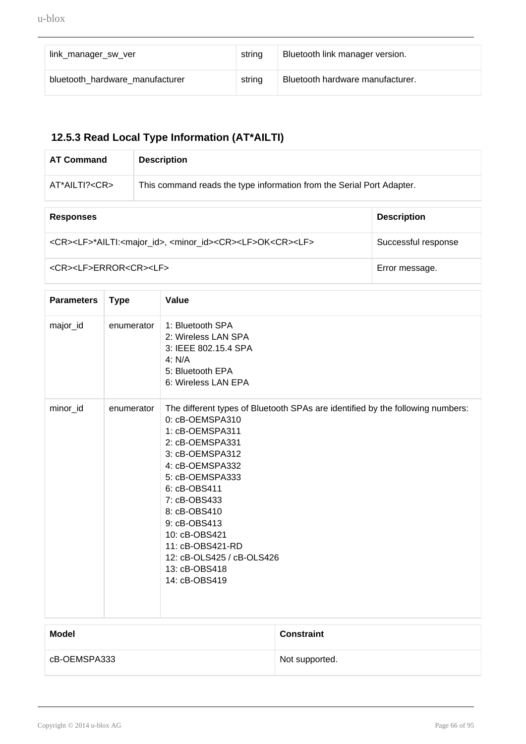| link_manager_sw_ver | string | Bluetooth link manager version. |
| --- | --- | --- |
| bluetooth_hardware_manufacturer | string | Bluetooth hardware manufacturer. |

### 12.5.3 Read Local Type Information (AT*AILTI)

| AT Command | Description |
| --- | --- |
| AT*AILTI?<CR> | This command reads the type information from the Serial Port Adapter. |

| Responses | Description |
| --- | --- |
| <CR><LF>*AILTI:<major_id>, <minor_id><CR><LF>OK<CR><LF> | Successful response |
| <CR><LF>ERROR<CR><LF> | Error message. |

| Parameters | Type | Value |
| --- | --- | --- |
| major_id | enumerator | 1: Bluetooth SPA<br>2: Wireless LAN SPA<br>3: IEEE 802.15.4 SPA<br>4: N/A<br>5: Bluetooth EPA<br>6: Wireless LAN EPA |
| minor_id | enumerator | The different types of Bluetooth SPAs are identified by the following numbers:<br>0: cB-OEMSPA310<br>1: cB-OEMSPA311<br>2: cB-OEMSPA331<br>3: cB-OEMSPA312<br>4: cB-OEMSPA332<br>5: cB-OEMSPA333<br>6: cB-OBS411<br>7: cB-OBS433<br>8: cB-OBS410<br>9: cB-OBS413<br>10: cB-OBS421<br>11: cB-OBS421-RD<br>12: cB-OLS425 / cB-OLS426<br>13: cB-OBS418<br>14: cB-OBS419 |

| Model | Constraint |
| --- | --- |
| cB-OEMSPA333 | Not supported. |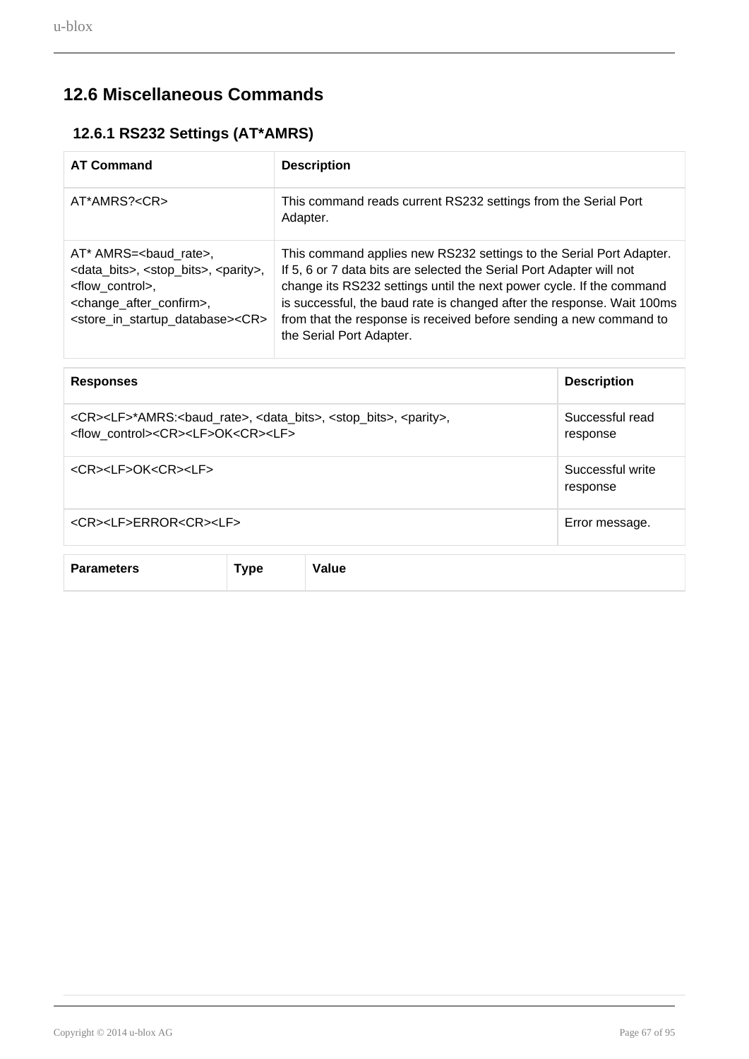## 12.6 Miscellaneous Commands

### 12.6.1 RS232 Settings (AT*AMRS)

| AT Command | Description |
| --- | --- |
| AT*AMRS?<CR> | This command reads current RS232 settings from the Serial Port Adapter. |
| AT* AMRS=<baud_rate>, <data_bits>, <stop_bits>, <parity>, <flow_control>, <change_after_confirm>, <store_in_startup_database><CR> | This command applies new RS232 settings to the Serial Port Adapter. If 5, 6 or 7 data bits are selected the Serial Port Adapter will not change its RS232 settings until the next power cycle. If the command is successful, the baud rate is changed after the response. Wait 100ms from that the response is received before sending a new command to the Serial Port Adapter. |

| Responses | Description |
| --- | --- |
| <CR><LF>*AMRS:<baud_rate>, <data_bits>, <stop_bits>, <parity>, <flow_control><CR><LF>OK<CR><LF> | Successful read response |
| <CR><LF>OK<CR><LF> | Successful write response |
| <CR><LF>ERROR<CR><LF> | Error message. |

| Parameters | Type | Value |
| --- | --- | --- |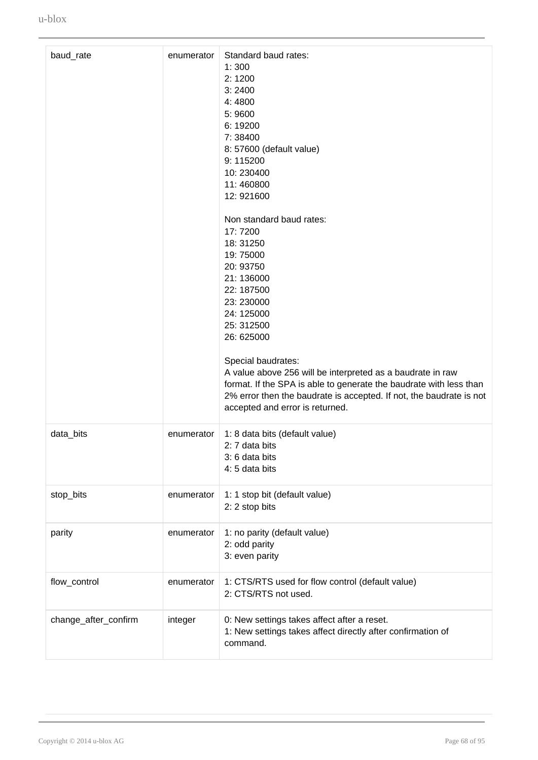| | | |
|---|---|---|
| baud_rate | enumerator | Standard baud rates:<br>1: 300<br>2: 1200<br>3: 2400<br>4: 4800<br>5: 9600<br>6: 19200<br>7: 38400<br>8: 57600 (default value)<br>9: 115200<br>10: 230400<br>11: 460800<br>12: 921600<br><br>Non standard baud rates:<br>17: 7200<br>18: 31250<br>19: 75000<br>20: 93750<br>21: 136000<br>22: 187500<br>23: 230000<br>24: 125000<br>25: 312500<br>26: 625000<br><br>Special baudrates:<br>A value above 256 will be interpreted as a baudrate in raw format. If the SPA is able to generate the baudrate with less than 2% error then the baudrate is accepted. If not, the baudrate is not accepted and error is returned. |
| data_bits | enumerator | 1: 8 data bits (default value)<br>2: 7 data bits<br>3: 6 data bits<br>4: 5 data bits |
| stop_bits | enumerator | 1: 1 stop bit (default value)<br>2: 2 stop bits |
| parity | enumerator | 1: no parity (default value)<br>2: odd parity<br>3: even parity |
| flow_control | enumerator | 1: CTS/RTS used for flow control (default value)<br>2: CTS/RTS not used. |
| change_after_confirm | integer | 0: New settings takes affect after a reset.<br>1: New settings takes affect directly after confirmation of command. |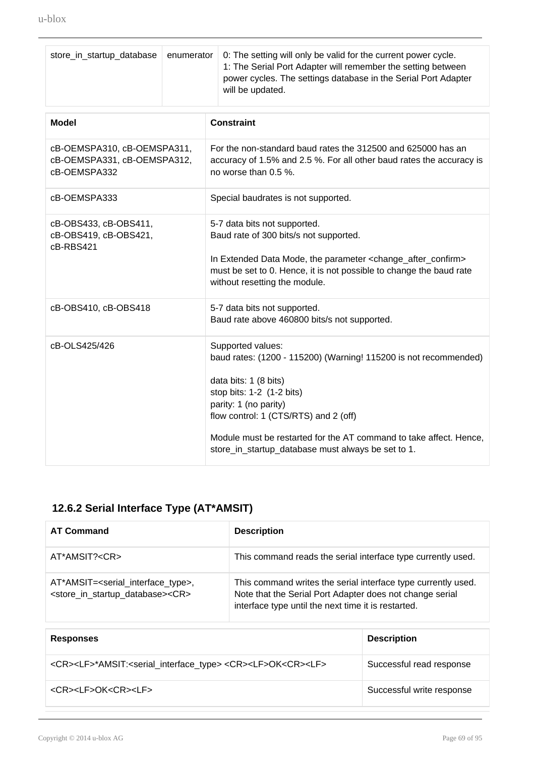| store_in_startup_database | enumerator | 0: The setting will only be valid for the current power cycle.<br>1: The Serial Port Adapter will remember the setting between power cycles. The settings database in the Serial Port Adapter will be updated. |
|---|---|---|

| Model | Constraint |
|---|---|
| cB-OEMSPA310, cB-OEMSPA311, cB-OEMSPA331, cB-OEMSPA312, cB-OEMSPA332 | For the non-standard baud rates the 312500 and 625000 has an accuracy of 1.5% and 2.5 %. For all other baud rates the accuracy is no worse than 0.5 %. |
| cB-OEMSPA333 | Special baudrates is not supported. |
| cB-OBS433, cB-OBS411, cB-OBS419, cB-OBS421, cB-RBS421 | 5-7 data bits not supported.<br>Baud rate of 300 bits/s not supported.<br><br>In Extended Data Mode, the parameter <change_after_confirm> must be set to 0. Hence, it is not possible to change the baud rate without resetting the module. |
| cB-OBS410, cB-OBS418 | 5-7 data bits not supported.<br>Baud rate above 460800 bits/s not supported. |
| cB-OLS425/426 | Supported values:<br>baud rates: (1200 - 115200) (Warning! 115200 is not recommended)<br><br>data bits: 1 (8 bits)<br>stop bits: 1-2 (1-2 bits)<br>parity: 1 (no parity)<br>flow control: 1 (CTS/RTS) and 2 (off)<br><br>Module must be restarted for the AT command to take affect. Hence, store_in_startup_database must always be set to 1. |

### 12.6.2 Serial Interface Type (AT*AMSIT)

| AT Command | Description |
|---|---|
| AT*AMSIT?<CR> | This command reads the serial interface type currently used. |
| AT*AMSIT=<serial_interface_type>, <store_in_startup_database><CR> | This command writes the serial interface type currently used. Note that the Serial Port Adapter does not change serial interface type until the next time it is restarted. |

| Responses | Description |
|---|---|
| <CR><LF>*AMSIT:<serial_interface_type> <CR><LF>OK<CR><LF> | Successful read response |
| <CR><LF>OK<CR><LF> | Successful write response |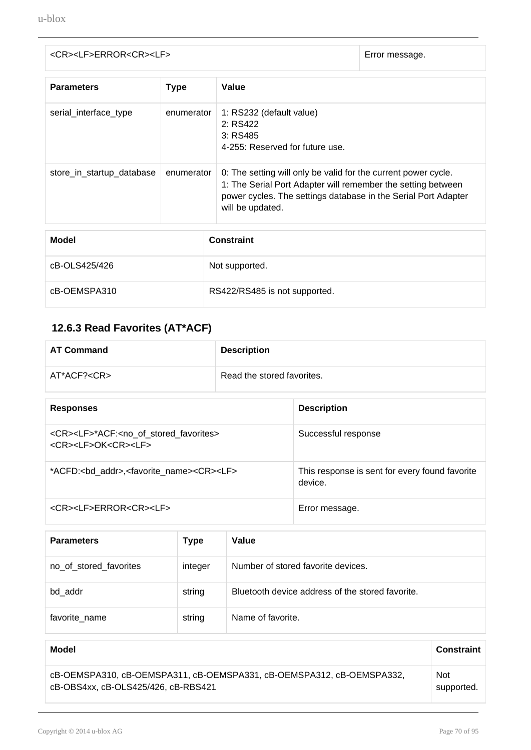| | |
|---|---|
| <CR><LF>ERROR<CR><LF> | Error message. |

| Parameters | Type | Value |
|---|---|---|
| serial_interface_type | enumerator | 1: RS232 (default value)<br>2: RS422<br>3: RS485<br>4-255: Reserved for future use. |
| store_in_startup_database | enumerator | 0: The setting will only be valid for the current power cycle.<br>1: The Serial Port Adapter will remember the setting between power cycles. The settings database in the Serial Port Adapter will be updated. |

| Model | Constraint |
|---|---|
| cB-OLS425/426 | Not supported. |
| cB-OEMSPA310 | RS422/RS485 is not supported. |

### 12.6.3 Read Favorites (AT*ACF)

| AT Command | Description |
|---|---|
| AT*ACF?<CR> | Read the stored favorites. |

| Responses | Description |
|---|---|
| <CR><LF>*ACF:<no_of_stored_favorites><br><CR><LF>OK<CR><LF> | Successful response |
| *ACFD:<bd_addr>,<favorite_name><CR><LF> | This response is sent for every found favorite device. |
| <CR><LF>ERROR<CR><LF> | Error message. |

| Parameters | Type | Value |
|---|---|---|
| no_of_stored_favorites | integer | Number of stored favorite devices. |
| bd_addr | string | Bluetooth device address of the stored favorite. |
| favorite_name | string | Name of favorite. |

| Model | Constraint |
|---|---|
| cB-OEMSPA310, cB-OEMSPA311, cB-OEMSPA331, cB-OEMSPA312, cB-OEMSPA332, cB-OBS4xx, cB-OLS425/426, cB-RBS421 | Not supported. |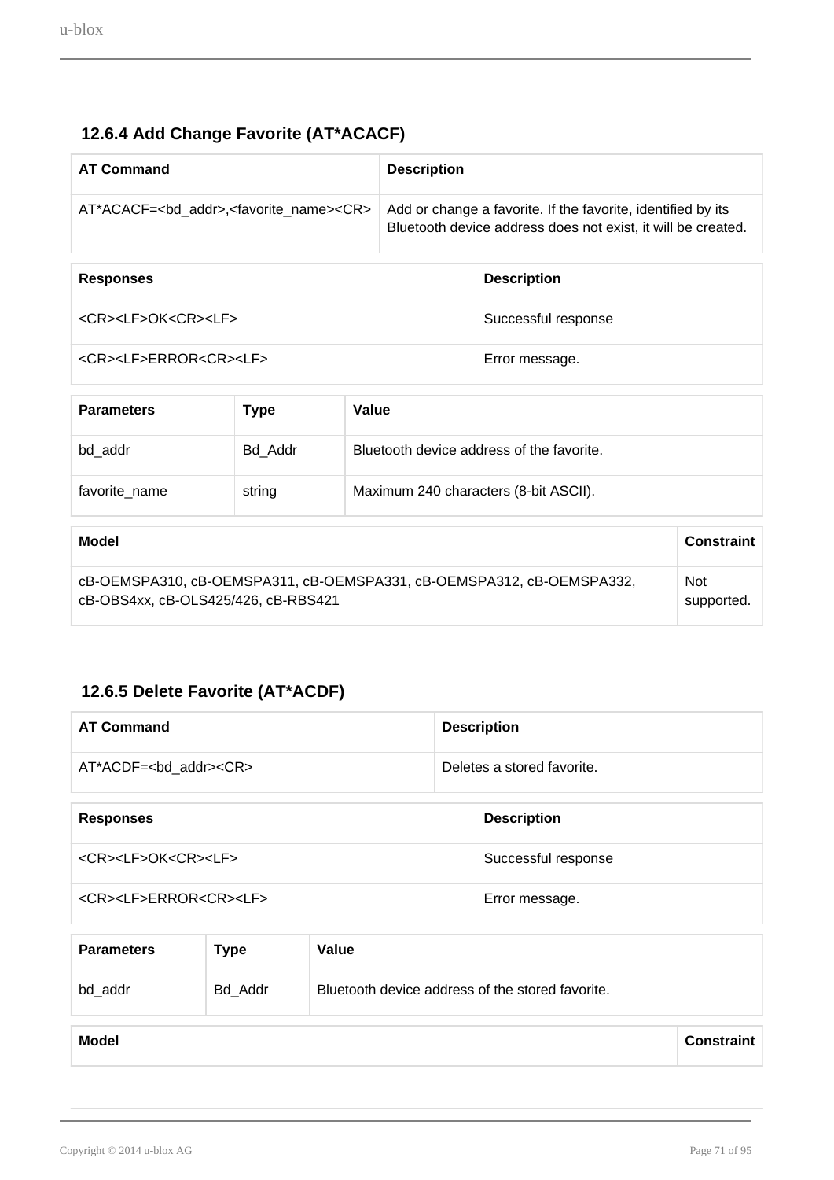### 12.6.4 Add Change Favorite (AT*ACACF)

| AT Command | Description |
| --- | --- |
| AT*ACACF=<bd_addr>,<favorite_name><CR> | Add or change a favorite. If the favorite, identified by its Bluetooth device address does not exist, it will be created. |

| Responses | Description |
| --- | --- |
| <CR><LF>OK<CR><LF> | Successful response |
| <CR><LF>ERROR<CR><LF> | Error message. |

| Parameters | Type | Value |
| --- | --- | --- |
| bd_addr | Bd_Addr | Bluetooth device address of the favorite. |
| favorite_name | string | Maximum 240 characters (8-bit ASCII). |

| Model | Constraint |
| --- | --- |
| cB-OEMSPA310, cB-OEMSPA311, cB-OEMSPA331, cB-OEMSPA312, cB-OEMSPA332, cB-OBS4xx, cB-OLS425/426, cB-RBS421 | Not supported. |

### 12.6.5 Delete Favorite (AT*ACDF)

| AT Command | Description |
| --- | --- |
| AT*ACDF=<bd_addr><CR> | Deletes a stored favorite. |

| Responses | Description |
| --- | --- |
| <CR><LF>OK<CR><LF> | Successful response |
| <CR><LF>ERROR<CR><LF> | Error message. |

| Parameters | Type | Value |
| --- | --- | --- |
| bd_addr | Bd_Addr | Bluetooth device address of the stored favorite. |

| Model | Constraint |
| --- | --- |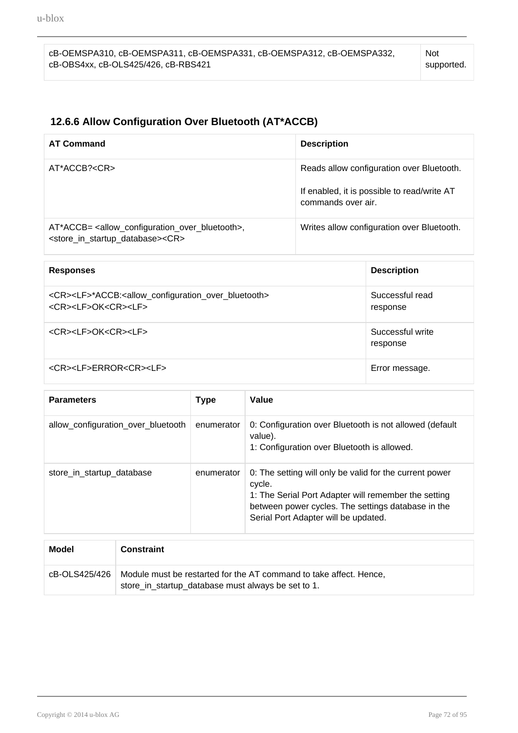| cB-OEMSPA310, cB-OEMSPA311, cB-OEMSPA331, cB-OEMSPA312, cB-OEMSPA332, cB-OBS4xx, cB-OLS425/426, cB-RBS421 | Not supported. |
|---|---|

### 12.6.6 Allow Configuration Over Bluetooth (AT*ACCB)

| AT Command | Description |
|---|---|
| AT*ACCB?<CR> | Reads allow configuration over Bluetooth.<br><br>If enabled, it is possible to read/write AT commands over air. |
| AT*ACCB= <allow_configuration_over_bluetooth>, <store_in_startup_database><CR> | Writes allow configuration over Bluetooth. |

| Responses | Description |
|---|---|
| <CR><LF>*ACCB:<allow_configuration_over_bluetooth><br><CR><LF>OK<CR><LF> | Successful read response |
| <CR><LF>OK<CR><LF> | Successful write response |
| <CR><LF>ERROR<CR><LF> | Error message. |

| Parameters | Type | Value |
|---|---|---|
| allow_configuration_over_bluetooth | enumerator | 0: Configuration over Bluetooth is not allowed (default value).<br>1: Configuration over Bluetooth is allowed. |
| store_in_startup_database | enumerator | 0: The setting will only be valid for the current power cycle.<br>1: The Serial Port Adapter will remember the setting between power cycles. The settings database in the Serial Port Adapter will be updated. |

| Model | Constraint |
|---|---|
| cB-OLS425/426 | Module must be restarted for the AT command to take affect. Hence, store_in_startup_database must always be set to 1. |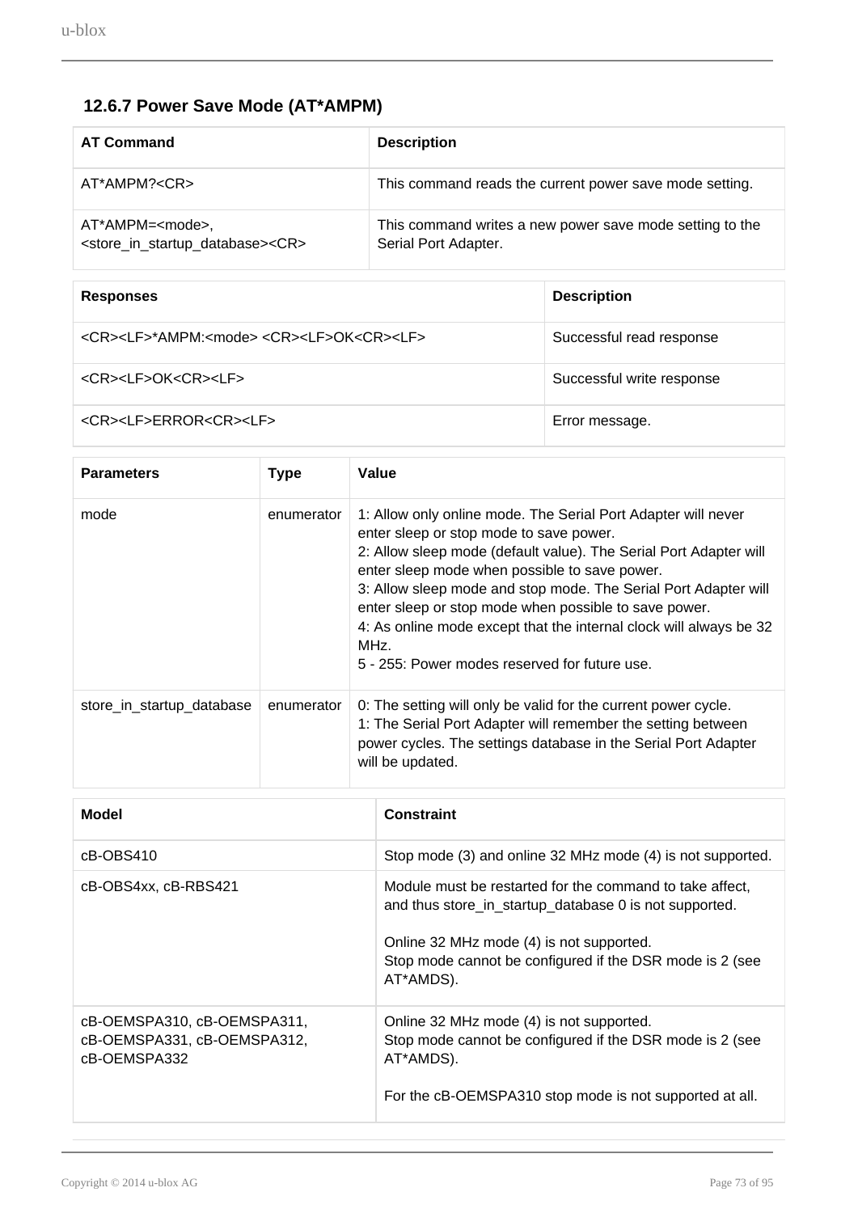### 12.6.7 Power Save Mode (AT*AMPM)

| AT Command | Description |
|---|---|
| AT*AMPM?<CR> | This command reads the current power save mode setting. |
| AT*AMPM=<mode>,<br><store_in_startup_database><CR> | This command writes a new power save mode setting to the Serial Port Adapter. |

| Responses | Description |
|---|---|
| <CR><LF>*AMPM:<mode> <CR><LF>OK<CR><LF> | Successful read response |
| <CR><LF>OK<CR><LF> | Successful write response |
| <CR><LF>ERROR<CR><LF> | Error message. |

| Parameters | Type | Value |
|---|---|---|
| mode | enumerator | 1: Allow only online mode. The Serial Port Adapter will never enter sleep or stop mode to save power.<br>2: Allow sleep mode (default value). The Serial Port Adapter will enter sleep mode when possible to save power.<br>3: Allow sleep mode and stop mode. The Serial Port Adapter will enter sleep or stop mode when possible to save power.<br>4: As online mode except that the internal clock will always be 32 MHz.<br>5 - 255: Power modes reserved for future use. |
| store_in_startup_database | enumerator | 0: The setting will only be valid for the current power cycle.<br>1: The Serial Port Adapter will remember the setting between power cycles. The settings database in the Serial Port Adapter will be updated. |

| Model | Constraint |
|---|---|
| cB-OBS410 | Stop mode (3) and online 32 MHz mode (4) is not supported. |
| cB-OBS4xx, cB-RBS421 | Module must be restarted for the command to take affect, and thus store_in_startup_database 0 is not supported.<br><br>Online 32 MHz mode (4) is not supported.<br>Stop mode cannot be configured if the DSR mode is 2 (see AT*AMDS). |
| cB-OEMSPA310, cB-OEMSPA311, cB-OEMSPA331, cB-OEMSPA312, cB-OEMSPA332 | Online 32 MHz mode (4) is not supported.<br>Stop mode cannot be configured if the DSR mode is 2 (see AT*AMDS).<br><br>For the cB-OEMSPA310 stop mode is not supported at all. |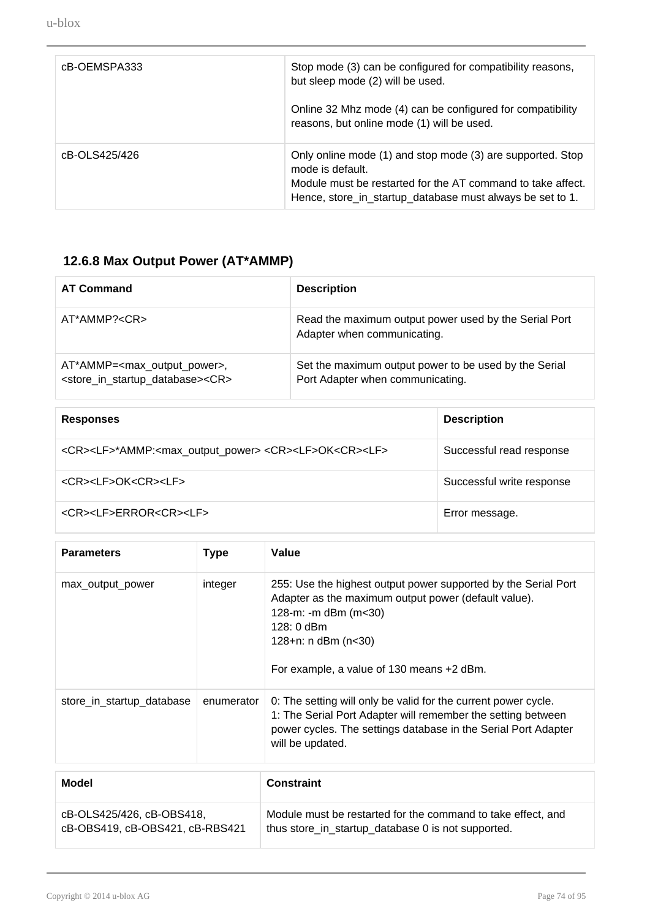| cB-OEMSPA333 | Stop mode (3) can be configured for compatibility reasons, but sleep mode (2) will be used.<br><br>Online 32 Mhz mode (4) can be configured for compatibility reasons, but online mode (1) will be used. |
|---|---|
| cB-OLS425/426 | Only online mode (1) and stop mode (3) are supported. Stop mode is default.<br>Module must be restarted for the AT command to take affect. Hence, store_in_startup_database must always be set to 1. |

### 12.6.8 Max Output Power (AT*AMMP)

| AT Command | Description |
|---|---|
| AT*AMMP?<CR> | Read the maximum output power used by the Serial Port Adapter when communicating. |
| AT*AMMP=<max_output_power>, <store_in_startup_database><CR> | Set the maximum output power to be used by the Serial Port Adapter when communicating. |

| Responses | Description |
|---|---|
| <CR><LF>*AMMP:<max_output_power> <CR><LF>OK<CR><LF> | Successful read response |
| <CR><LF>OK<CR><LF> | Successful write response |
| <CR><LF>ERROR<CR><LF> | Error message. |

| Parameters | Type | Value |
|---|---|---|
| max_output_power | integer | 255: Use the highest output power supported by the Serial Port Adapter as the maximum output power (default value).<br>128-m: -m dBm (m<30)<br>128: 0 dBm<br>128+n: n dBm (n<30)<br><br>For example, a value of 130 means +2 dBm. |
| store_in_startup_database | enumerator | 0: The setting will only be valid for the current power cycle.<br>1: The Serial Port Adapter will remember the setting between power cycles. The settings database in the Serial Port Adapter will be updated. |

| Model | Constraint |
|---|---|
| cB-OLS425/426, cB-OBS418, cB-OBS419, cB-OBS421, cB-RBS421 | Module must be restarted for the command to take effect, and thus store_in_startup_database 0 is not supported. |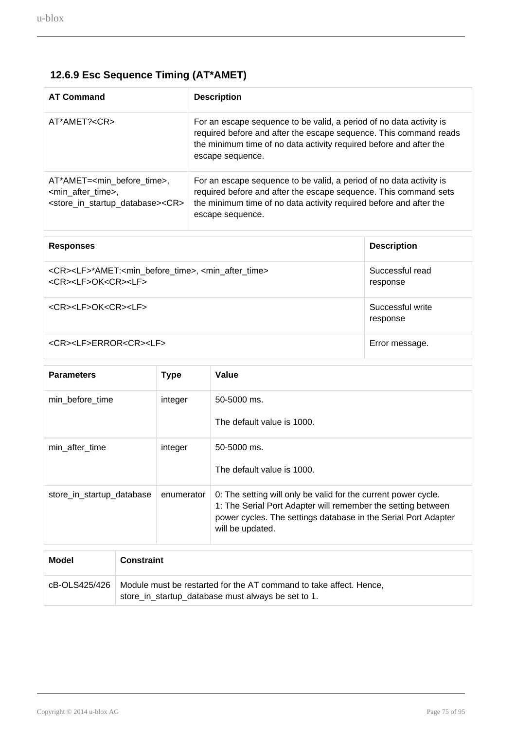### 12.6.9 Esc Sequence Timing (AT*AMET)

| AT Command | Description |
| --- | --- |
| AT*AMET?<CR> | For an escape sequence to be valid, a period of no data activity is required before and after the escape sequence. This command reads the minimum time of no data activity required before and after the escape sequence. |
| AT*AMET=<min_before_time>, <min_after_time>, <store_in_startup_database><CR> | For an escape sequence to be valid, a period of no data activity is required before and after the escape sequence. This command sets the minimum time of no data activity required before and after the escape sequence. |

| Responses | Description |
| --- | --- |
| <CR><LF>*AMET:<min_before_time>, <min_after_time> <CR><LF>OK<CR><LF> | Successful read response |
| <CR><LF>OK<CR><LF> | Successful write response |
| <CR><LF>ERROR<CR><LF> | Error message. |

| Parameters | Type | Value |
| --- | --- | --- |
| min_before_time | integer | 50-5000 ms.<br><br>The default value is 1000. |
| min_after_time | integer | 50-5000 ms.<br><br>The default value is 1000. |
| store_in_startup_database | enumerator | 0: The setting will only be valid for the current power cycle.<br>1: The Serial Port Adapter will remember the setting between power cycles. The settings database in the Serial Port Adapter will be updated. |

| Model | Constraint |
| --- | --- |
| cB-OLS425/426 | Module must be restarted for the AT command to take affect. Hence, store_in_startup_database must always be set to 1. |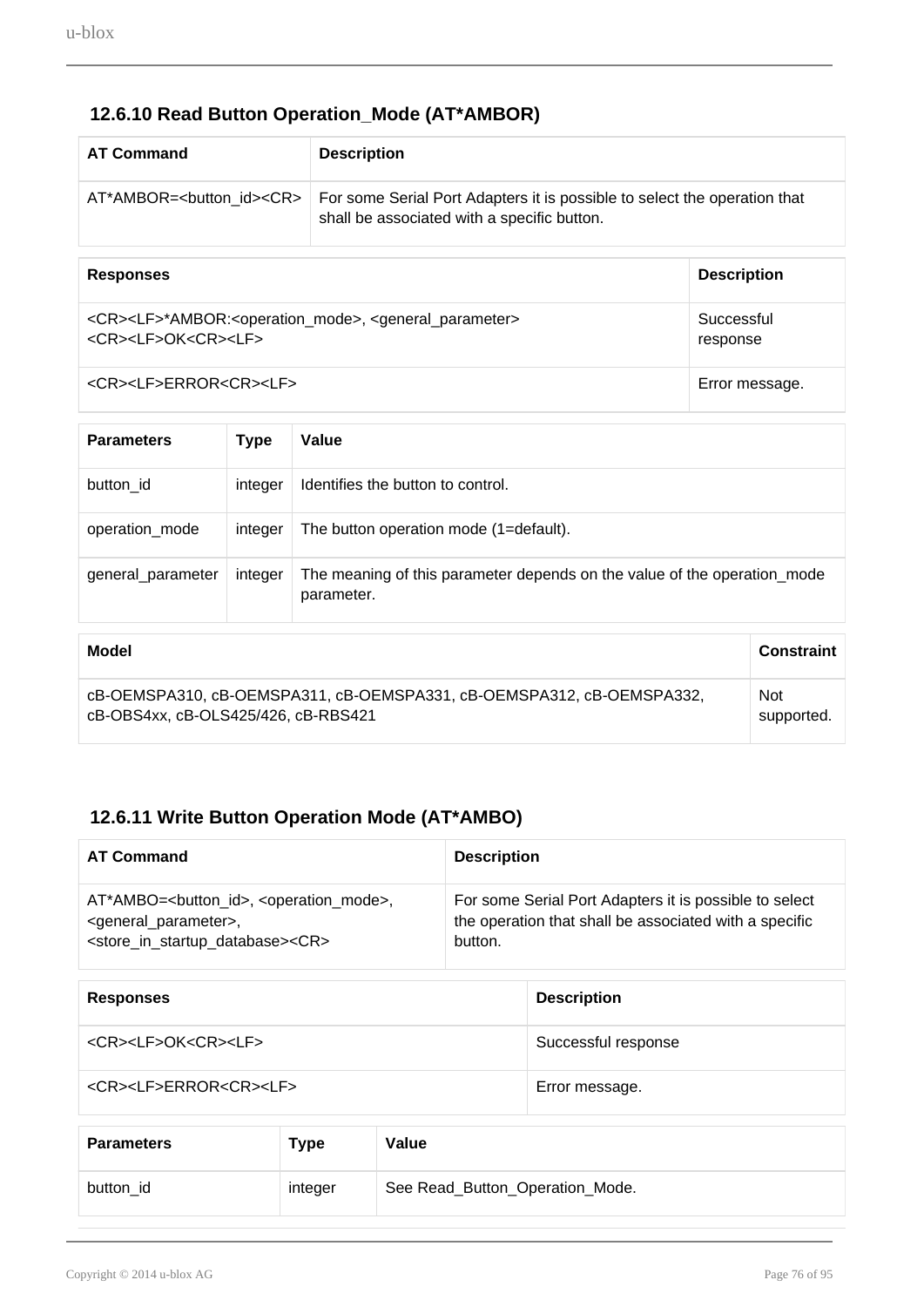### 12.6.10 Read Button Operation_Mode (AT*AMBOR)

| AT Command | Description |
| --- | --- |
| AT*AMBOR=<button_id><CR> | For some Serial Port Adapters it is possible to select the operation that shall be associated with a specific button. |

| Responses | Description |
| --- | --- |
| <CR><LF>*AMBOR:<operation_mode>, <general_parameter><CR><LF>OK<CR><LF> | Successful response |
| <CR><LF>ERROR<CR><LF> | Error message. |

| Parameters | Type | Value |
| --- | --- | --- |
| button_id | integer | Identifies the button to control. |
| operation_mode | integer | The button operation mode (1=default). |
| general_parameter | integer | The meaning of this parameter depends on the value of the operation_mode parameter. |

| Model | Constraint |
| --- | --- |
| cB-OEMSPA310, cB-OEMSPA311, cB-OEMSPA331, cB-OEMSPA312, cB-OEMSPA332, cB-OBS4xx, cB-OLS425/426, cB-RBS421 | Not supported. |

### 12.6.11 Write Button Operation Mode (AT*AMBO)

| AT Command | Description |
| --- | --- |
| AT*AMBO=<button_id>, <operation_mode>, <general_parameter>, <store_in_startup_database><CR> | For some Serial Port Adapters it is possible to select the operation that shall be associated with a specific button. |

| Responses | Description |
| --- | --- |
| <CR><LF>OK<CR><LF> | Successful response |
| <CR><LF>ERROR<CR><LF> | Error message. |

| Parameters | Type | Value |
| --- | --- | --- |
| button_id | integer | See Read_Button_Operation_Mode. |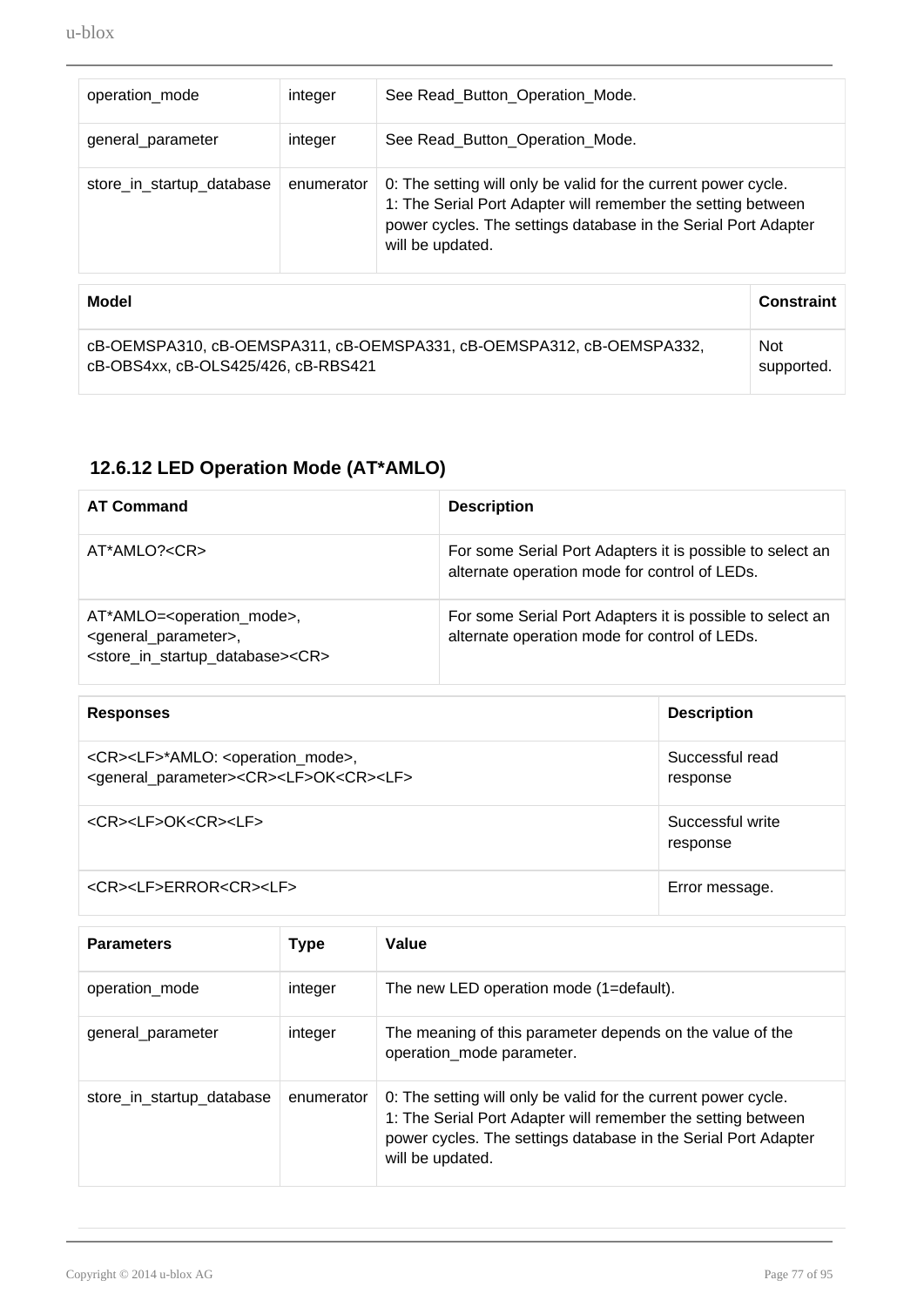| | | |
|---|---|---|
| operation_mode | integer | See Read_Button_Operation_Mode. |
| general_parameter | integer | See Read_Button_Operation_Mode. |
| store_in_startup_database | enumerator | 0: The setting will only be valid for the current power cycle.<br>1: The Serial Port Adapter will remember the setting between power cycles. The settings database in the Serial Port Adapter will be updated. |

| Model | Constraint |
|---|---|
| cB-OEMSPA310, cB-OEMSPA311, cB-OEMSPA331, cB-OEMSPA312, cB-OEMSPA332, cB-OBS4xx, cB-OLS425/426, cB-RBS421 | Not supported. |

### 12.6.12 LED Operation Mode (AT*AMLO)

| AT Command | Description |
|---|---|
| AT*AMLO?<CR> | For some Serial Port Adapters it is possible to select an alternate operation mode for control of LEDs. |
| AT*AMLO=<operation_mode>,<general_parameter>,<store_in_startup_database><CR> | For some Serial Port Adapters it is possible to select an alternate operation mode for control of LEDs. |

| Responses | Description |
|---|---|
| <CR><LF>*AMLO: <operation_mode>,<general_parameter><CR><LF>OK<CR><LF> | Successful read response |
| <CR><LF>OK<CR><LF> | Successful write response |
| <CR><LF>ERROR<CR><LF> | Error message. |

| Parameters | Type | Value |
|---|---|---|
| operation_mode | integer | The new LED operation mode (1=default). |
| general_parameter | integer | The meaning of this parameter depends on the value of the operation_mode parameter. |
| store_in_startup_database | enumerator | 0: The setting will only be valid for the current power cycle.<br>1: The Serial Port Adapter will remember the setting between power cycles. The settings database in the Serial Port Adapter will be updated. |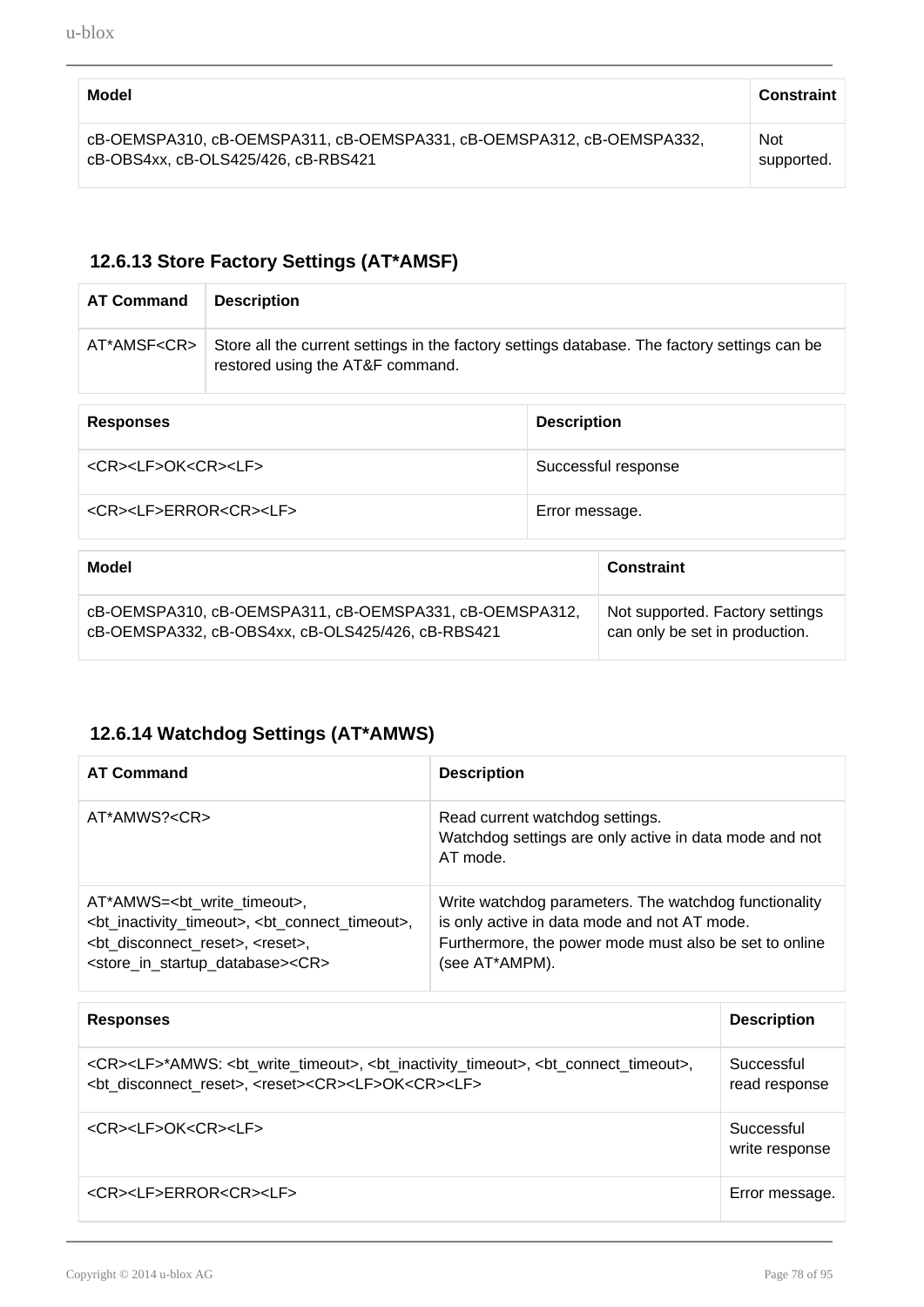| Model | Constraint |
| --- | --- |
| cB-OEMSPA310, cB-OEMSPA311, cB-OEMSPA331, cB-OEMSPA312, cB-OEMSPA332, cB-OBS4xx, cB-OLS425/426, cB-RBS421 | Not supported. |

### 12.6.13 Store Factory Settings (AT*AMSF)

| AT Command | Description |
| --- | --- |
| AT*AMSF<CR> | Store all the current settings in the factory settings database. The factory settings can be restored using the AT&F command. |

| Responses | Description |
| --- | --- |
| <CR><LF>OK<CR><LF> | Successful response |
| <CR><LF>ERROR<CR><LF> | Error message. |

| Model | Constraint |
| --- | --- |
| cB-OEMSPA310, cB-OEMSPA311, cB-OEMSPA331, cB-OEMSPA312, cB-OEMSPA332, cB-OBS4xx, cB-OLS425/426, cB-RBS421 | Not supported. Factory settings can only be set in production. |

### 12.6.14 Watchdog Settings (AT*AMWS)

| AT Command | Description |
| --- | --- |
| AT*AMWS?<CR> | Read current watchdog settings.<br>Watchdog settings are only active in data mode and not AT mode. |
| AT*AMWS=<bt_write_timeout>, <bt_inactivity_timeout>, <bt_connect_timeout>, <bt_disconnect_reset>, <reset>, <store_in_startup_database><CR> | Write watchdog parameters. The watchdog functionality is only active in data mode and not AT mode. Furthermore, the power mode must also be set to online (see AT*AMPM). |

| Responses | Description |
| --- | --- |
| <CR><LF>*AMWS: <bt_write_timeout>, <bt_inactivity_timeout>, <bt_connect_timeout>, <bt_disconnect_reset>, <reset><CR><LF>OK<CR><LF> | Successful read response |
| <CR><LF>OK<CR><LF> | Successful write response |
| <CR><LF>ERROR<CR><LF> | Error message. |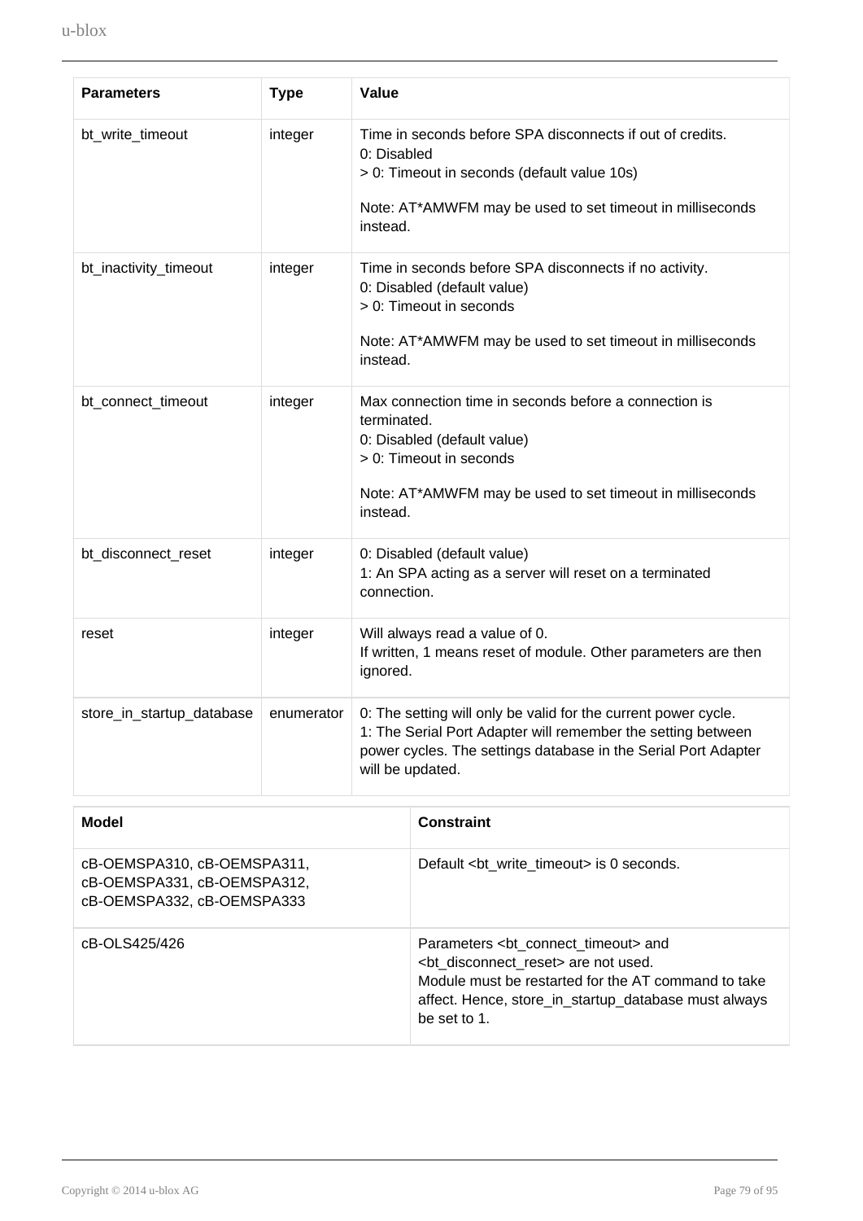| Parameters | Type | Value |
|---|---|---|
| bt_write_timeout | integer | Time in seconds before SPA disconnects if out of credits.<br>0: Disabled<br>> 0: Timeout in seconds (default value 10s)<br><br>Note: AT*AMWFM may be used to set timeout in milliseconds instead. |
| bt_inactivity_timeout | integer | Time in seconds before SPA disconnects if no activity.<br>0: Disabled (default value)<br>> 0: Timeout in seconds<br><br>Note: AT*AMWFM may be used to set timeout in milliseconds instead. |
| bt_connect_timeout | integer | Max connection time in seconds before a connection is terminated.<br>0: Disabled (default value)<br>> 0: Timeout in seconds<br><br>Note: AT*AMWFM may be used to set timeout in milliseconds instead. |
| bt_disconnect_reset | integer | 0: Disabled (default value)<br>1: An SPA acting as a server will reset on a terminated connection. |
| reset | integer | Will always read a value of 0.<br>If written, 1 means reset of module. Other parameters are then ignored. |
| store_in_startup_database | enumerator | 0: The setting will only be valid for the current power cycle.<br>1: The Serial Port Adapter will remember the setting between power cycles. The settings database in the Serial Port Adapter will be updated. |

| Model | Constraint |
|---|---|
| cB-OEMSPA310, cB-OEMSPA311, cB-OEMSPA331, cB-OEMSPA312, cB-OEMSPA332, cB-OEMSPA333 | Default <bt_write_timeout> is 0 seconds. |
| cB-OLS425/426 | Parameters <bt_connect_timeout> and <bt_disconnect_reset> are not used.<br>Module must be restarted for the AT command to take affect. Hence, store_in_startup_database must always be set to 1. |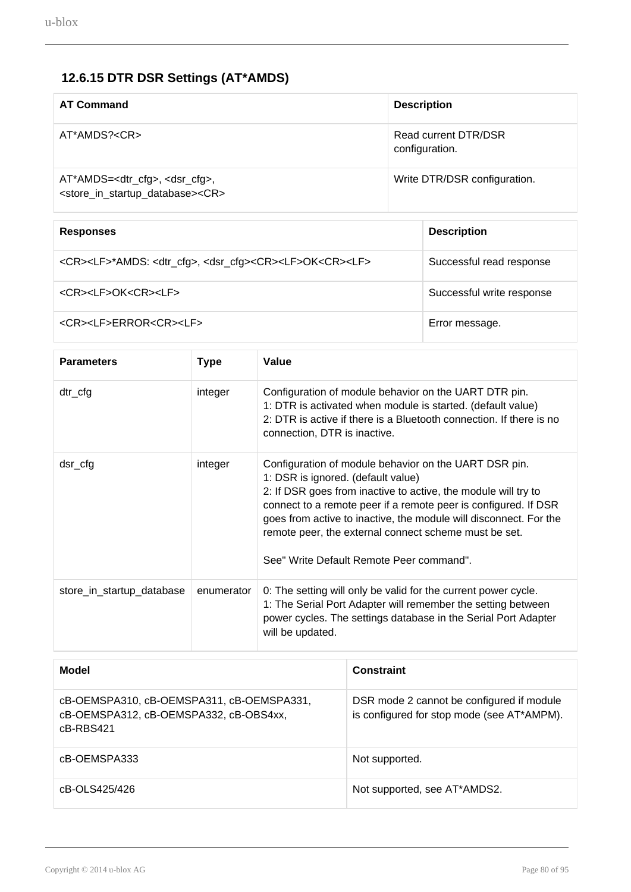### 12.6.15 DTR DSR Settings (AT*AMDS)

| AT Command | Description |
|---|---|
| AT*AMDS?<CR> | Read current DTR/DSR configuration. |
| AT*AMDS=<dtr_cfg>, <dsr_cfg>, <store_in_startup_database><CR> | Write DTR/DSR configuration. |

| Responses | Description |
|---|---|
| <CR><LF>*AMDS: <dtr_cfg>, <dsr_cfg><CR><LF>OK<CR><LF> | Successful read response |
| <CR><LF>OK<CR><LF> | Successful write response |
| <CR><LF>ERROR<CR><LF> | Error message. |

| Parameters | Type | Value |
|---|---|---|
| dtr_cfg | integer | Configuration of module behavior on the UART DTR pin.<br>1: DTR is activated when module is started. (default value)<br>2: DTR is active if there is a Bluetooth connection. If there is no connection, DTR is inactive. |
| dsr_cfg | integer | Configuration of module behavior on the UART DSR pin.<br>1: DSR is ignored. (default value)<br>2: If DSR goes from inactive to active, the module will try to connect to a remote peer if a remote peer is configured. If DSR goes from active to inactive, the module will disconnect. For the remote peer, the external connect scheme must be set.<br><br>See" Write Default Remote Peer command". |
| store_in_startup_database | enumerator | 0: The setting will only be valid for the current power cycle.<br>1: The Serial Port Adapter will remember the setting between power cycles. The settings database in the Serial Port Adapter will be updated. |

| Model | Constraint |
|---|---|
| cB-OEMSPA310, cB-OEMSPA311, cB-OEMSPA331, cB-OEMSPA312, cB-OEMSPA332, cB-OBS4xx, cB-RBS421 | DSR mode 2 cannot be configured if module is configured for stop mode (see AT*AMPM). |
| cB-OEMSPA333 | Not supported. |
| cB-OLS425/426 | Not supported, see AT*AMDS2. |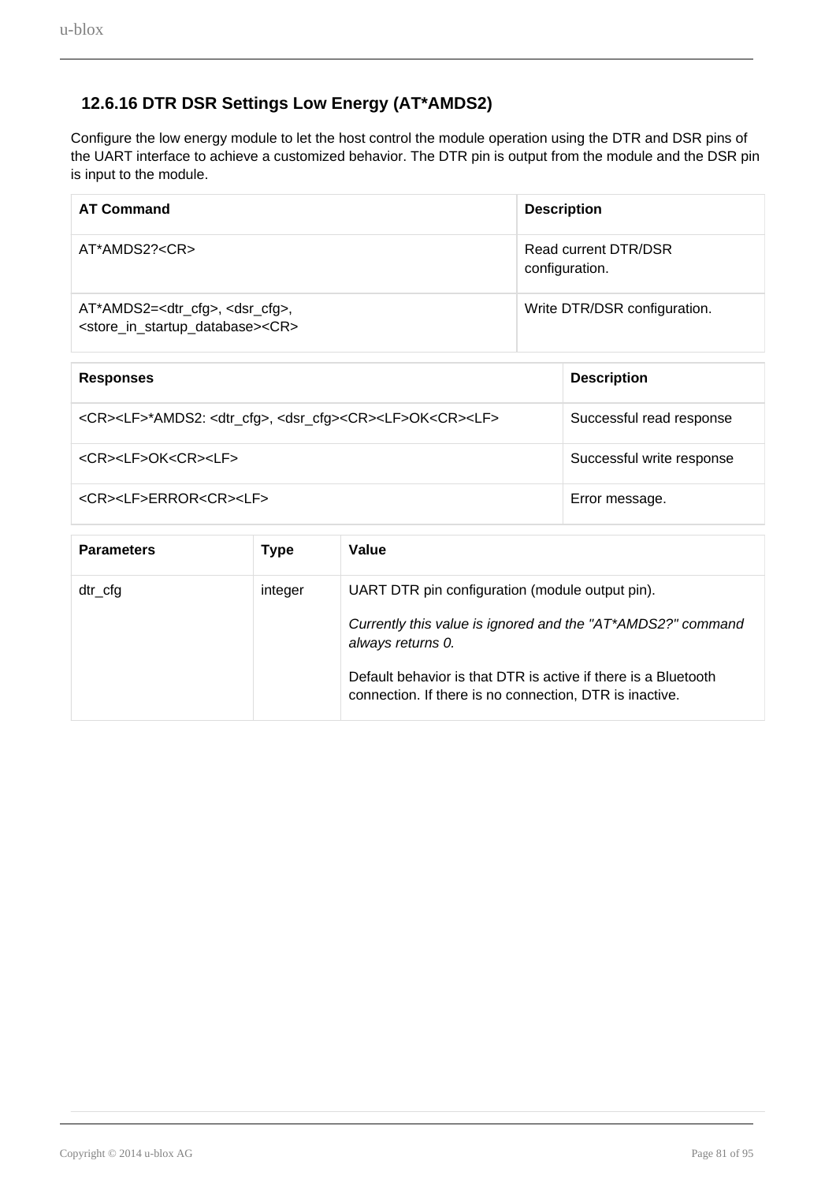### 12.6.16 DTR DSR Settings Low Energy (AT*AMDS2)

Configure the low energy module to let the host control the module operation using the DTR and DSR pins of the UART interface to achieve a customized behavior. The DTR pin is output from the module and the DSR pin is input to the module.

| AT Command | Description |
|---|---|
| AT*AMDS2?<CR> | Read current DTR/DSR configuration. |
| AT*AMDS2=<dtr_cfg>, <dsr_cfg>, <store_in_startup_database><CR> | Write DTR/DSR configuration. |

| Responses | Description |
|---|---|
| <CR><LF>*AMDS2: <dtr_cfg>, <dsr_cfg><CR><LF>OK<CR><LF> | Successful read response |
| <CR><LF>OK<CR><LF> | Successful write response |
| <CR><LF>ERROR<CR><LF> | Error message. |

| Parameters | Type | Value |
|---|---|---|
| dtr_cfg | integer | UART DTR pin configuration (module output pin).<br><br>*Currently this value is ignored and the "AT*AMDS2?" command always returns 0.*<br><br>Default behavior is that DTR is active if there is a Bluetooth connection. If there is no connection, DTR is inactive. |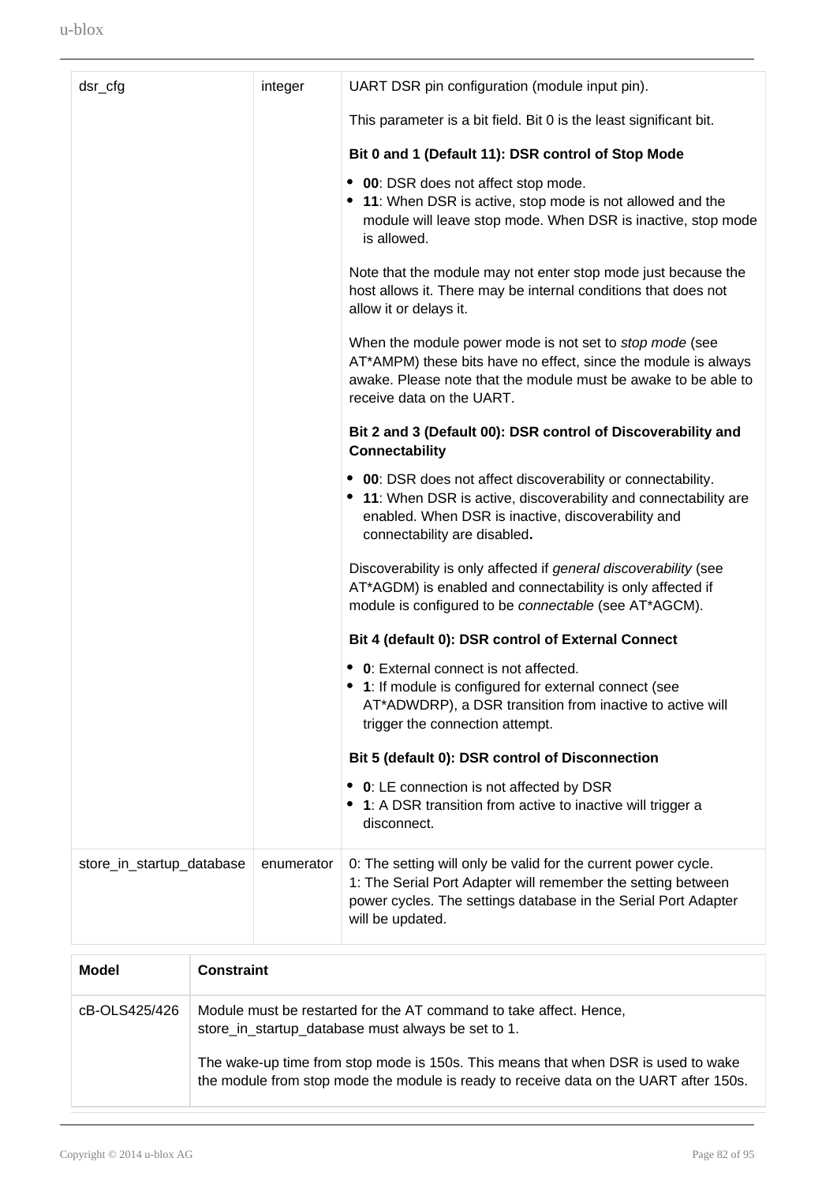| | | |
|---|---|---|
| dsr_cfg | integer | UART DSR pin configuration (module input pin).<br><br>This parameter is a bit field. Bit 0 is the least significant bit.<br><br>**Bit 0 and 1 (Default 11): DSR control of Stop Mode**<br><br>• **00**: DSR does not affect stop mode.<br>• **11**: When DSR is active, stop mode is not allowed and the module will leave stop mode. When DSR is inactive, stop mode is allowed.<br><br>Note that the module may not enter stop mode just because the host allows it. There may be internal conditions that does not allow it or delays it.<br><br>When the module power mode is not set to *stop mode* (see AT*AMPM) these bits have no effect, since the module is always awake. Please note that the module must be awake to be able to receive data on the UART.<br><br>**Bit 2 and 3 (Default 00): DSR control of Discoverability and Connectability**<br><br>• **00**: DSR does not affect discoverability or connectability.<br>• **11**: When DSR is active, discoverability and connectability are enabled. When DSR is inactive, discoverability and connectability are disabled**.**<br><br>Discoverability is only affected if *general discoverability* (see AT*AGDM) is enabled and connectability is only affected if module is configured to be *connectable* (see AT*AGCM).<br><br>**Bit 4 (default 0): DSR control of External Connect**<br><br>• **0**: External connect is not affected.<br>• **1**: If module is configured for external connect (see AT*ADWDRP), a DSR transition from inactive to active will trigger the connection attempt.<br><br>**Bit 5 (default 0): DSR control of Disconnection**<br><br>• **0**: LE connection is not affected by DSR<br>• **1**: A DSR transition from active to inactive will trigger a disconnect. |
| store_in_startup_database | enumerator | 0: The setting will only be valid for the current power cycle.<br>1: The Serial Port Adapter will remember the setting between power cycles. The settings database in the Serial Port Adapter will be updated. |

| Model | Constraint |
|---|---|
| cB-OLS425/426 | Module must be restarted for the AT command to take affect. Hence, store_in_startup_database must always be set to 1.<br><br>The wake-up time from stop mode is 150s. This means that when DSR is used to wake the module from stop mode the module is ready to receive data on the UART after 150s. |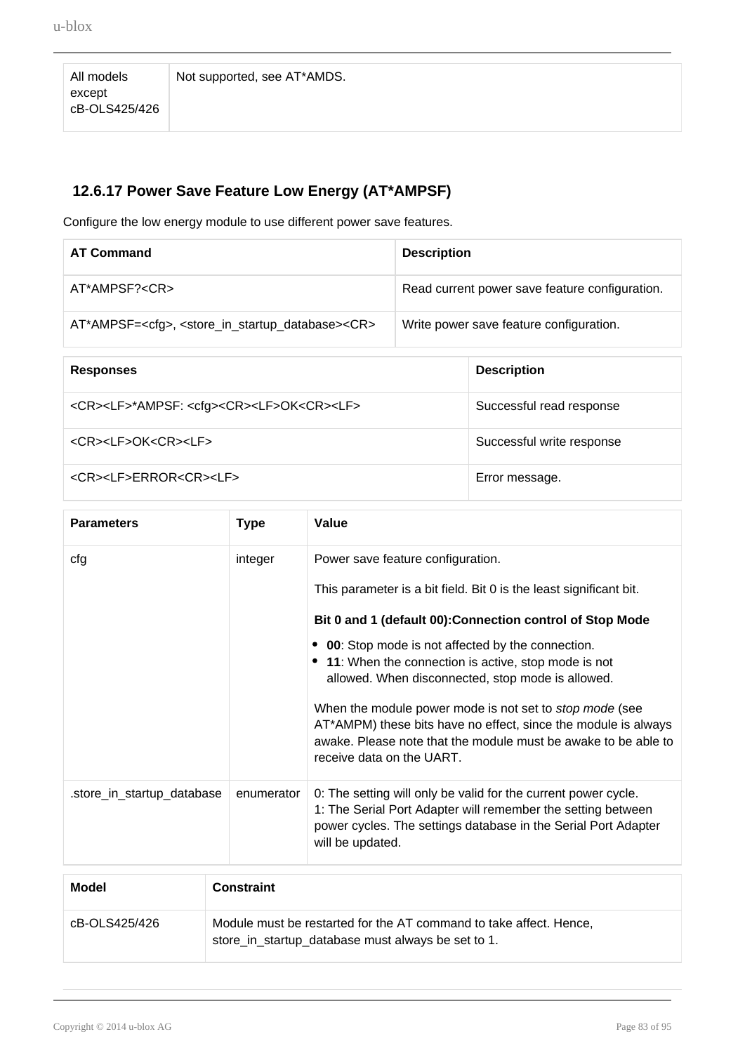| All models except cB-OLS425/426 | Not supported, see AT*AMDS. |
|---|---|

### 12.6.17 Power Save Feature Low Energy (AT*AMPSF)

Configure the low energy module to use different power save features.

| AT Command | Description |
|---|---|
| AT*AMPSF?<CR> | Read current power save feature configuration. |
| AT*AMPSF=<cfg>, <store_in_startup_database><CR> | Write power save feature configuration. |

| Responses | Description |
|---|---|
| <CR><LF>*AMPSF: <cfg><CR><LF>OK<CR><LF> | Successful read response |
| <CR><LF>OK<CR><LF> | Successful write response |
| <CR><LF>ERROR<CR><LF> | Error message. |

| Parameters | Type | Value |
|---|---|---|
| cfg | integer | Power save feature configuration.<br><br>This parameter is a bit field. Bit 0 is the least significant bit.<br><br>**Bit 0 and 1 (default 00):Connection control of Stop Mode**<br>• **00**: Stop mode is not affected by the connection.<br>• **11**: When the connection is active, stop mode is not allowed. When disconnected, stop mode is allowed.<br><br>When the module power mode is not set to *stop mode* (see AT*AMPM) these bits have no effect, since the module is always awake. Please note that the module must be awake to be able to receive data on the UART. |
| .store_in_startup_database | enumerator | 0: The setting will only be valid for the current power cycle.<br>1: The Serial Port Adapter will remember the setting between power cycles. The settings database in the Serial Port Adapter will be updated. |

| Model | Constraint |
|---|---|
| cB-OLS425/426 | Module must be restarted for the AT command to take affect. Hence, store_in_startup_database must always be set to 1. |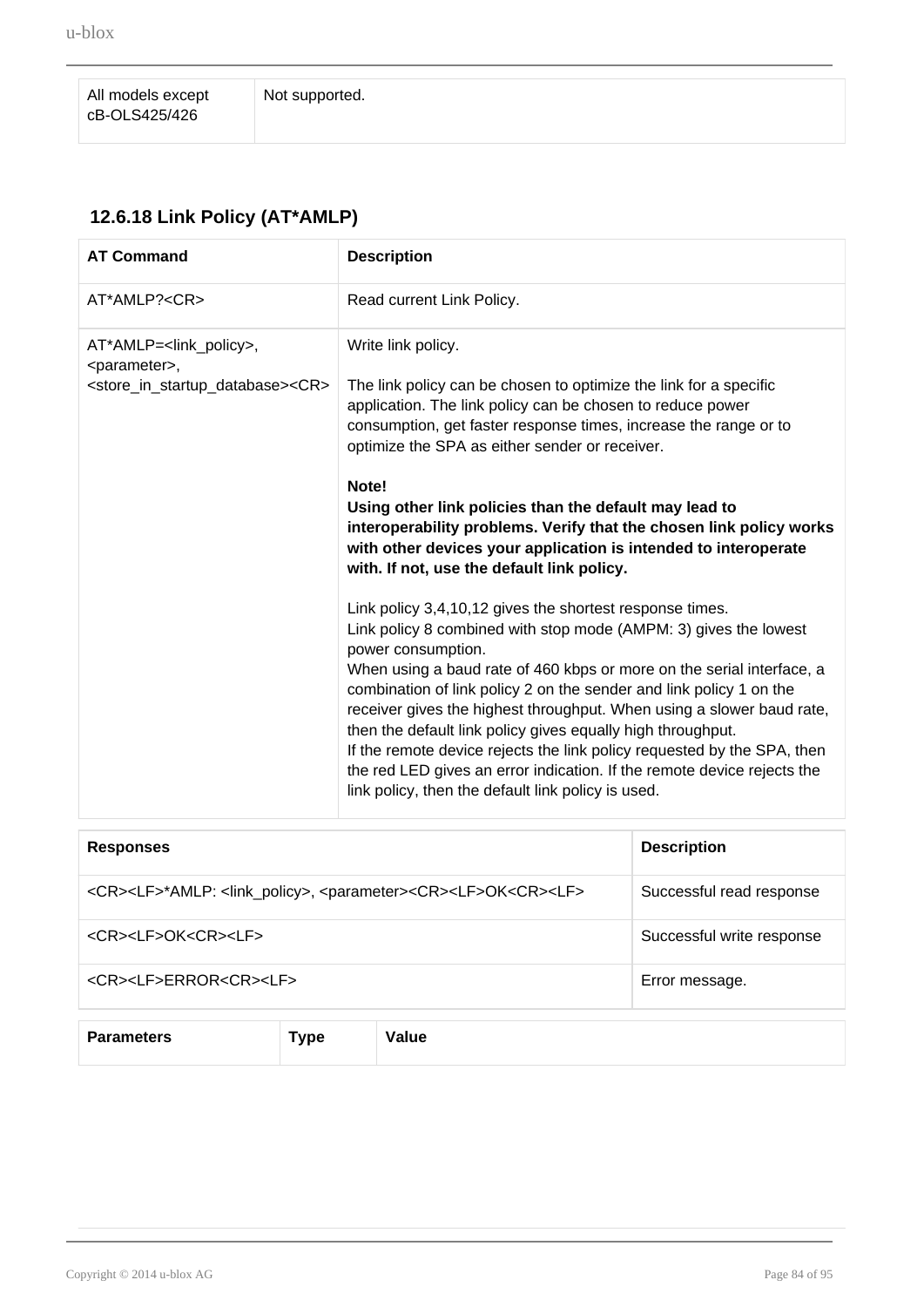| All models except cB-OLS425/426 | Not supported. |
|---|---|

### 12.6.18 Link Policy (AT*AMLP)

| AT Command | Description |
|---|---|
| AT*AMLP?<CR> | Read current Link Policy. |
| AT*AMLP=<link_policy>, <parameter>, <store_in_startup_database><CR> | Write link policy.<br><br>The link policy can be chosen to optimize the link for a specific application. The link policy can be chosen to reduce power consumption, get faster response times, increase the range or to optimize the SPA as either sender or receiver.<br><br>**Note!**<br>**Using other link policies than the default may lead to interoperability problems. Verify that the chosen link policy works with other devices your application is intended to interoperate with. If not, use the default link policy.**<br><br>Link policy 3,4,10,12 gives the shortest response times.<br>Link policy 8 combined with stop mode (AMPM: 3) gives the lowest power consumption.<br>When using a baud rate of 460 kbps or more on the serial interface, a combination of link policy 2 on the sender and link policy 1 on the receiver gives the highest throughput. When using a slower baud rate, then the default link policy gives equally high throughput.<br>If the remote device rejects the link policy requested by the SPA, then the red LED gives an error indication. If the remote device rejects the link policy, then the default link policy is used. |

| Responses | Description |
|---|---|
| <CR><LF>*AMLP: <link_policy>, <parameter><CR><LF>OK<CR><LF> | Successful read response |
| <CR><LF>OK<CR><LF> | Successful write response |
| <CR><LF>ERROR<CR><LF> | Error message. |

| Parameters | Type | Value |
|---|---|---|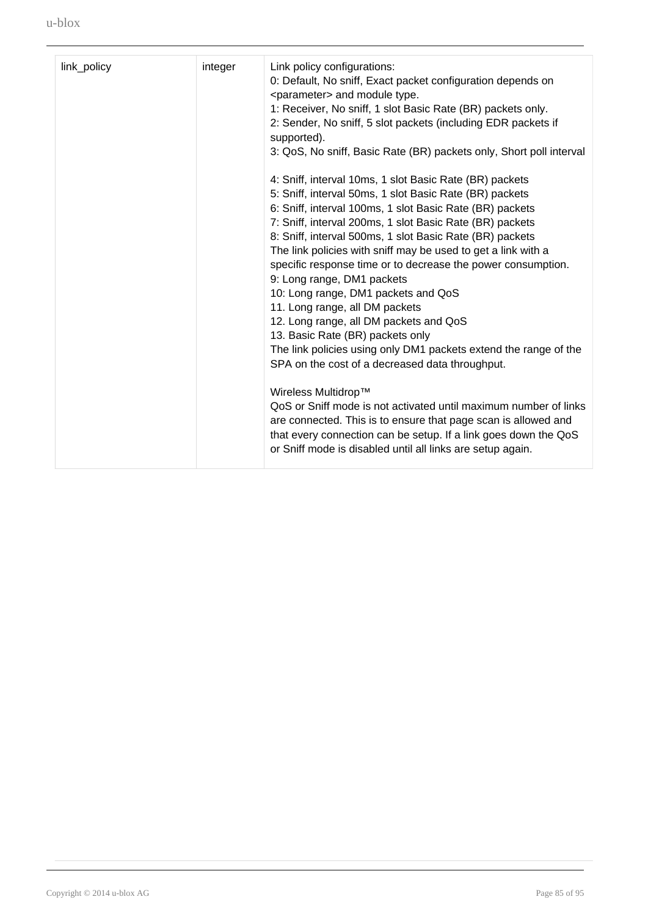| | | |
|---|---|---|
| link_policy | integer | Link policy configurations:<br>0: Default, No sniff, Exact packet configuration depends on <parameter> and module type.<br>1: Receiver, No sniff, 1 slot Basic Rate (BR) packets only.<br>2: Sender, No sniff, 5 slot packets (including EDR packets if supported).<br>3: QoS, No sniff, Basic Rate (BR) packets only, Short poll interval<br><br>4: Sniff, interval 10ms, 1 slot Basic Rate (BR) packets<br>5: Sniff, interval 50ms, 1 slot Basic Rate (BR) packets<br>6: Sniff, interval 100ms, 1 slot Basic Rate (BR) packets<br>7: Sniff, interval 200ms, 1 slot Basic Rate (BR) packets<br>8: Sniff, interval 500ms, 1 slot Basic Rate (BR) packets<br>The link policies with sniff may be used to get a link with a specific response time or to decrease the power consumption.<br>9: Long range, DM1 packets<br>10: Long range, DM1 packets and QoS<br>11. Long range, all DM packets<br>12. Long range, all DM packets and QoS<br>13. Basic Rate (BR) packets only<br>The link policies using only DM1 packets extend the range of the SPA on the cost of a decreased data throughput.<br><br>Wireless Multidrop™<br>QoS or Sniff mode is not activated until maximum number of links are connected. This is to ensure that page scan is allowed and that every connection can be setup. If a link goes down the QoS or Sniff mode is disabled until all links are setup again. |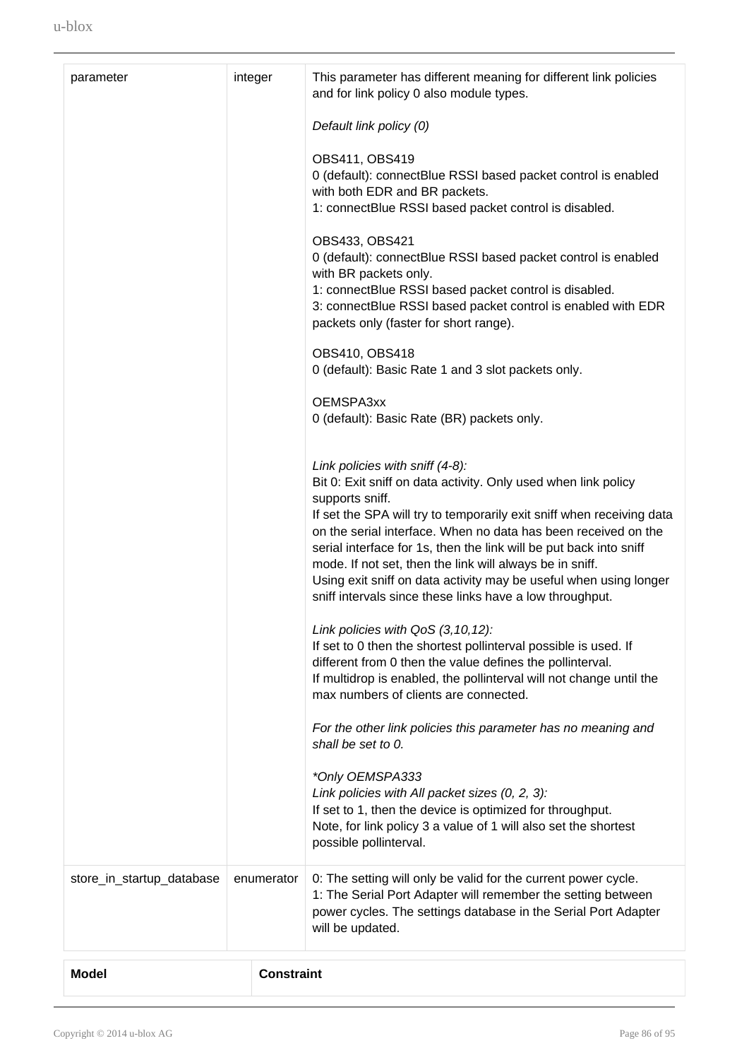| | | |
|---|---|---|
| parameter | integer | This parameter has different meaning for different link policies and for link policy 0 also module types.<br><br>*Default link policy (0)*<br><br>OBS411, OBS419<br>0 (default): connectBlue RSSI based packet control is enabled with both EDR and BR packets.<br>1: connectBlue RSSI based packet control is disabled.<br><br>OBS433, OBS421<br>0 (default): connectBlue RSSI based packet control is enabled with BR packets only.<br>1: connectBlue RSSI based packet control is disabled.<br>3: connectBlue RSSI based packet control is enabled with EDR packets only (faster for short range).<br><br>OBS410, OBS418<br>0 (default): Basic Rate 1 and 3 slot packets only.<br><br>OEMSPA3xx<br>0 (default): Basic Rate (BR) packets only.<br><br>*Link policies with sniff (4-8):*<br>Bit 0: Exit sniff on data activity. Only used when link policy supports sniff.<br>If set the SPA will try to temporarily exit sniff when receiving data on the serial interface. When no data has been received on the serial interface for 1s, then the link will be put back into sniff mode. If not set, then the link will always be in sniff.<br>Using exit sniff on data activity may be useful when using longer sniff intervals since these links have a low throughput.<br><br>*Link policies with QoS (3,10,12):*<br>If set to 0 then the shortest pollinterval possible is used. If different from 0 then the value defines the pollinterval.<br>If multidrop is enabled, the pollinterval will not change until the max numbers of clients are connected.<br><br>*For the other link policies this parameter has no meaning and shall be set to 0.*<br><br>*\*Only OEMSPA333*<br>*Link policies with All packet sizes (0, 2, 3):*<br>If set to 1, then the device is optimized for throughput.<br>Note, for link policy 3 a value of 1 will also set the shortest possible pollinterval. |
| store_in_startup_database | enumerator | 0: The setting will only be valid for the current power cycle.<br>1: The Serial Port Adapter will remember the setting between power cycles. The settings database in the Serial Port Adapter will be updated. |

| **Model** | **Constraint** |
|---|---|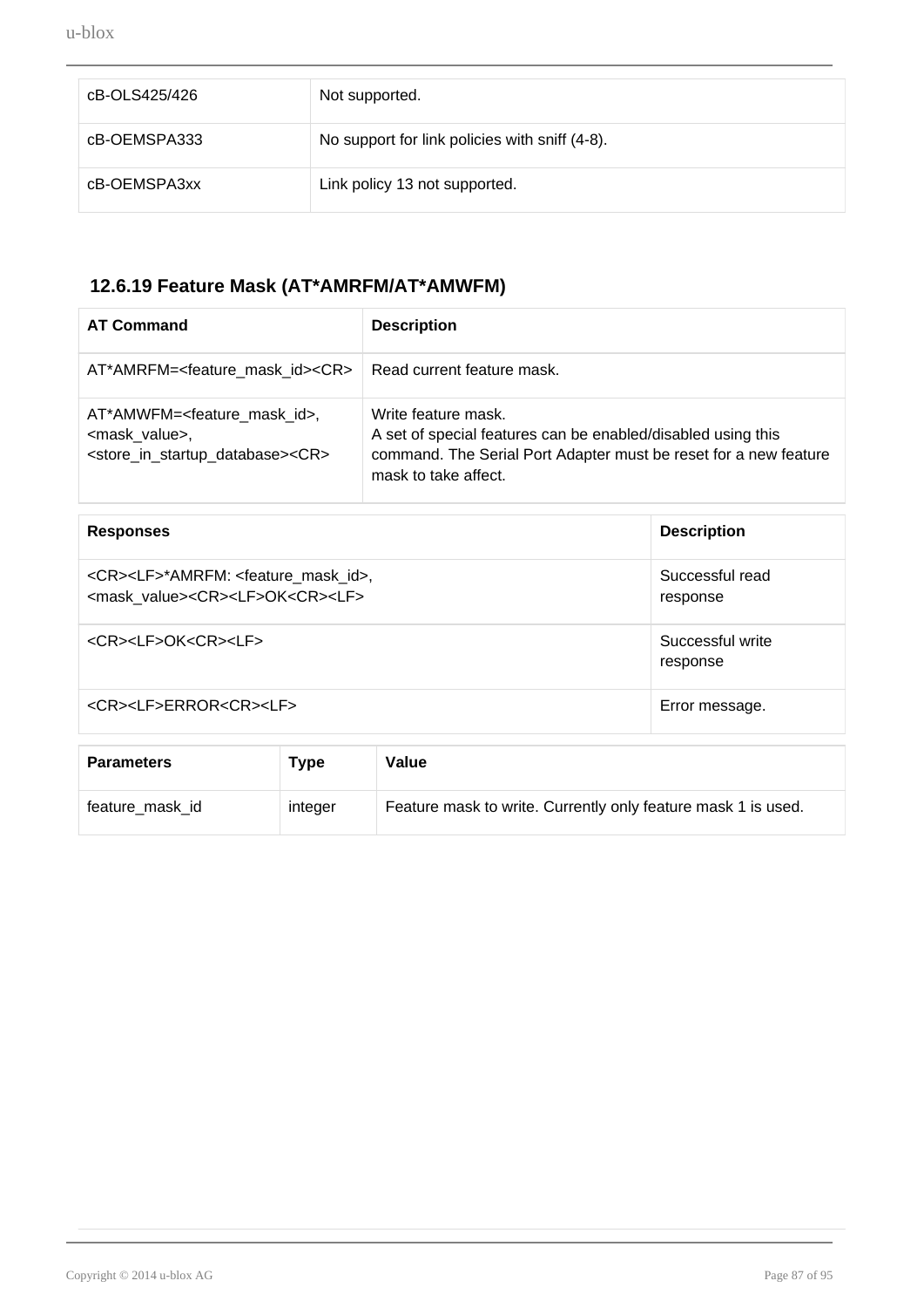| | |
|---|---|
| cB-OLS425/426 | Not supported. |
| cB-OEMSPA333 | No support for link policies with sniff (4-8). |
| cB-OEMSPA3xx | Link policy 13 not supported. |

### 12.6.19 Feature Mask (AT*AMRFM/AT*AMWFM)

| AT Command | Description |
|---|---|
| AT*AMRFM=<feature_mask_id><CR> | Read current feature mask. |
| AT*AMWFM=<feature_mask_id>, <mask_value>, <store_in_startup_database><CR> | Write feature mask.<br>A set of special features can be enabled/disabled using this command. The Serial Port Adapter must be reset for a new feature mask to take affect. |

| Responses | Description |
|---|---|
| <CR><LF>*AMRFM: <feature_mask_id>, <mask_value><CR><LF>OK<CR><LF> | Successful read response |
| <CR><LF>OK<CR><LF> | Successful write response |
| <CR><LF>ERROR<CR><LF> | Error message. |

| Parameters | Type | Value |
|---|---|---|
| feature_mask_id | integer | Feature mask to write. Currently only feature mask 1 is used. |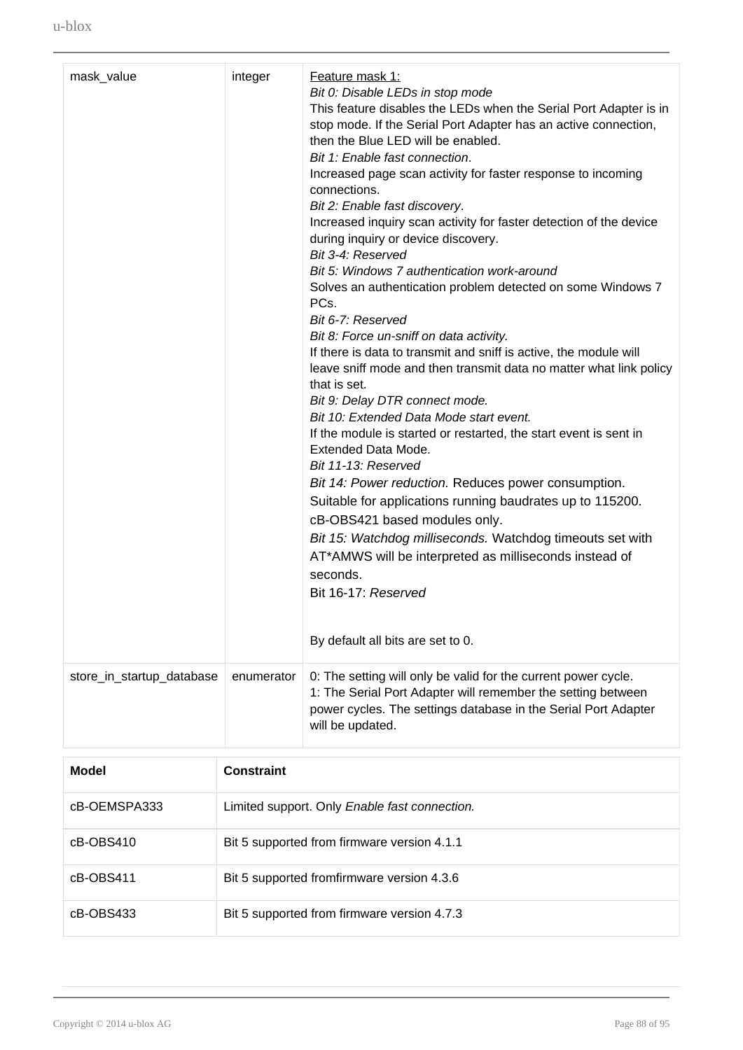| | | |
|---|---|---|
| mask_value | integer | Feature mask 1:<br>*Bit 0: Disable LEDs in stop mode*<br>This feature disables the LEDs when the Serial Port Adapter is in stop mode. If the Serial Port Adapter has an active connection, then the Blue LED will be enabled.<br>*Bit 1: Enable fast connection*.<br>Increased page scan activity for faster response to incoming connections.<br>*Bit 2: Enable fast discovery*.<br>Increased inquiry scan activity for faster detection of the device during inquiry or device discovery.<br>*Bit 3-4: Reserved*<br>*Bit 5: Windows 7 authentication work-around*<br>Solves an authentication problem detected on some Windows 7 PCs.<br>*Bit 6-7: Reserved*<br>*Bit 8: Force un-sniff on data activity.*<br>If there is data to transmit and sniff is active, the module will leave sniff mode and then transmit data no matter what link policy that is set.<br>*Bit 9: Delay DTR connect mode.*<br>*Bit 10: Extended Data Mode start event.*<br>If the module is started or restarted, the start event is sent in Extended Data Mode.<br>*Bit 11-13: Reserved*<br>*Bit 14: Power reduction.* Reduces power consumption. Suitable for applications running baudrates up to 115200. cB-OBS421 based modules only.<br>*Bit 15: Watchdog milliseconds.* Watchdog timeouts set with AT*AMWS will be interpreted as milliseconds instead of seconds.<br>Bit 16-17: *Reserved*<br><br>By default all bits are set to 0. |
| store_in_startup_database | enumerator | 0: The setting will only be valid for the current power cycle.<br>1: The Serial Port Adapter will remember the setting between power cycles. The settings database in the Serial Port Adapter will be updated. |

| Model | Constraint |
|---|---|
| cB-OEMSPA333 | Limited support. Only *Enable fast connection.* |
| cB-OBS410 | Bit 5 supported from firmware version 4.1.1 |
| cB-OBS411 | Bit 5 supported fromfirmware version 4.3.6 |
| cB-OBS433 | Bit 5 supported from firmware version 4.7.3 |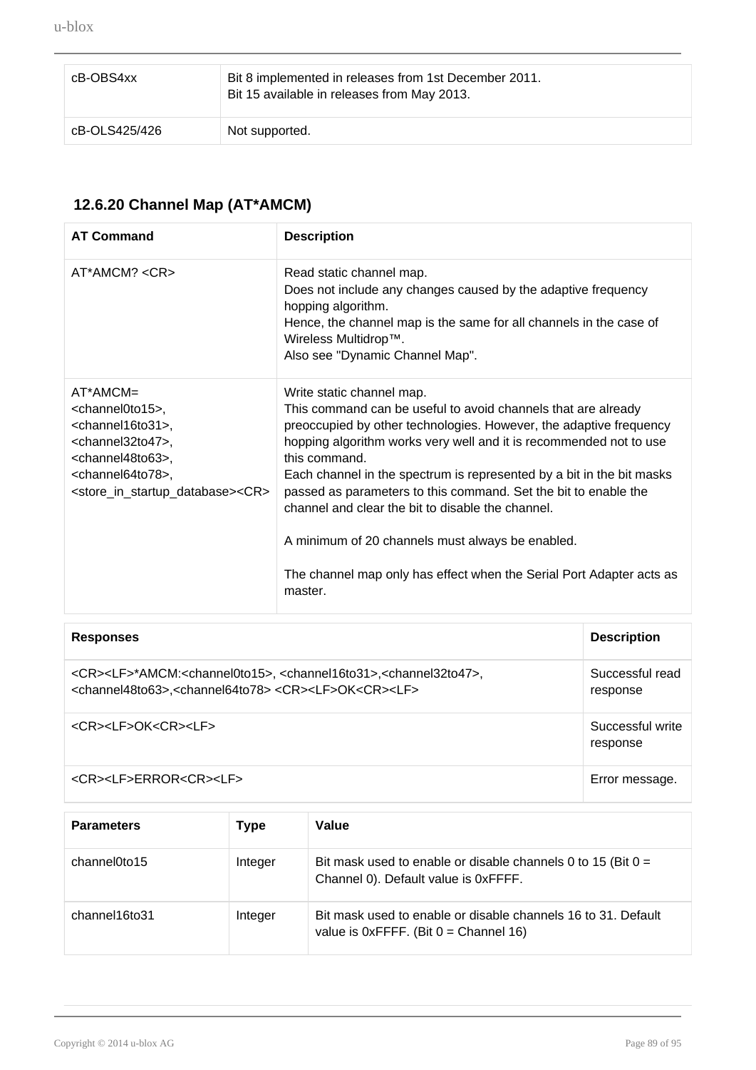| cB-OBS4xx | Bit 8 implemented in releases from 1st December 2011.<br>Bit 15 available in releases from May 2013. |
|---|---|
| cB-OLS425/426 | Not supported. |

### 12.6.20 Channel Map (AT*AMCM)

| AT Command | Description |
|---|---|
| AT*AMCM? &lt;CR&gt; | Read static channel map.<br>Does not include any changes caused by the adaptive frequency hopping algorithm.<br>Hence, the channel map is the same for all channels in the case of Wireless Multidrop™.<br>Also see "Dynamic Channel Map". |
| AT*AMCM=<br>&lt;channel0to15&gt;,<br>&lt;channel16to31&gt;,<br>&lt;channel32to47&gt;,<br>&lt;channel48to63&gt;,<br>&lt;channel64to78&gt;,<br>&lt;store_in_startup_database&gt;&lt;CR&gt; | Write static channel map.<br>This command can be useful to avoid channels that are already preoccupied by other technologies. However, the adaptive frequency hopping algorithm works very well and it is recommended not to use this command.<br>Each channel in the spectrum is represented by a bit in the bit masks passed as parameters to this command. Set the bit to enable the channel and clear the bit to disable the channel.<br><br>A minimum of 20 channels must always be enabled.<br><br>The channel map only has effect when the Serial Port Adapter acts as master. |

| Responses | Description |
|---|---|
| &lt;CR&gt;&lt;LF&gt;*AMCM:&lt;channel0to15&gt;, &lt;channel16to31&gt;,&lt;channel32to47&gt;,<br>&lt;channel48to63&gt;,&lt;channel64to78&gt; &lt;CR&gt;&lt;LF&gt;OK&lt;CR&gt;&lt;LF&gt; | Successful read response |
| &lt;CR&gt;&lt;LF&gt;OK&lt;CR&gt;&lt;LF&gt; | Successful write response |
| &lt;CR&gt;&lt;LF&gt;ERROR&lt;CR&gt;&lt;LF&gt; | Error message. |

| Parameters | Type | Value |
|---|---|---|
| channel0to15 | Integer | Bit mask used to enable or disable channels 0 to 15 (Bit 0 = Channel 0). Default value is 0xFFFF. |
| channel16to31 | Integer | Bit mask used to enable or disable channels 16 to 31. Default value is 0xFFFF. (Bit 0 = Channel 16) |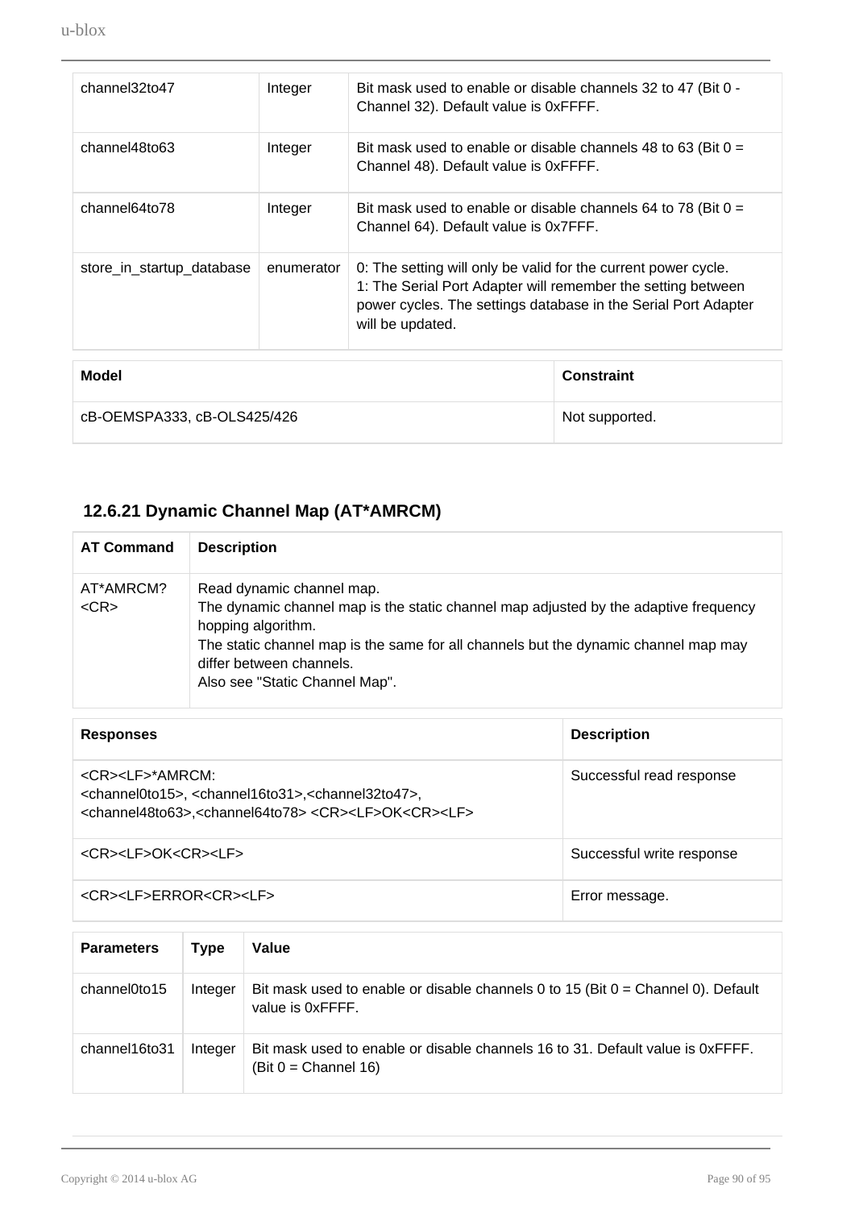| | | |
|---|---|---|
| channel32to47 | Integer | Bit mask used to enable or disable channels 32 to 47 (Bit 0 - Channel 32). Default value is 0xFFFF. |
| channel48to63 | Integer | Bit mask used to enable or disable channels 48 to 63 (Bit 0 = Channel 48). Default value is 0xFFFF. |
| channel64to78 | Integer | Bit mask used to enable or disable channels 64 to 78 (Bit 0 = Channel 64). Default value is 0x7FFF. |
| store_in_startup_database | enumerator | 0: The setting will only be valid for the current power cycle.<br>1: The Serial Port Adapter will remember the setting between power cycles. The settings database in the Serial Port Adapter will be updated. |

| Model | Constraint |
|---|---|
| cB-OEMSPA333, cB-OLS425/426 | Not supported. |

### 12.6.21 Dynamic Channel Map (AT*AMRCM)

| AT Command | Description |
|---|---|
| AT*AMRCM?<CR> | Read dynamic channel map.<br>The dynamic channel map is the static channel map adjusted by the adaptive frequency hopping algorithm.<br>The static channel map is the same for all channels but the dynamic channel map may differ between channels.<br>Also see "Static Channel Map". |

| Responses | Description |
|---|---|
| <CR><LF>*AMRCM: <channel0to15>, <channel16to31>,<channel32to47>, <channel48to63>,<channel64to78> <CR><LF>OK<CR><LF> | Successful read response |
| <CR><LF>OK<CR><LF> | Successful write response |
| <CR><LF>ERROR<CR><LF> | Error message. |

| Parameters | Type | Value |
|---|---|---|
| channel0to15 | Integer | Bit mask used to enable or disable channels 0 to 15 (Bit 0 = Channel 0). Default value is 0xFFFF. |
| channel16to31 | Integer | Bit mask used to enable or disable channels 16 to 31. Default value is 0xFFFF. (Bit 0 = Channel 16) |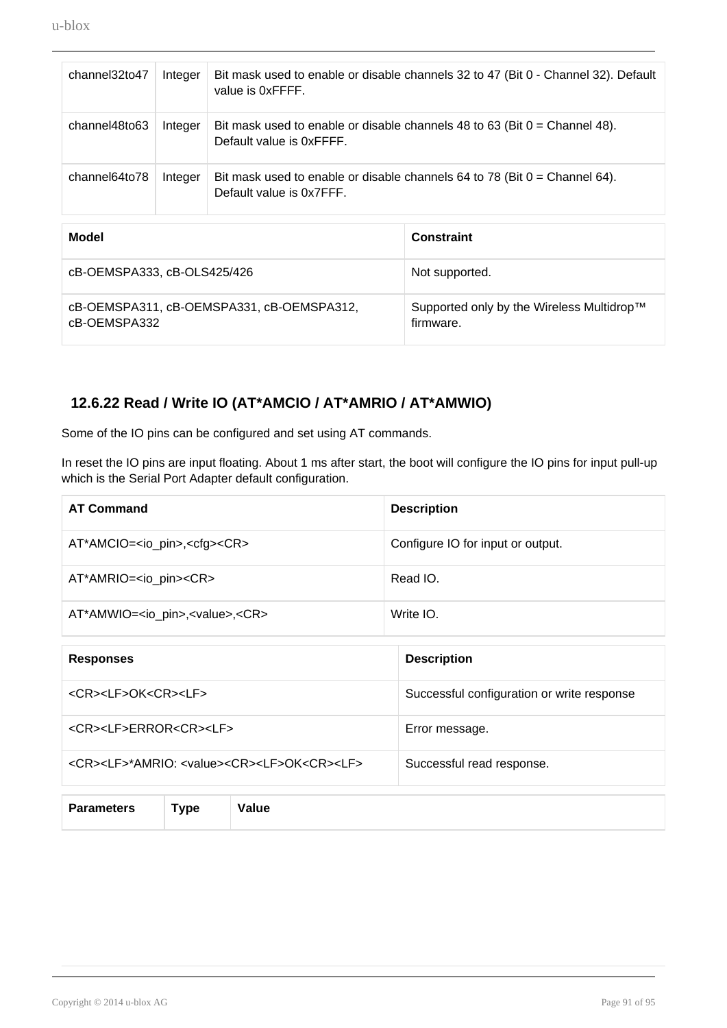| channel32to47 | Integer | Bit mask used to enable or disable channels 32 to 47 (Bit 0 - Channel 32). Default value is 0xFFFF. |
|---|---|---|
| channel48to63 | Integer | Bit mask used to enable or disable channels 48 to 63 (Bit 0 = Channel 48). Default value is 0xFFFF. |
| channel64to78 | Integer | Bit mask used to enable or disable channels 64 to 78 (Bit 0 = Channel 64). Default value is 0x7FFF. |

| Model | Constraint |
|---|---|
| cB-OEMSPA333, cB-OLS425/426 | Not supported. |
| cB-OEMSPA311, cB-OEMSPA331, cB-OEMSPA312, cB-OEMSPA332 | Supported only by the Wireless Multidrop™ firmware. |

### 12.6.22 Read / Write IO (AT*AMCIO / AT*AMRIO / AT*AMWIO)

Some of the IO pins can be configured and set using AT commands.

In reset the IO pins are input floating. About 1 ms after start, the boot will configure the IO pins for input pull-up which is the Serial Port Adapter default configuration.

| AT Command | Description |
|---|---|
| AT*AMCIO=<io_pin>,<cfg><CR> | Configure IO for input or output. |
| AT*AMRIO=<io_pin><CR> | Read IO. |
| AT*AMWIO=<io_pin>,<value>,<CR> | Write IO. |

| Responses | Description |
|---|---|
| <CR><LF>OK<CR><LF> | Successful configuration or write response |
| <CR><LF>ERROR<CR><LF> | Error message. |
| <CR><LF>*AMRIO: <value><CR><LF>OK<CR><LF> | Successful read response. |

| Parameters | Type | Value |
|---|---|---|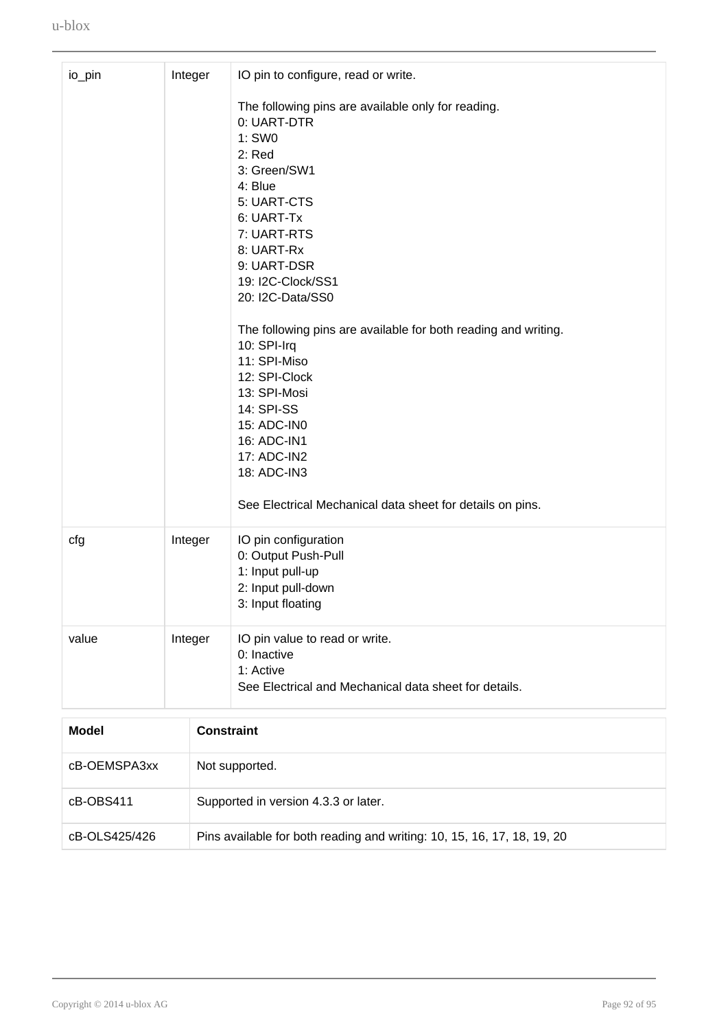| | | |
|---|---|---|
| io_pin | Integer | IO pin to configure, read or write.<br><br>The following pins are available only for reading.<br>0: UART-DTR<br>1: SW0<br>2: Red<br>3: Green/SW1<br>4: Blue<br>5: UART-CTS<br>6: UART-Tx<br>7: UART-RTS<br>8: UART-Rx<br>9: UART-DSR<br>19: I2C-Clock/SS1<br>20: I2C-Data/SS0<br><br>The following pins are available for both reading and writing.<br>10: SPI-Irq<br>11: SPI-Miso<br>12: SPI-Clock<br>13: SPI-Mosi<br>14: SPI-SS<br>15: ADC-IN0<br>16: ADC-IN1<br>17: ADC-IN2<br>18: ADC-IN3<br><br>See Electrical Mechanical data sheet for details on pins. |
| cfg | Integer | IO pin configuration<br>0: Output Push-Pull<br>1: Input pull-up<br>2: Input pull-down<br>3: Input floating |
| value | Integer | IO pin value to read or write.<br>0: Inactive<br>1: Active<br>See Electrical and Mechanical data sheet for details. |

| Model | Constraint |
|---|---|
| cB-OEMSPA3xx | Not supported. |
| cB-OBS411 | Supported in version 4.3.3 or later. |
| cB-OLS425/426 | Pins available for both reading and writing: 10, 15, 16, 17, 18, 19, 20 |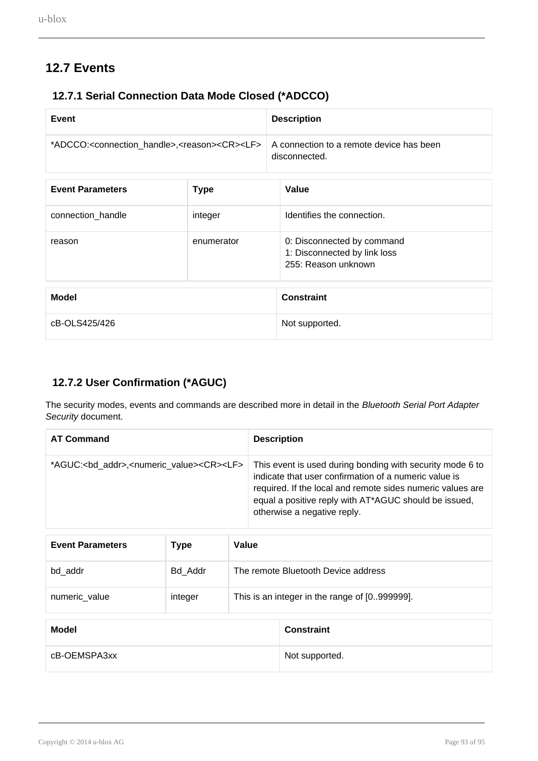## 12.7 Events

### 12.7.1 Serial Connection Data Mode Closed (*ADCCO)

| Event | Description |
| --- | --- |
| *ADCCO:<connection_handle>,<reason><CR><LF> | A connection to a remote device has been disconnected. |

| Event Parameters | Type | Value |
| --- | --- | --- |
| connection_handle | integer | Identifies the connection. |
| reason | enumerator | 0: Disconnected by command<br>1: Disconnected by link loss<br>255: Reason unknown |

| Model | Constraint |
| --- | --- |
| cB-OLS425/426 | Not supported. |

### 12.7.2 User Confirmation (*AGUC)

The security modes, events and commands are described more in detail in the *Bluetooth Serial Port Adapter Security* document.

| AT Command | Description |
| --- | --- |
| *AGUC:<bd_addr>,<numeric_value><CR><LF> | This event is used during bonding with security mode 6 to indicate that user confirmation of a numeric value is required. If the local and remote sides numeric values are equal a positive reply with AT*AGUC should be issued, otherwise a negative reply. |

| Event Parameters | Type | Value |
| --- | --- | --- |
| bd_addr | Bd_Addr | The remote Bluetooth Device address |
| numeric_value | integer | This is an integer in the range of [0..999999]. |

| Model | Constraint |
| --- | --- |
| cB-OEMSPA3xx | Not supported. |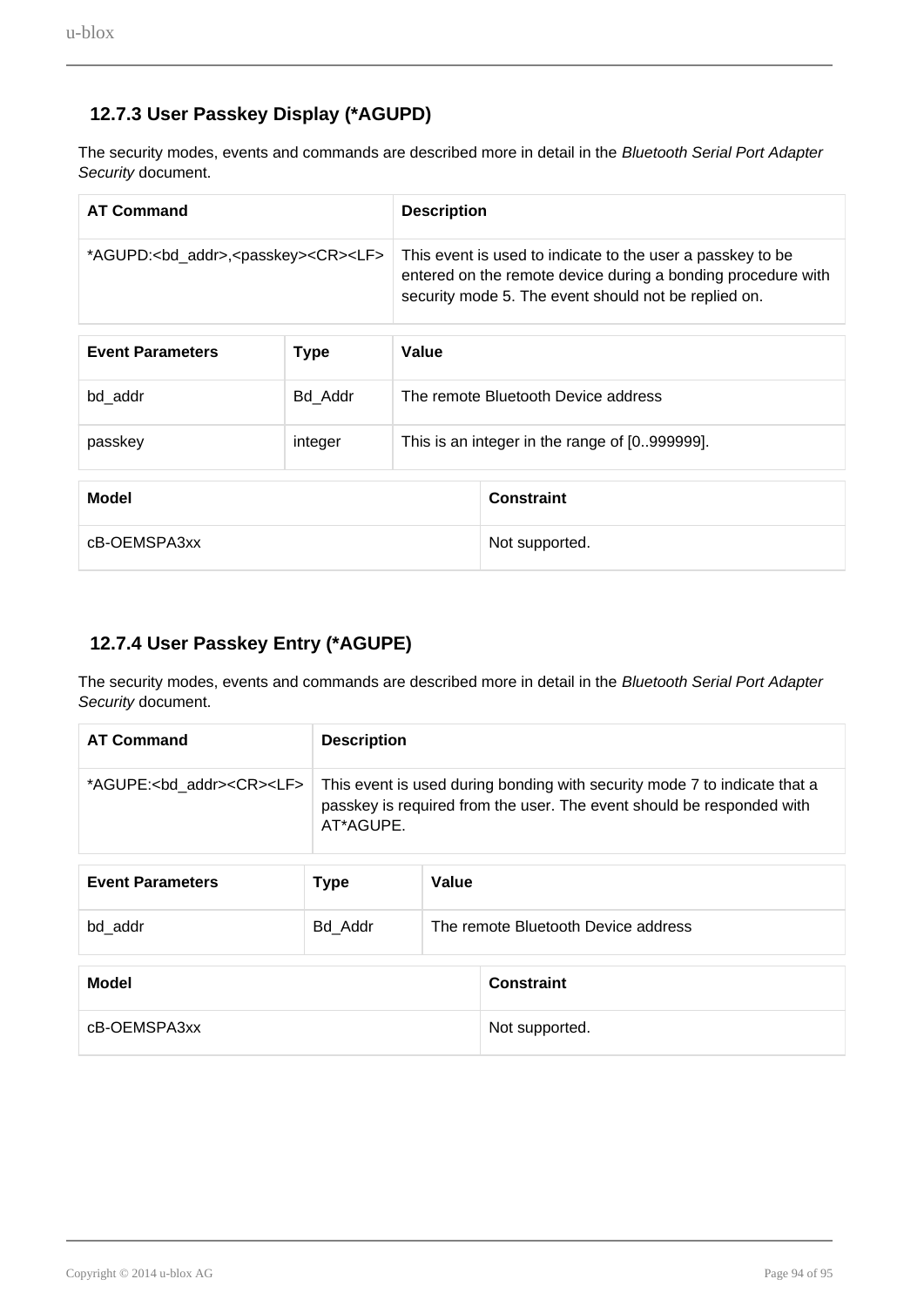### 12.7.3 User Passkey Display (*AGUPD)

The security modes, events and commands are described more in detail in the *Bluetooth Serial Port Adapter Security* document.

| AT Command | Description |
| --- | --- |
| *AGUPD:<bd_addr>,<passkey><CR><LF> | This event is used to indicate to the user a passkey to be entered on the remote device during a bonding procedure with security mode 5. The event should not be replied on. |

| Event Parameters | Type | Value |
| --- | --- | --- |
| bd_addr | Bd_Addr | The remote Bluetooth Device address |
| passkey | integer | This is an integer in the range of [0..999999]. |

| Model | Constraint |
| --- | --- |
| cB-OEMSPA3xx | Not supported. |

### 12.7.4 User Passkey Entry (*AGUPE)

The security modes, events and commands are described more in detail in the *Bluetooth Serial Port Adapter Security* document.

| AT Command | Description |
| --- | --- |
| *AGUPE:<bd_addr><CR><LF> | This event is used during bonding with security mode 7 to indicate that a passkey is required from the user. The event should be responded with AT*AGUPE. |

| Event Parameters | Type | Value |
| --- | --- | --- |
| bd_addr | Bd_Addr | The remote Bluetooth Device address |

| Model | Constraint |
| --- | --- |
| cB-OEMSPA3xx | Not supported. |